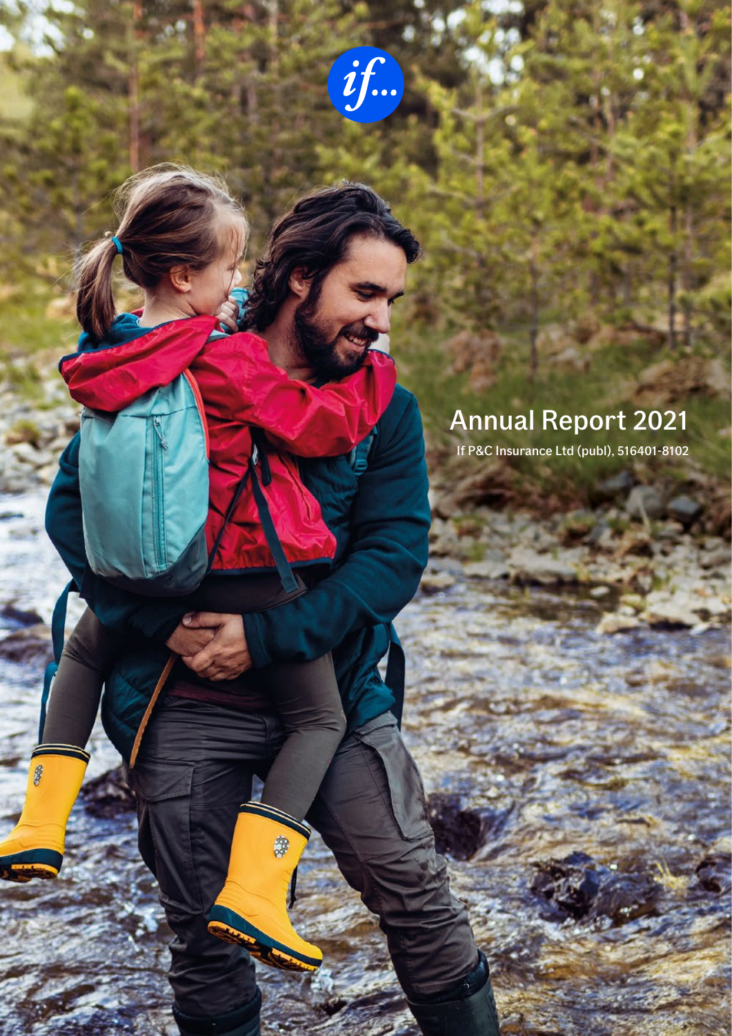if...

# Annual Report 2021

If P&C Insurance Ltd (publ), 516401-8102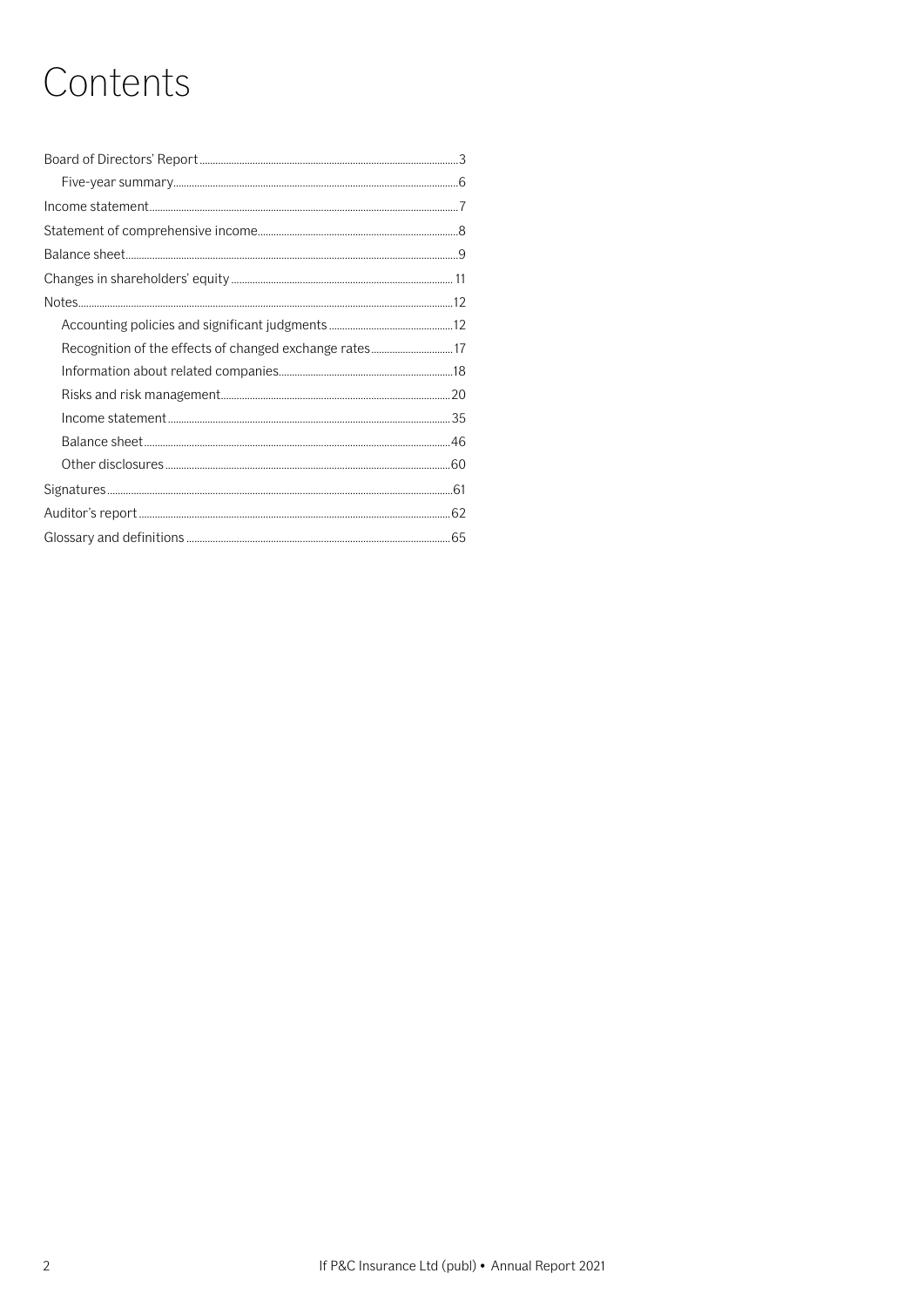# Contents

- Board of Directors' Report ... 3
  - Five-year summary ... 6
- Income statement ... 7
- Statement of comprehensive income ... 8
- Balance sheet ... 9
- Changes in shareholders' equity ... 11
- Notes ... 12
  - Accounting policies and significant judgments ... 12
  - Recognition of the effects of changed exchange rates ... 17
  - Information about related companies ... 18
  - Risks and risk management ... 20
  - Income statement ... 35
  - Balance sheet ... 46
  - Other disclosures ... 60
- Signatures ... 61
- Auditor's report ... 62
- Glossary and definitions ... 65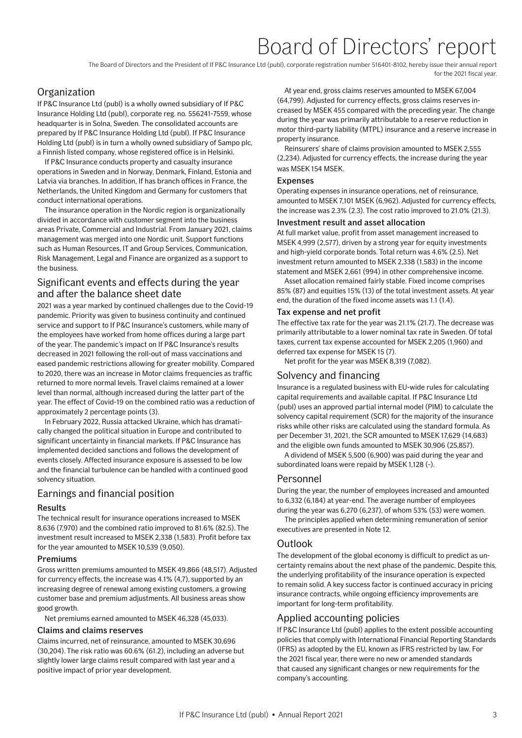# Board of Directors' report

The Board of Directors and the President of If P&C Insurance Ltd (publ), corporate registration number 516401-8102, hereby issue their annual report for the 2021 fiscal year.

## Organization

If P&C Insurance Ltd (publ) is a wholly owned subsidiary of If P&C Insurance Holding Ltd (publ), corporate reg. no. 556241-7559, whose headquarter is in Solna, Sweden. The consolidated accounts are prepared by If P&C Insurance Holding Ltd (publ). If P&C Insurance Holding Ltd (publ) is in turn a wholly owned subsidiary of Sampo plc, a Finnish listed company, whose registered office is in Helsinki.

If P&C Insurance conducts property and casualty insurance operations in Sweden and in Norway, Denmark, Finland, Estonia and Latvia via branches. In addition, If has branch offices in France, the Netherlands, the United Kingdom and Germany for customers that conduct international operations.

The insurance operation in the Nordic region is organizationally divided in accordance with customer segment into the business areas Private, Commercial and Industrial. From January 2021, claims management was merged into one Nordic unit. Support functions such as Human Resources, IT and Group Services, Communication, Risk Management, Legal and Finance are organized as a support to the business.

## Significant events and effects during the year and after the balance sheet date

2021 was a year marked by continued challenges due to the Covid-19 pandemic. Priority was given to business continuity and continued service and support to If P&C Insurance's customers, while many of the employees have worked from home offices during a large part of the year. The pandemic's impact on If P&C Insurance's results decreased in 2021 following the roll-out of mass vaccinations and eased pandemic restrictions allowing for greater mobility. Compared to 2020, there was an increase in Motor claims frequencies as traffic returned to more normal levels. Travel claims remained at a lower level than normal, although increased during the latter part of the year. The effect of Covid-19 on the combined ratio was a reduction of approximately 2 percentage points (3).

In February 2022, Russia attacked Ukraine, which has dramatically changed the political situation in Europe and contributed to significant uncertainty in financial markets. If P&C Insurance has implemented decided sanctions and follows the development of events closely. Affected insurance exposure is assessed to be low and the financial turbulence can be handled with a continued good solvency situation.

## Earnings and financial position

### Results

The technical result for insurance operations increased to MSEK 8,636 (7,970) and the combined ratio improved to 81.6% (82.5). The investment result increased to MSEK 2,338 (1,583). Profit before tax for the year amounted to MSEK 10,539 (9,050).

### Premiums

Gross written premiums amounted to MSEK 49,866 (48,517). Adjusted for currency effects, the increase was 4.1% (4,7), supported by an increasing degree of renewal among existing customers, a growing customer base and premium adjustments. All business areas show good growth.

Net premiums earned amounted to MSEK 46,328 (45,033).

### Claims and claims reserves

Claims incurred, net of reinsurance, amounted to MSEK 30,696 (30,204). The risk ratio was 60.6% (61.2), including an adverse but slightly lower large claims result compared with last year and a positive impact of prior year development.

At year end, gross claims reserves amounted to MSEK 67,004 (64,799). Adjusted for currency effects, gross claims reserves increased by MSEK 455 compared with the preceding year. The change during the year was primarily attributable to a reserve reduction in motor third-party liability (MTPL) insurance and a reserve increase in property insurance.

Reinsurers' share of claims provision amounted to MSEK 2,555 (2,234). Adjusted for currency effects, the increase during the year was MSEK 154 MSEK.

### Expenses

Operating expenses in insurance operations, net of reinsurance, amounted to MSEK 7,101 MSEK (6,962). Adjusted for currency effects, the increase was 2.3% (2.3). The cost ratio improved to 21.0% (21.3).

### Investment result and asset allocation

At full market value, profit from asset management increased to MSEK 4,999 (2,577), driven by a strong year for equity investments and high-yield corporate bonds. Total return was 4.6% (2.5). Net investment return amounted to MSEK 2,338 (1,583) in the income statement and MSEK 2,661 (994) in other comprehensive income.

Asset allocation remained fairly stable. Fixed income comprises 85% (87) and equities 15% (13) of the total investment assets. At year end, the duration of the fixed income assets was 1.1 (1.4).

### Tax expense and net profit

The effective tax rate for the year was 21.1% (21.7). The decrease was primarily attributable to a lower nominal tax rate in Sweden. Of total taxes, current tax expense accounted for MSEK 2,205 (1,960) and deferred tax expense for MSEK 15 (7).

Net profit for the year was MSEK 8,319 (7,082).

## Solvency and financing

Insurance is a regulated business with EU-wide rules for calculating capital requirements and available capital. If P&C Insurance Ltd (publ) uses an approved partial internal model (PIM) to calculate the solvency capital requirement (SCR) for the majority of the insurance risks while other risks are calculated using the standard formula. As per December 31, 2021, the SCR amounted to MSEK 17,629 (14,683) and the eligible own funds amounted to MSEK 30,906 (25,857).

A dividend of MSEK 5,500 (6,900) was paid during the year and subordinated loans were repaid by MSEK 1,128 (-).

## Personnel

During the year, the number of employees increased and amounted to 6,332 (6,184) at year-end. The average number of employees during the year was 6,270 (6,237), of whom 53% (53) were women.

The principles applied when determining remuneration of senior executives are presented in Note 12.

## Outlook

The development of the global economy is difficult to predict as uncertainty remains about the next phase of the pandemic. Despite this, the underlying profitability of the insurance operation is expected to remain solid. A key success factor is continued accuracy in pricing insurance contracts, while ongoing efficiency improvements are important for long-term profitability.

## Applied accounting policies

If P&C Insurance Ltd (publ) applies to the extent possible accounting policies that comply with International Financial Reporting Standards (IFRS) as adopted by the EU, known as IFRS restricted by law. For the 2021 fiscal year, there were no new or amended standards that caused any significant changes or new requirements for the company's accounting.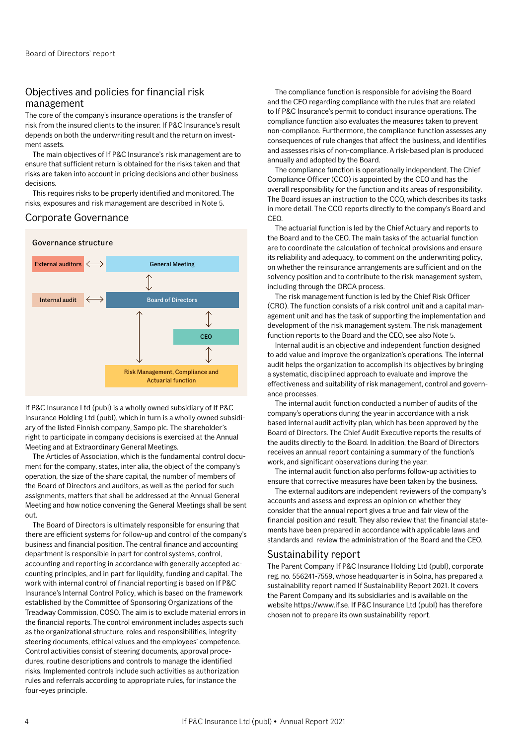## Objectives and policies for financial risk management

The core of the company's insurance operations is the transfer of risk from the insured clients to the insurer. If P&C Insurance's result depends on both the underwriting result and the return on investment assets.

The main objectives of If P&C Insurance's risk management are to ensure that sufficient return is obtained for the risks taken and that risks are taken into account in pricing decisions and other business decisions.

This requires risks to be properly identified and monitored. The risks, exposures and risk management are described in Note 5.

## Corporate Governance

**Governance structure**

- External auditors ⟷ General Meeting
- General Meeting ↕ Board of Directors
- Internal audit ⟷ Board of Directors
- Board of Directors ↕ CEO
- CEO ↕ Risk Management, Compliance and Actuarial function
- Board of Directors ↕ Risk Management, Compliance and Actuarial function

If P&C Insurance Ltd (publ) is a wholly owned subsidiary of If P&C Insurance Holding Ltd (publ), which in turn is a wholly owned subsidiary of the listed Finnish company, Sampo plc. The shareholder's right to participate in company decisions is exercised at the Annual Meeting and at Extraordinary General Meetings.

The Articles of Association, which is the fundamental control document for the company, states, inter alia, the object of the company's operation, the size of the share capital, the number of members of the Board of Directors and auditors, as well as the period for such assignments, matters that shall be addressed at the Annual General Meeting and how notice convening the General Meetings shall be sent out.

The Board of Directors is ultimately responsible for ensuring that there are efficient systems for follow-up and control of the company's business and financial position. The central finance and accounting department is responsible in part for control systems, control, accounting and reporting in accordance with generally accepted accounting principles, and in part for liquidity, funding and capital. The work with internal control of financial reporting is based on If P&C Insurance's Internal Control Policy, which is based on the framework established by the Committee of Sponsoring Organizations of the Treadway Commission, COSO. The aim is to exclude material errors in the financial reports. The control environment includes aspects such as the organizational structure, roles and responsibilities, integrity-steering documents, ethical values and the employees' competence. Control activities consist of steering documents, approval procedures, routine descriptions and controls to manage the identified risks. Implemented controls include such activities as authorization rules and referrals according to appropriate rules, for instance the four-eyes principle.

The compliance function is responsible for advising the Board and the CEO regarding compliance with the rules that are related to If P&C Insurance's permit to conduct insurance operations. The compliance function also evaluates the measures taken to prevent non-compliance. Furthermore, the compliance function assesses any consequences of rule changes that affect the business, and identifies and assesses risks of non-compliance. A risk-based plan is produced annually and adopted by the Board.

The compliance function is operationally independent. The Chief Compliance Officer (CCO) is appointed by the CEO and has the overall responsibility for the function and its areas of responsibility. The Board issues an instruction to the CCO, which describes its tasks in more detail. The CCO reports directly to the company's Board and CEO.

The actuarial function is led by the Chief Actuary and reports to the Board and to the CEO. The main tasks of the actuarial function are to coordinate the calculation of technical provisions and ensure its reliability and adequacy, to comment on the underwriting policy, on whether the reinsurance arrangements are sufficient and on the solvency position and to contribute to the risk management system, including through the ORCA process.

The risk management function is led by the Chief Risk Officer (CRO). The function consists of a risk control unit and a capital management unit and has the task of supporting the implementation and development of the risk management system. The risk management function reports to the Board and the CEO, see also Note 5.

Internal audit is an objective and independent function designed to add value and improve the organization's operations. The internal audit helps the organization to accomplish its objectives by bringing a systematic, disciplined approach to evaluate and improve the effectiveness and suitability of risk management, control and governance processes.

The internal audit function conducted a number of audits of the company's operations during the year in accordance with a risk based internal audit activity plan, which has been approved by the Board of Directors. The Chief Audit Executive reports the results of the audits directly to the Board. In addition, the Board of Directors receives an annual report containing a summary of the function's work, and significant observations during the year.

The internal audit function also performs follow-up activities to ensure that corrective measures have been taken by the business.

The external auditors are independent reviewers of the company's accounts and assess and express an opinion on whether they consider that the annual report gives a true and fair view of the financial position and result. They also review that the financial statements have been prepared in accordance with applicable laws and standards and review the administration of the Board and the CEO.

## Sustainability report

The Parent Company If P&C Insurance Holding Ltd (publ), corporate reg. no. 556241-7559, whose headquarter is in Solna, has prepared a sustainability report named If Sustainability Report 2021. It covers the Parent Company and its subsidiaries and is available on the website https://www.if.se. If P&C Insurance Ltd (publ) has therefore chosen not to prepare its own sustainability report.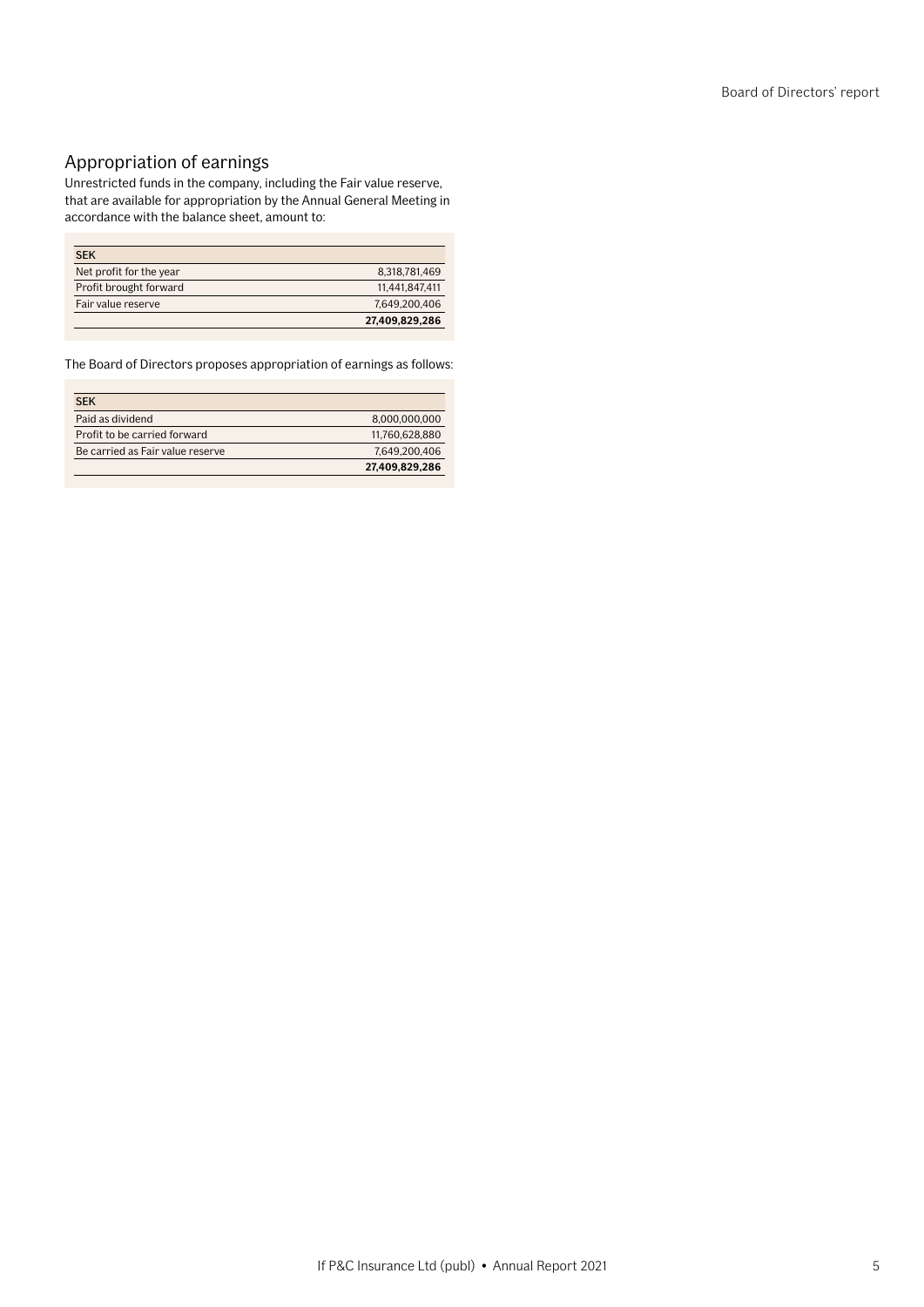## Appropriation of earnings

Unrestricted funds in the company, including the Fair value reserve, that are available for appropriation by the Annual General Meeting in accordance with the balance sheet, amount to:

| SEK | |
|---|---|
| Net profit for the year | 8,318,781,469 |
| Profit brought forward | 11,441,847,411 |
| Fair value reserve | 7,649,200,406 |
| | **27,409,829,286** |

The Board of Directors proposes appropriation of earnings as follows:

| SEK | |
|---|---|
| Paid as dividend | 8,000,000,000 |
| Profit to be carried forward | 11,760,628,880 |
| Be carried as Fair value reserve | 7,649,200,406 |
| | **27,409,829,286** |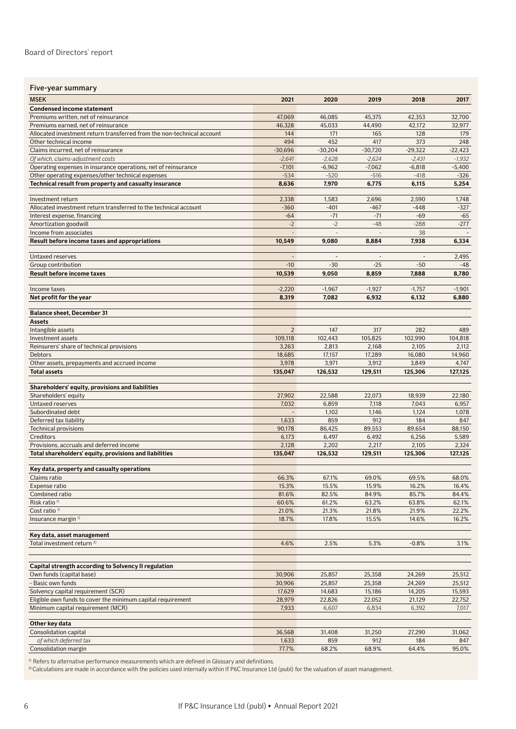## Five-year summary

| MSEK | 2021 | 2020 | 2019 | 2018 | 2017 |
|---|---|---|---|---|---|
| **Condensed income statement** | | | | | |
| Premiums written, net of reinsurance | 47,069 | 46,085 | 45,375 | 42,353 | 32,700 |
| Premiums earned, net of reinsurance | 46,328 | 45,033 | 44,490 | 42,172 | 32,977 |
| Allocated investment return transferred from the non-technical account | 144 | 171 | 165 | 128 | 179 |
| Other technical income | 494 | 452 | 417 | 373 | 248 |
| Claims incurred, net of reinsurance | -30,696 | -30,204 | -30,720 | -29,322 | -22,423 |
| *Of which, claims-adjustment costs* | *-2,641* | *-2,628* | *-2,624* | *-2,431* | *-1,932* |
| Operating expenses in insurance operations, net of reinsurance | -7,101 | -6,962 | -7,062 | -6,818 | -5,400 |
| Other operating expenses/other technical expenses | -534 | -520 | -516 | -418 | -326 |
| **Technical result from property and casualty insurance** | **8,636** | **7,970** | **6,775** | **6,115** | **5,254** |
| Investment return | 2,338 | 1,583 | 2,696 | 2,590 | 1,748 |
| Allocated investment return transferred to the technical account | -360 | -401 | -467 | -448 | -327 |
| Interest expense, financing | -64 | -71 | -71 | -69 | -65 |
| Amortization goodwill | -2 | -2 | -48 | -288 | -277 |
| Income from associates | - | - | - | 38 | - |
| **Result before income taxes and appropriations** | **10,549** | **9,080** | **8,884** | **7,938** | **6,334** |
| Untaxed reserves | - | - | - | - | 2,495 |
| Group contribution | -10 | -30 | -25 | -50 | -48 |
| **Result before income taxes** | **10,539** | **9,050** | **8,859** | **7,888** | **8,780** |
| Income taxes | -2,220 | -1,967 | -1,927 | -1,757 | -1,901 |
| **Net profit for the year** | **8,319** | **7,082** | **6,932** | **6,132** | **6,880** |
| **Balance sheet, December 31** | | | | | |
| **Assets** | | | | | |
| Intangible assets | 2 | 147 | 317 | 282 | 489 |
| Investment assets | 109,118 | 102,443 | 105,825 | 102,990 | 104,818 |
| Reinsurers' share of technical provisions | 3,263 | 2,813 | 2,168 | 2,105 | 2,112 |
| Debtors | 18,685 | 17,157 | 17,289 | 16,080 | 14,960 |
| Other assets, prepayments and accrued income | 3,978 | 3,971 | 3,912 | 3,849 | 4,747 |
| **Total assets** | **135,047** | **126,532** | **129,511** | **125,306** | **127,125** |
| **Shareholders' equity, provisions and liabilities** | | | | | |
| Shareholders' equity | 27,902 | 22,588 | 22,073 | 18,939 | 22,180 |
| Untaxed reserves | 7,032 | 6,859 | 7,118 | 7,043 | 6,957 |
| Subordinated debt | - | 1,102 | 1,146 | 1,124 | 1,078 |
| Deferred tax liability | 1,633 | 859 | 912 | 184 | 847 |
| Technical provisions | 90,178 | 86,425 | 89,553 | 89,654 | 88,150 |
| Creditors | 6,173 | 6,497 | 6,492 | 6,256 | 5,589 |
| Provisions, accruals and deferred income | 2,128 | 2,202 | 2,217 | 2,105 | 2,324 |
| **Total shareholders' equity, provisions and liabilities** | **135,047** | **126,532** | **129,511** | **125,306** | **127,125** |
| **Key data, property and casualty operations** | | | | | |
| Claims ratio | 66.3% | 67.1% | 69.0% | 69.5% | 68.0% |
| Expense ratio | 15.3% | 15.5% | 15.9% | 16.2% | 16.4% |
| Combined ratio | 81.6% | 82.5% | 84.9% | 85.7% | 84.4% |
| Risk ratio [1] | 60.6% | 61.2% | 63.2% | 63.8% | 62.1% |
| Cost ratio [1] | 21.0% | 21.3% | 21.8% | 21.9% | 22.2% |
| Insurance margin [1] | 18.7% | 17.8% | 15.5% | 14.6% | 16.2% |
| **Key data, asset management** | | | | | |
| Total investment return [2] | 4.6% | 2.5% | 5.3% | -0.8% | 3.1% |
| **Capital strength according to Solvency II regulation** | | | | | |
| Own funds (capital base) | 30,906 | 25,857 | 25,358 | 24,269 | 25,512 |
| - Basic own funds | 30,906 | 25,857 | 25,358 | 24,269 | 25,512 |
| Solvency capital requirement (SCR) | 17,629 | 14,683 | 15,186 | 14,205 | 15,593 |
| Eligible own funds to cover the minimum capital requirement | 28,979 | 22,826 | 22,052 | 21,129 | 22,752 |
| Minimum capital requirement (MCR) | 7,933 | 6,607 | 6,834 | 6,392 | 7,017 |
| **Other key data** | | | | | |
| Consolidation capital | 36,568 | 31,408 | 31,250 | 27,290 | 31,062 |
| *of which deferred tax* | 1,633 | 859 | 912 | 184 | 847 |
| Consolidation margin | 77.7% | 68.2% | 68.9% | 64.4% | 95.0% |

[1] Refers to alternative performance measurements which are defined in Glossary and definitions.

[2] Calculations are made in accordance with the policies used internally within If P&C Insurance Ltd (publ) for the valuation of asset management.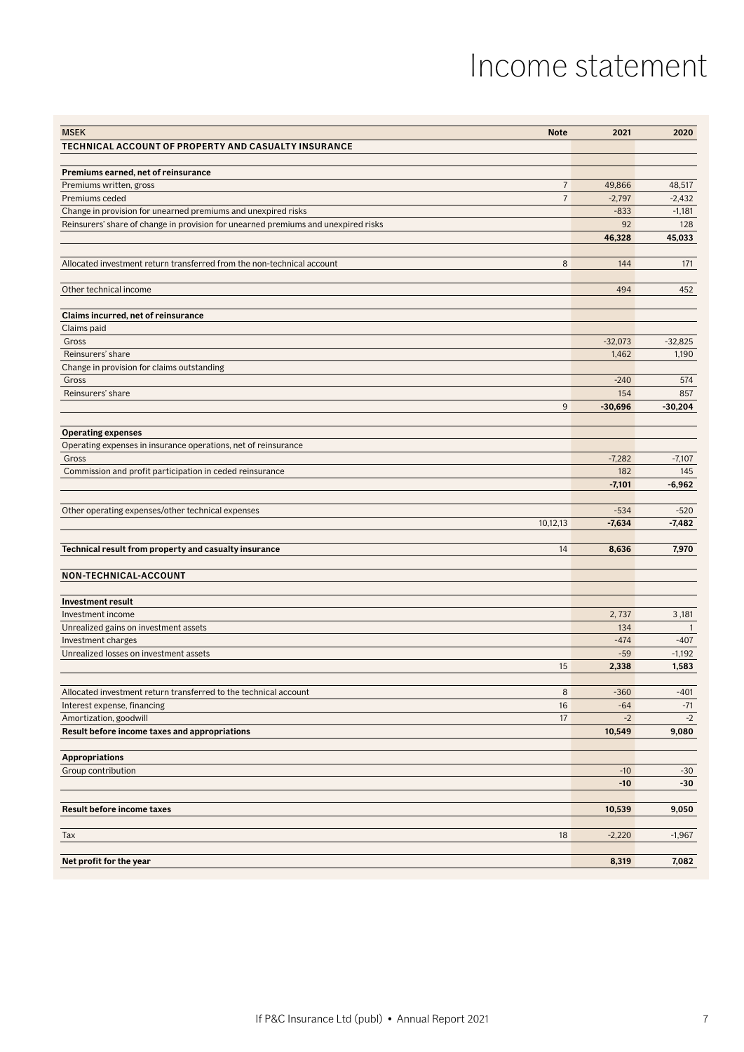# Income statement

| MSEK | Note | 2021 | 2020 |
|---|---|---|---|
| **TECHNICAL ACCOUNT OF PROPERTY AND CASUALTY INSURANCE** | | | |
| | | | |
| **Premiums earned, net of reinsurance** | | | |
| Premiums written, gross | 7 | 49,866 | 48,517 |
| Premiums ceded | 7 | -2,797 | -2,432 |
| Change in provision for unearned premiums and unexpired risks | | -833 | -1,181 |
| Reinsurers' share of change in provision for unearned premiums and unexpired risks | | 92 | 128 |
| | | **46,328** | **45,033** |
| | | | |
| Allocated investment return transferred from the non-technical account | 8 | 144 | 171 |
| | | | |
| Other technical income | | 494 | 452 |
| | | | |
| **Claims incurred, net of reinsurance** | | | |
| Claims paid | | | |
| Gross | | -32,073 | -32,825 |
| Reinsurers' share | | 1,462 | 1,190 |
| Change in provision for claims outstanding | | | |
| Gross | | -240 | 574 |
| Reinsurers' share | | 154 | 857 |
| | 9 | **-30,696** | **-30,204** |
| | | | |
| **Operating expenses** | | | |
| Operating expenses in insurance operations, net of reinsurance | | | |
| Gross | | -7,282 | -7,107 |
| Commission and profit participation in ceded reinsurance | | 182 | 145 |
| | | **-7,101** | **-6,962** |
| | | | |
| Other operating expenses/other technical expenses | | -534 | -520 |
| | 10,12,13 | **-7,634** | **-7,482** |
| | | | |
| **Technical result from property and casualty insurance** | 14 | **8,636** | **7,970** |
| | | | |
| **NON-TECHNICAL-ACCOUNT** | | | |
| | | | |
| **Investment result** | | | |
| Investment income | | 2, 737 | 3 ,181 |
| Unrealized gains on investment assets | | 134 | 1 |
| Investment charges | | -474 | -407 |
| Unrealized losses on investment assets | | -59 | -1,192 |
| | 15 | **2,338** | **1,583** |
| | | | |
| Allocated investment return transferred to the technical account | 8 | -360 | -401 |
| Interest expense, financing | 16 | -64 | -71 |
| Amortization, goodwill | 17 | -2 | -2 |
| **Result before income taxes and appropriations** | | **10,549** | **9,080** |
| | | | |
| **Appropriations** | | | |
| Group contribution | | -10 | -30 |
| | | **-10** | **-30** |
| | | | |
| **Result before income taxes** | | **10,539** | **9,050** |
| | | | |
| Tax | 18 | -2,220 | -1,967 |
| | | | |
| **Net profit for the year** | | **8,319** | **7,082** |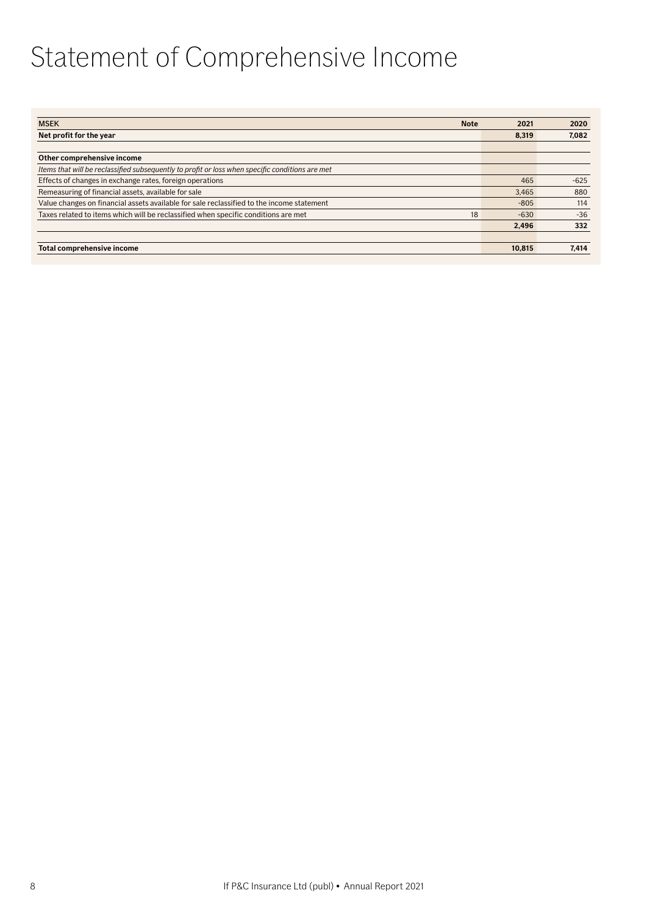# Statement of Comprehensive Income

| MSEK | Note | 2021 | 2020 |
|---|---|---|---|
| **Net profit for the year** | | **8,319** | **7,082** |
| | | | |
| **Other comprehensive income** | | | |
| *Items that will be reclassified subsequently to profit or loss when specific conditions are met* | | | |
| Effects of changes in exchange rates, foreign operations | | 465 | -625 |
| Remeasuring of financial assets, available for sale | | 3,465 | 880 |
| Value changes on financial assets available for sale reclassified to the income statement | | -805 | 114 |
| Taxes related to items which will be reclassified when specific conditions are met | 18 | -630 | -36 |
| | | **2,496** | **332** |
| | | | |
| **Total comprehensive income** | | **10,815** | **7,414** |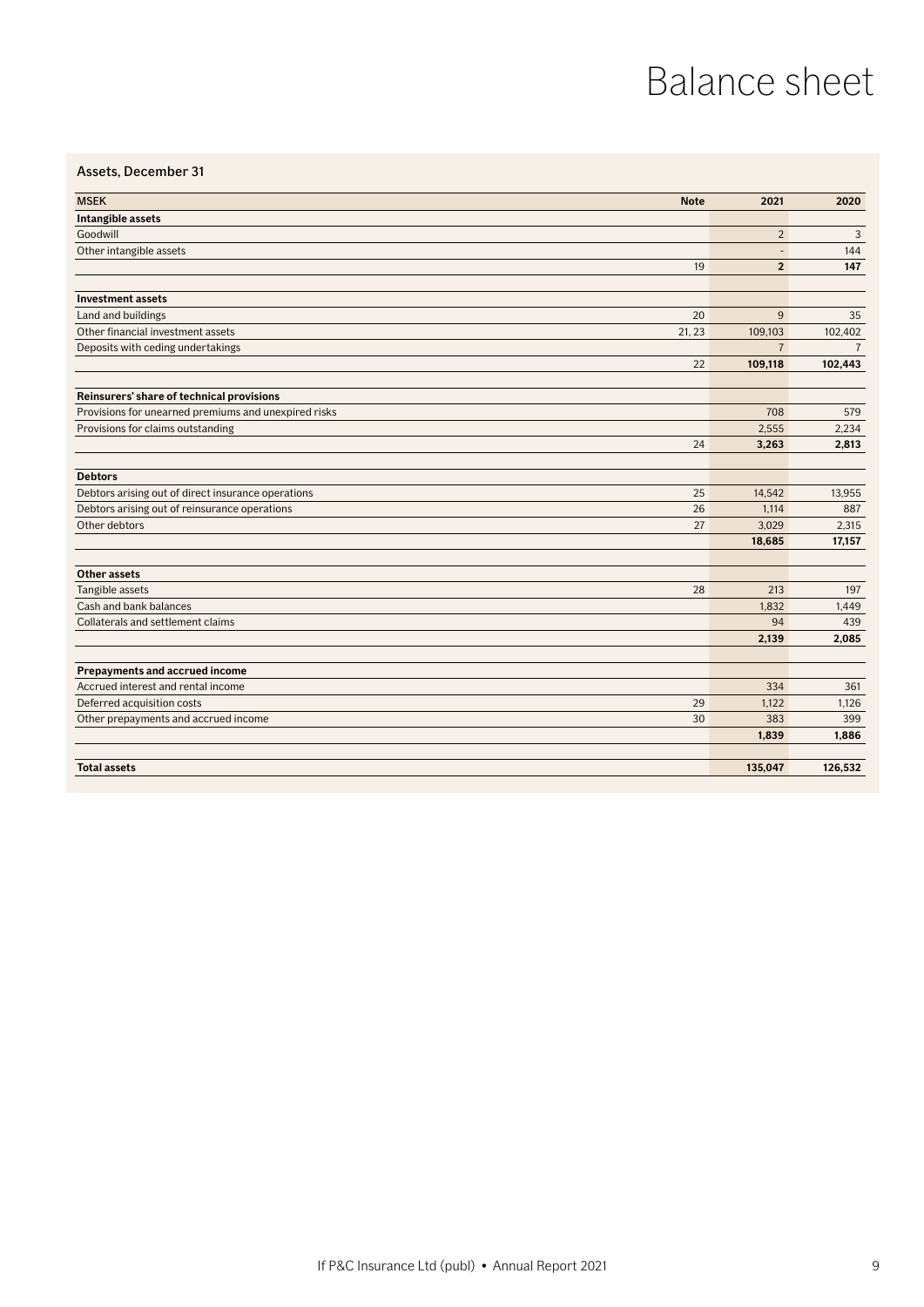# Balance sheet

## Assets, December 31

| MSEK | Note | 2021 | 2020 |
|---|---|---|---|
| **Intangible assets** | | | |
| Goodwill | | 2 | 3 |
| Other intangible assets | | - | 144 |
| | 19 | **2** | **147** |
| | | | |
| **Investment assets** | | | |
| Land and buildings | 20 | 9 | 35 |
| Other financial investment assets | 21, 23 | 109,103 | 102,402 |
| Deposits with ceding undertakings | | 7 | 7 |
| | 22 | **109,118** | **102,443** |
| | | | |
| **Reinsurers' share of technical provisions** | | | |
| Provisions for unearned premiums and unexpired risks | | 708 | 579 |
| Provisions for claims outstanding | | 2,555 | 2,234 |
| | 24 | **3,263** | **2,813** |
| | | | |
| **Debtors** | | | |
| Debtors arising out of direct insurance operations | 25 | 14,542 | 13,955 |
| Debtors arising out of reinsurance operations | 26 | 1,114 | 887 |
| Other debtors | 27 | 3,029 | 2,315 |
| | | **18,685** | **17,157** |
| | | | |
| **Other assets** | | | |
| Tangible assets | 28 | 213 | 197 |
| Cash and bank balances | | 1,832 | 1,449 |
| Collaterals and settlement claims | | 94 | 439 |
| | | **2,139** | **2,085** |
| | | | |
| **Prepayments and accrued income** | | | |
| Accrued interest and rental income | | 334 | 361 |
| Deferred acquisition costs | 29 | 1,122 | 1,126 |
| Other prepayments and accrued income | 30 | 383 | 399 |
| | | **1,839** | **1,886** |
| | | | |
| **Total assets** | | **135,047** | **126,532** |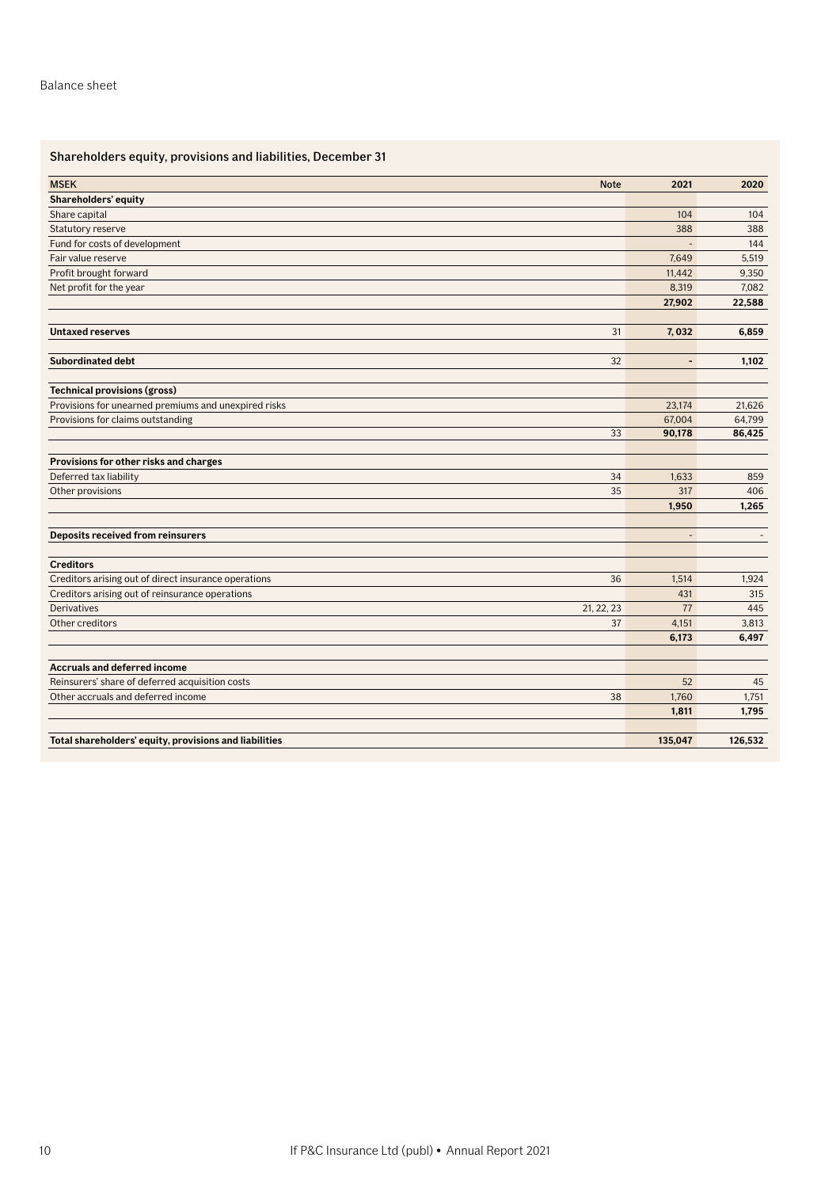Balance sheet

## Shareholders equity, provisions and liabilities, December 31

| MSEK | Note | 2021 | 2020 |
|---|---|---|---|
| **Shareholders' equity** | | | |
| Share capital | | 104 | 104 |
| Statutory reserve | | 388 | 388 |
| Fund for costs of development | | - | 144 |
| Fair value reserve | | 7,649 | 5,519 |
| Profit brought forward | | 11,442 | 9,350 |
| Net profit for the year | | 8,319 | 7,082 |
| | | **27,902** | **22,588** |
| | | | |
| **Untaxed reserves** | 31 | **7, 032** | **6,859** |
| | | | |
| **Subordinated debt** | 32 | **-** | **1,102** |
| | | | |
| **Technical provisions (gross)** | | | |
| Provisions for unearned premiums and unexpired risks | | 23,174 | 21,626 |
| Provisions for claims outstanding | | 67,004 | 64,799 |
| | 33 | **90,178** | **86,425** |
| | | | |
| **Provisions for other risks and charges** | | | |
| Deferred tax liability | 34 | 1,633 | 859 |
| Other provisions | 35 | 317 | 406 |
| | | **1,950** | **1,265** |
| | | | |
| **Deposits received from reinsurers** | | - | - |
| | | | |
| **Creditors** | | | |
| Creditors arising out of direct insurance operations | 36 | 1,514 | 1,924 |
| Creditors arising out of reinsurance operations | | 431 | 315 |
| Derivatives | 21, 22, 23 | 77 | 445 |
| Other creditors | 37 | 4,151 | 3,813 |
| | | **6,173** | **6,497** |
| | | | |
| **Accruals and deferred income** | | | |
| Reinsurers' share of deferred acquisition costs | | 52 | 45 |
| Other accruals and deferred income | 38 | 1,760 | 1,751 |
| | | **1,811** | **1,795** |
| | | | |
| **Total shareholders' equity, provisions and liabilities** | | **135,047** | **126,532** |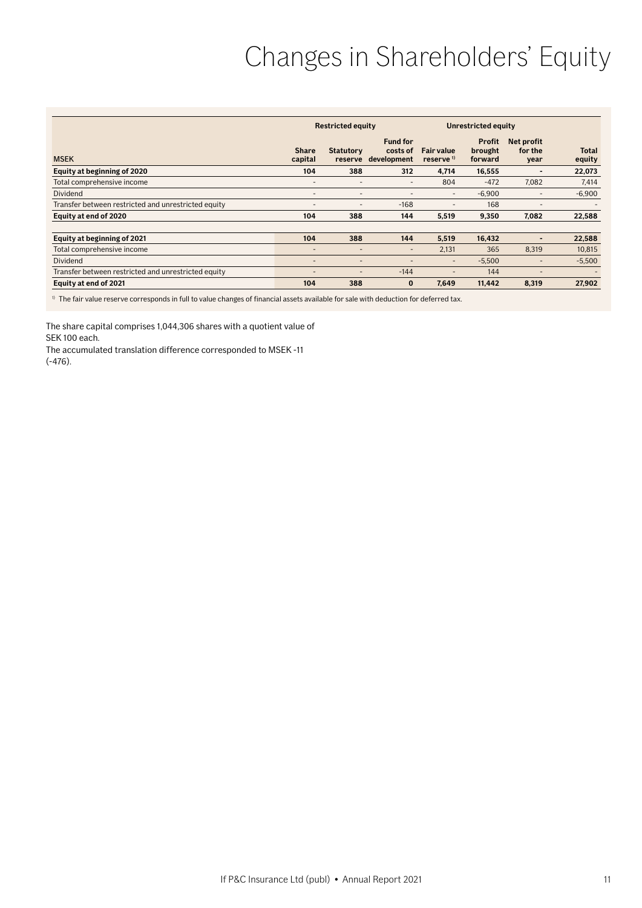# Changes in Shareholders' Equity

| MSEK | Restricted equity | | | Unrestricted equity | | | |
|---|---|---|---|---|---|---|---|
| | Share capital | Statutory reserve | Fund for costs of development | Fair value reserve [1] | Profit brought forward | Net profit for the year | Total equity |
| **Equity at beginning of 2020** | **104** | **388** | **312** | **4,714** | **16,555** | **-** | **22,073** |
| Total comprehensive income | - | - | - | 804 | -472 | 7,082 | 7,414 |
| Dividend | - | - | - | - | -6,900 | - | -6,900 |
| Transfer between restricted and unrestricted equity | - | - | -168 | - | 168 | - | - |
| **Equity at end of 2020** | **104** | **388** | **144** | **5,519** | **9,350** | **7,082** | **22,588** |
| | | | | | | | |
| **Equity at beginning of 2021** | **104** | **388** | **144** | **5,519** | **16,432** | **-** | **22,588** |
| Total comprehensive income | - | - | - | 2,131 | 365 | 8,319 | 10,815 |
| Dividend | - | - | - | - | -5,500 | - | -5,500 |
| Transfer between restricted and unrestricted equity | - | - | -144 | - | 144 | - | - |
| **Equity at end of 2021** | **104** | **388** | **0** | **7,649** | **11,442** | **8,319** | **27,902** |

[1] The fair value reserve corresponds in full to value changes of financial assets available for sale with deduction for deferred tax.

The share capital comprises 1,044,306 shares with a quotient value of SEK 100 each.

The accumulated translation difference corresponded to MSEK -11 (-476).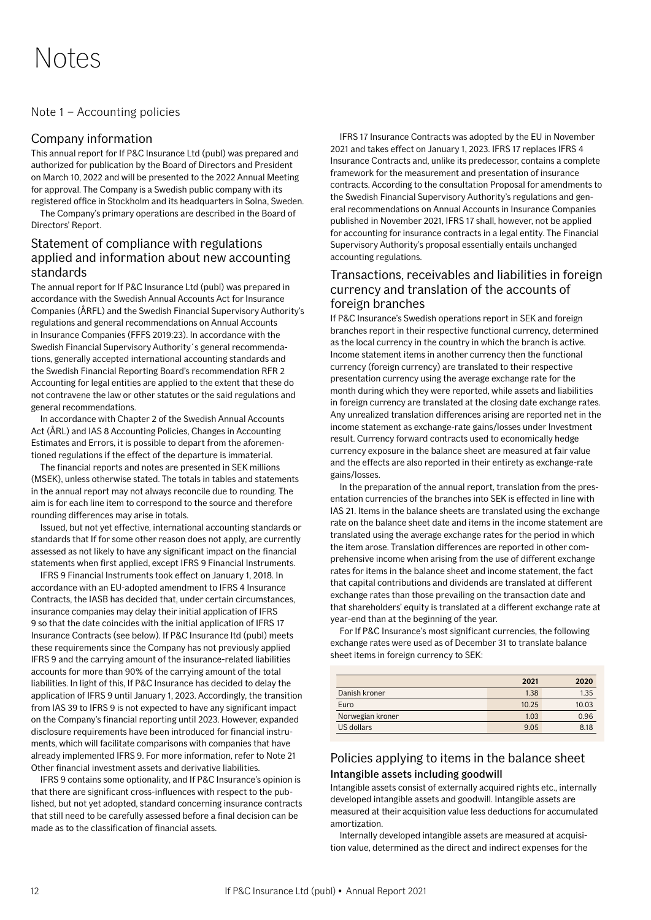# Notes

## Note 1 – Accounting policies

### Company information

This annual report for If P&C Insurance Ltd (publ) was prepared and authorized for publication by the Board of Directors and President on March 10, 2022 and will be presented to the 2022 Annual Meeting for approval. The Company is a Swedish public company with its registered office in Stockholm and its headquarters in Solna, Sweden.

The Company's primary operations are described in the Board of Directors' Report.

### Statement of compliance with regulations applied and information about new accounting standards

The annual report for If P&C Insurance Ltd (publ) was prepared in accordance with the Swedish Annual Accounts Act for Insurance Companies (ÅRFL) and the Swedish Financial Supervisory Authority's regulations and general recommendations on Annual Accounts in Insurance Companies (FFFS 2019:23). In accordance with the Swedish Financial Supervisory Authority´s general recommendations, generally accepted international accounting standards and the Swedish Financial Reporting Board's recommendation RFR 2 Accounting for legal entities are applied to the extent that these do not contravene the law or other statutes or the said regulations and general recommendations.

In accordance with Chapter 2 of the Swedish Annual Accounts Act (ÅRL) and IAS 8 Accounting Policies, Changes in Accounting Estimates and Errors, it is possible to depart from the aforementioned regulations if the effect of the departure is immaterial.

The financial reports and notes are presented in SEK millions (MSEK), unless otherwise stated. The totals in tables and statements in the annual report may not always reconcile due to rounding. The aim is for each line item to correspond to the source and therefore rounding differences may arise in totals.

Issued, but not yet effective, international accounting standards or standards that If for some other reason does not apply, are currently assessed as not likely to have any significant impact on the financial statements when first applied, except IFRS 9 Financial Instruments.

IFRS 9 Financial Instruments took effect on January 1, 2018. In accordance with an EU-adopted amendment to IFRS 4 Insurance Contracts, the IASB has decided that, under certain circumstances, insurance companies may delay their initial application of IFRS 9 so that the date coincides with the initial application of IFRS 17 Insurance Contracts (see below). If P&C Insurance ltd (publ) meets these requirements since the Company has not previously applied IFRS 9 and the carrying amount of the insurance-related liabilities accounts for more than 90% of the carrying amount of the total liabilities. In light of this, If P&C Insurance has decided to delay the application of IFRS 9 until January 1, 2023. Accordingly, the transition from IAS 39 to IFRS 9 is not expected to have any significant impact on the Company's financial reporting until 2023. However, expanded disclosure requirements have been introduced for financial instruments, which will facilitate comparisons with companies that have already implemented IFRS 9. For more information, refer to Note 21 Other financial investment assets and derivative liabilities.

IFRS 9 contains some optionality, and If P&C Insurance's opinion is that there are significant cross-influences with respect to the published, but not yet adopted, standard concerning insurance contracts that still need to be carefully assessed before a final decision can be made as to the classification of financial assets.

IFRS 17 Insurance Contracts was adopted by the EU in November 2021 and takes effect on January 1, 2023. IFRS 17 replaces IFRS 4 Insurance Contracts and, unlike its predecessor, contains a complete framework for the measurement and presentation of insurance contracts. According to the consultation Proposal for amendments to the Swedish Financial Supervisory Authority's regulations and general recommendations on Annual Accounts in Insurance Companies published in November 2021, IFRS 17 shall, however, not be applied for accounting for insurance contracts in a legal entity. The Financial Supervisory Authority's proposal essentially entails unchanged accounting regulations.

### Transactions, receivables and liabilities in foreign currency and translation of the accounts of foreign branches

If P&C Insurance's Swedish operations report in SEK and foreign branches report in their respective functional currency, determined as the local currency in the country in which the branch is active. Income statement items in another currency then the functional currency (foreign currency) are translated to their respective presentation currency using the average exchange rate for the month during which they were reported, while assets and liabilities in foreign currency are translated at the closing date exchange rates. Any unrealized translation differences arising are reported net in the income statement as exchange-rate gains/losses under Investment result. Currency forward contracts used to economically hedge currency exposure in the balance sheet are measured at fair value and the effects are also reported in their entirety as exchange-rate gains/losses.

In the preparation of the annual report, translation from the presentation currencies of the branches into SEK is effected in line with IAS 21. Items in the balance sheets are translated using the exchange rate on the balance sheet date and items in the income statement are translated using the average exchange rates for the period in which the item arose. Translation differences are reported in other comprehensive income when arising from the use of different exchange rates for items in the balance sheet and income statement, the fact that capital contributions and dividends are translated at different exchange rates than those prevailing on the transaction date and that shareholders' equity is translated at a different exchange rate at year-end than at the beginning of the year.

For If P&C Insurance's most significant currencies, the following exchange rates were used as of December 31 to translate balance sheet items in foreign currency to SEK:

| | 2021 | 2020 |
|---|---|---|
| Danish kroner | 1.38 | 1.35 |
| Euro | 10.25 | 10.03 |
| Norwegian kroner | 1.03 | 0.96 |
| US dollars | 9.05 | 8.18 |

### Policies applying to items in the balance sheet

#### Intangible assets including goodwill

Intangible assets consist of externally acquired rights etc., internally developed intangible assets and goodwill. Intangible assets are measured at their acquisition value less deductions for accumulated amortization.

Internally developed intangible assets are measured at acquisition value, determined as the direct and indirect expenses for the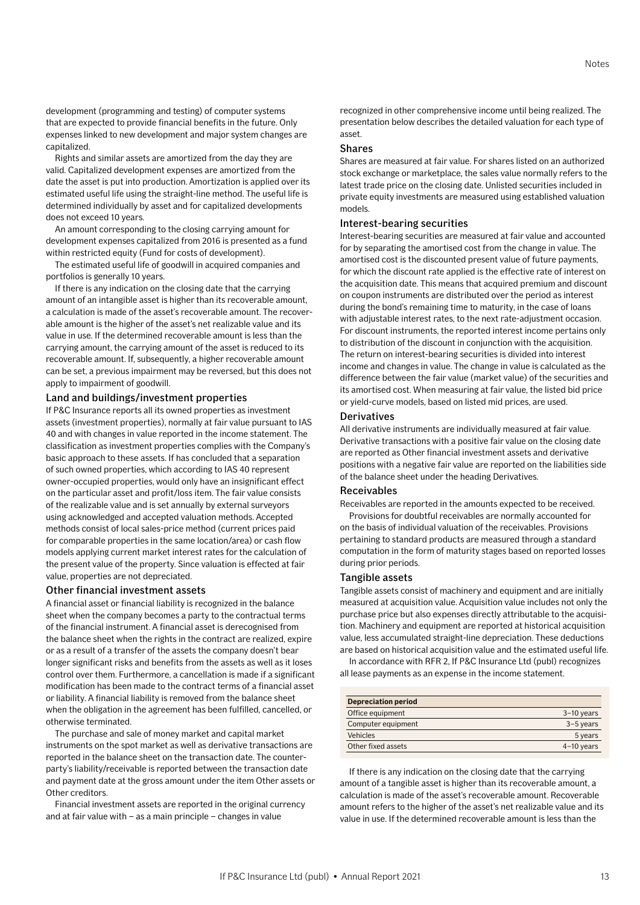development (programming and testing) of computer systems that are expected to provide financial benefits in the future. Only expenses linked to new development and major system changes are capitalized.

Rights and similar assets are amortized from the day they are valid. Capitalized development expenses are amortized from the date the asset is put into production. Amortization is applied over its estimated useful life using the straight-line method. The useful life is determined individually by asset and for capitalized developments does not exceed 10 years.

An amount corresponding to the closing carrying amount for development expenses capitalized from 2016 is presented as a fund within restricted equity (Fund for costs of development).

The estimated useful life of goodwill in acquired companies and portfolios is generally 10 years.

If there is any indication on the closing date that the carrying amount of an intangible asset is higher than its recoverable amount, a calculation is made of the asset's recoverable amount. The recoverable amount is the higher of the asset's net realizable value and its value in use. If the determined recoverable amount is less than the carrying amount, the carrying amount of the asset is reduced to its recoverable amount. If, subsequently, a higher recoverable amount can be set, a previous impairment may be reversed, but this does not apply to impairment of goodwill.

### Land and buildings/investment properties

If P&C Insurance reports all its owned properties as investment assets (investment properties), normally at fair value pursuant to IAS 40 and with changes in value reported in the income statement. The classification as investment properties complies with the Company's basic approach to these assets. If has concluded that a separation of such owned properties, which according to IAS 40 represent owner-occupied properties, would only have an insignificant effect on the particular asset and profit/loss item. The fair value consists of the realizable value and is set annually by external surveyors using acknowledged and accepted valuation methods. Accepted methods consist of local sales-price method (current prices paid for comparable properties in the same location/area) or cash flow models applying current market interest rates for the calculation of the present value of the property. Since valuation is effected at fair value, properties are not depreciated.

### Other financial investment assets

A financial asset or financial liability is recognized in the balance sheet when the company becomes a party to the contractual terms of the financial instrument. A financial asset is derecognised from the balance sheet when the rights in the contract are realized, expire or as a result of a transfer of the assets the company doesn't bear longer significant risks and benefits from the assets as well as it loses control over them. Furthermore, a cancellation is made if a significant modification has been made to the contract terms of a financial asset or liability. A financial liability is removed from the balance sheet when the obligation in the agreement has been fulfilled, cancelled, or otherwise terminated.

The purchase and sale of money market and capital market instruments on the spot market as well as derivative transactions are reported in the balance sheet on the transaction date. The counterparty's liability/receivable is reported between the transaction date and payment date at the gross amount under the item Other assets or Other creditors.

Financial investment assets are reported in the original currency and at fair value with – as a main principle – changes in value recognized in other comprehensive income until being realized. The presentation below describes the detailed valuation for each type of asset.

### Shares

Shares are measured at fair value. For shares listed on an authorized stock exchange or marketplace, the sales value normally refers to the latest trade price on the closing date. Unlisted securities included in private equity investments are measured using established valuation models.

### Interest-bearing securities

Interest-bearing securities are measured at fair value and accounted for by separating the amortised cost from the change in value. The amortised cost is the discounted present value of future payments, for which the discount rate applied is the effective rate of interest on the acquisition date. This means that acquired premium and discount on coupon instruments are distributed over the period as interest during the bond's remaining time to maturity, in the case of loans with adjustable interest rates, to the next rate-adjustment occasion. For discount instruments, the reported interest income pertains only to distribution of the discount in conjunction with the acquisition. The return on interest-bearing securities is divided into interest income and changes in value. The change in value is calculated as the difference between the fair value (market value) of the securities and its amortised cost. When measuring at fair value, the listed bid price or yield-curve models, based on listed mid prices, are used.

### Derivatives

All derivative instruments are individually measured at fair value. Derivative transactions with a positive fair value on the closing date are reported as Other financial investment assets and derivative positions with a negative fair value are reported on the liabilities side of the balance sheet under the heading Derivatives.

### Receivables

Receivables are reported in the amounts expected to be received.

Provisions for doubtful receivables are normally accounted for on the basis of individual valuation of the receivables. Provisions pertaining to standard products are measured through a standard computation in the form of maturity stages based on reported losses during prior periods.

### Tangible assets

Tangible assets consist of machinery and equipment and are initially measured at acquisition value. Acquisition value includes not only the purchase price but also expenses directly attributable to the acquisition. Machinery and equipment are reported at historical acquisition value, less accumulated straight-line depreciation. These deductions are based on historical acquisition value and the estimated useful life.

In accordance with RFR 2, If P&C Insurance Ltd (publ) recognizes all lease payments as an expense in the income statement.

| Depreciation period | |
|---|---|
| Office equipment | 3–10 years |
| Computer equipment | 3–5 years |
| Vehicles | 5 years |
| Other fixed assets | 4–10 years |

If there is any indication on the closing date that the carrying amount of a tangible asset is higher than its recoverable amount, a calculation is made of the asset's recoverable amount. Recoverable amount refers to the higher of the asset's net realizable value and its value in use. If the determined recoverable amount is less than the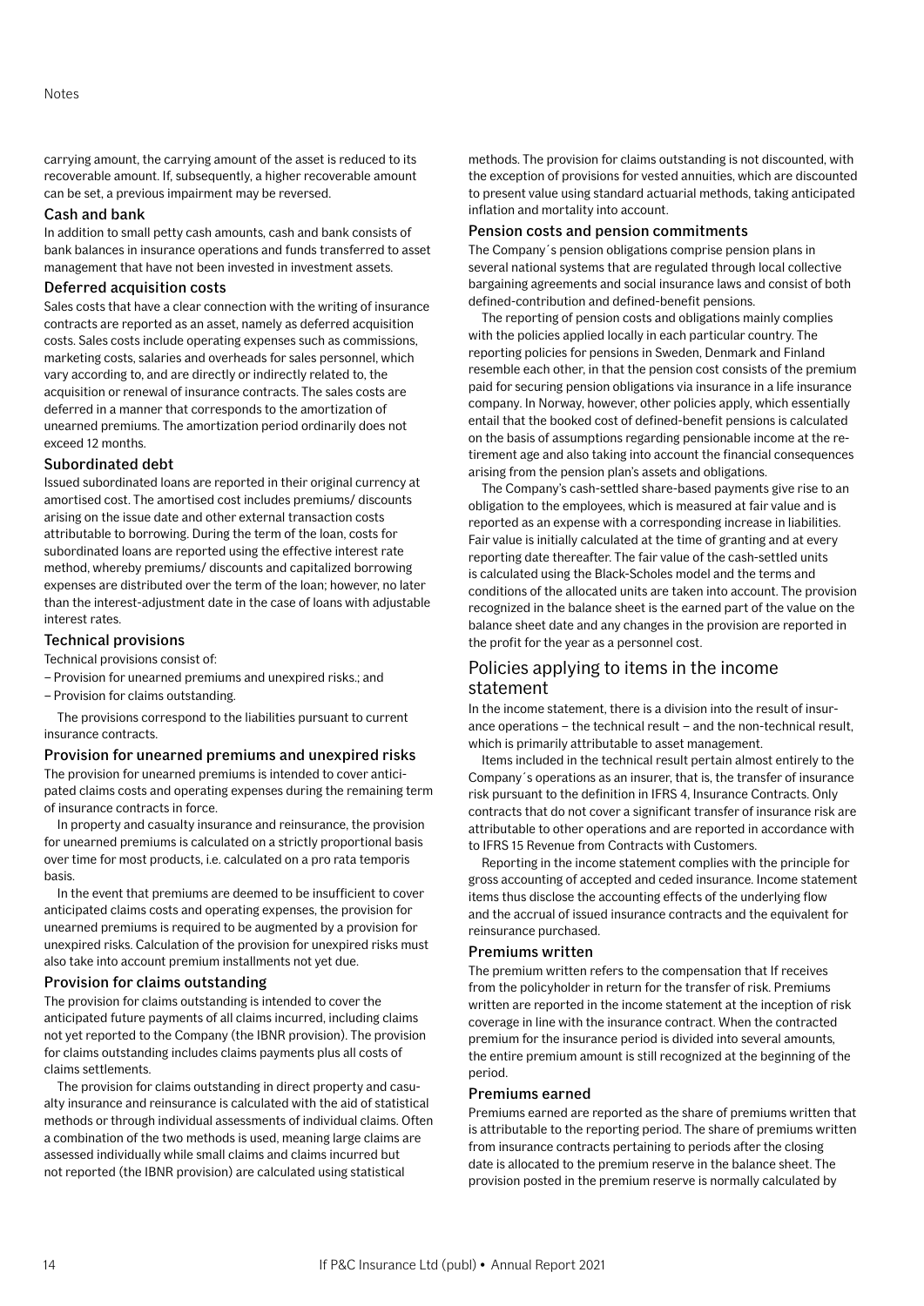carrying amount, the carrying amount of the asset is reduced to its recoverable amount. If, subsequently, a higher recoverable amount can be set, a previous impairment may be reversed.

### Cash and bank

In addition to small petty cash amounts, cash and bank consists of bank balances in insurance operations and funds transferred to asset management that have not been invested in investment assets.

### Deferred acquisition costs

Sales costs that have a clear connection with the writing of insurance contracts are reported as an asset, namely as deferred acquisition costs. Sales costs include operating expenses such as commissions, marketing costs, salaries and overheads for sales personnel, which vary according to, and are directly or indirectly related to, the acquisition or renewal of insurance contracts. The sales costs are deferred in a manner that corresponds to the amortization of unearned premiums. The amortization period ordinarily does not exceed 12 months.

### Subordinated debt

Issued subordinated loans are reported in their original currency at amortised cost. The amortised cost includes premiums/ discounts arising on the issue date and other external transaction costs attributable to borrowing. During the term of the loan, costs for subordinated loans are reported using the effective interest rate method, whereby premiums/ discounts and capitalized borrowing expenses are distributed over the term of the loan; however, no later than the interest-adjustment date in the case of loans with adjustable interest rates.

### Technical provisions

Technical provisions consist of:

– Provision for unearned premiums and unexpired risks.; and
– Provision for claims outstanding.

The provisions correspond to the liabilities pursuant to current insurance contracts.

### Provision for unearned premiums and unexpired risks

The provision for unearned premiums is intended to cover anticipated claims costs and operating expenses during the remaining term of insurance contracts in force.

In property and casualty insurance and reinsurance, the provision for unearned premiums is calculated on a strictly proportional basis over time for most products, i.e. calculated on a pro rata temporis basis.

In the event that premiums are deemed to be insufficient to cover anticipated claims costs and operating expenses, the provision for unearned premiums is required to be augmented by a provision for unexpired risks. Calculation of the provision for unexpired risks must also take into account premium installments not yet due.

### Provision for claims outstanding

The provision for claims outstanding is intended to cover the anticipated future payments of all claims incurred, including claims not yet reported to the Company (the IBNR provision). The provision for claims outstanding includes claims payments plus all costs of claims settlements.

The provision for claims outstanding in direct property and casualty insurance and reinsurance is calculated with the aid of statistical methods or through individual assessments of individual claims. Often a combination of the two methods is used, meaning large claims are assessed individually while small claims and claims incurred but not reported (the IBNR provision) are calculated using statistical methods. The provision for claims outstanding is not discounted, with the exception of provisions for vested annuities, which are discounted to present value using standard actuarial methods, taking anticipated inflation and mortality into account.

### Pension costs and pension commitments

The Company´s pension obligations comprise pension plans in several national systems that are regulated through local collective bargaining agreements and social insurance laws and consist of both defined-contribution and defined-benefit pensions.

The reporting of pension costs and obligations mainly complies with the policies applied locally in each particular country. The reporting policies for pensions in Sweden, Denmark and Finland resemble each other, in that the pension cost consists of the premium paid for securing pension obligations via insurance in a life insurance company. In Norway, however, other policies apply, which essentially entail that the booked cost of defined-benefit pensions is calculated on the basis of assumptions regarding pensionable income at the retirement age and also taking into account the financial consequences arising from the pension plan's assets and obligations.

The Company's cash-settled share-based payments give rise to an obligation to the employees, which is measured at fair value and is reported as an expense with a corresponding increase in liabilities. Fair value is initially calculated at the time of granting and at every reporting date thereafter. The fair value of the cash-settled units is calculated using the Black-Scholes model and the terms and conditions of the allocated units are taken into account. The provision recognized in the balance sheet is the earned part of the value on the balance sheet date and any changes in the provision are reported in the profit for the year as a personnel cost.

## Policies applying to items in the income statement

In the income statement, there is a division into the result of insurance operations – the technical result – and the non-technical result, which is primarily attributable to asset management.

Items included in the technical result pertain almost entirely to the Company´s operations as an insurer, that is, the transfer of insurance risk pursuant to the definition in IFRS 4, Insurance Contracts. Only contracts that do not cover a significant transfer of insurance risk are attributable to other operations and are reported in accordance with to IFRS 15 Revenue from Contracts with Customers.

Reporting in the income statement complies with the principle for gross accounting of accepted and ceded insurance. Income statement items thus disclose the accounting effects of the underlying flow and the accrual of issued insurance contracts and the equivalent for reinsurance purchased.

### Premiums written

The premium written refers to the compensation that If receives from the policyholder in return for the transfer of risk. Premiums written are reported in the income statement at the inception of risk coverage in line with the insurance contract. When the contracted premium for the insurance period is divided into several amounts, the entire premium amount is still recognized at the beginning of the period.

### Premiums earned

Premiums earned are reported as the share of premiums written that is attributable to the reporting period. The share of premiums written from insurance contracts pertaining to periods after the closing date is allocated to the premium reserve in the balance sheet. The provision posted in the premium reserve is normally calculated by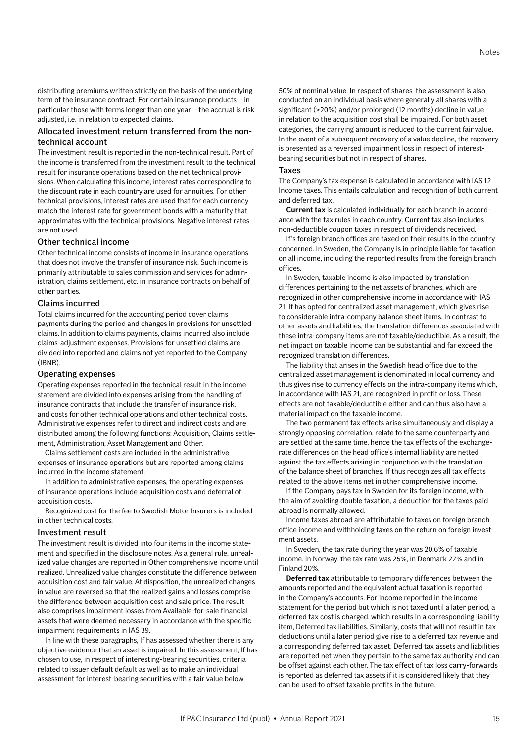distributing premiums written strictly on the basis of the underlying term of the insurance contract. For certain insurance products – in particular those with terms longer than one year – the accrual is risk adjusted, i.e. in relation to expected claims.

### Allocated investment return transferred from the non-technical account

The investment result is reported in the non-technical result. Part of the income is transferred from the investment result to the technical result for insurance operations based on the net technical provisions. When calculating this income, interest rates corresponding to the discount rate in each country are used for annuities. For other technical provisions, interest rates are used that for each currency match the interest rate for government bonds with a maturity that approximates with the technical provisions. Negative interest rates are not used.

### Other technical income

Other technical income consists of income in insurance operations that does not involve the transfer of insurance risk. Such income is primarily attributable to sales commission and services for administration, claims settlement, etc. in insurance contracts on behalf of other parties.

### Claims incurred

Total claims incurred for the accounting period cover claims payments during the period and changes in provisions for unsettled claims. In addition to claims payments, claims incurred also include claims-adjustment expenses. Provisions for unsettled claims are divided into reported and claims not yet reported to the Company (IBNR).

### Operating expenses

Operating expenses reported in the technical result in the income statement are divided into expenses arising from the handling of insurance contracts that include the transfer of insurance risk, and costs for other technical operations and other technical costs. Administrative expenses refer to direct and indirect costs and are distributed among the following functions: Acquisition, Claims settlement, Administration, Asset Management and Other.

Claims settlement costs are included in the administrative expenses of insurance operations but are reported among claims incurred in the income statement.

In addition to administrative expenses, the operating expenses of insurance operations include acquisition costs and deferral of acquisition costs.

Recognized cost for the fee to Swedish Motor Insurers is included in other technical costs.

### Investment result

The investment result is divided into four items in the income statement and specified in the disclosure notes. As a general rule, unrealized value changes are reported in Other comprehensive income until realized. Unrealized value changes constitute the difference between acquisition cost and fair value. At disposition, the unrealized changes in value are reversed so that the realized gains and losses comprise the difference between acquisition cost and sale price. The result also comprises impairment losses from Available-for-sale financial assets that were deemed necessary in accordance with the specific impairment requirements in IAS 39.

In line with these paragraphs, If has assessed whether there is any objective evidence that an asset is impaired. In this assessment, If has chosen to use, in respect of interesting-bearing securities, criteria related to issuer default default as well as to make an individual assessment for interest-bearing securities with a fair value below 50% of nominal value. In respect of shares, the assessment is also conducted on an individual basis where generally all shares with a significant (>20%) and/or prolonged (12 months) decline in value in relation to the acquisition cost shall be impaired. For both asset categories, the carrying amount is reduced to the current fair value. In the event of a subsequent recovery of a value decline, the recovery is presented as a reversed impairment loss in respect of interest-bearing securities but not in respect of shares.

### Taxes

The Company's tax expense is calculated in accordance with IAS 12 Income taxes. This entails calculation and recognition of both current and deferred tax.

**Current tax** is calculated individually for each branch in accordance with the tax rules in each country. Current tax also includes non-deductible coupon taxes in respect of dividends received.

If's foreign branch offices are taxed on their results in the country concerned. In Sweden, the Company is in principle liable for taxation on all income, including the reported results from the foreign branch offices.

In Sweden, taxable income is also impacted by translation differences pertaining to the net assets of branches, which are recognized in other comprehensive income in accordance with IAS 21. If has opted for centralized asset management, which gives rise to considerable intra-company balance sheet items. In contrast to other assets and liabilities, the translation differences associated with these intra-company items are not taxable/deductible. As a result, the net impact on taxable income can be substantial and far exceed the recognized translation differences.

The liability that arises in the Swedish head office due to the centralized asset management is denominated in local currency and thus gives rise to currency effects on the intra-company items which, in accordance with IAS 21, are recognized in profit or loss. These effects are not taxable/deductible either and can thus also have a material impact on the taxable income.

The two permanent tax effects arise simultaneously and display a strongly opposing correlation, relate to the same counterparty and are settled at the same time, hence the tax effects of the exchange-rate differences on the head office's internal liability are netted against the tax effects arising in conjunction with the translation of the balance sheet of branches. If thus recognizes all tax effects related to the above items net in other comprehensive income.

If the Company pays tax in Sweden for its foreign income, with the aim of avoiding double taxation, a deduction for the taxes paid abroad is normally allowed.

Income taxes abroad are attributable to taxes on foreign branch office income and withholding taxes on the return on foreign investment assets.

In Sweden, the tax rate during the year was 20.6% of taxable income. In Norway, the tax rate was 25%, in Denmark 22% and in Finland 20%.

**Deferred tax** attributable to temporary differences between the amounts reported and the equivalent actual taxation is reported in the Company's accounts. For income reported in the income statement for the period but which is not taxed until a later period, a deferred tax cost is charged, which results in a corresponding liability item, Deferred tax liabilities. Similarly, costs that will not result in tax deductions until a later period give rise to a deferred tax revenue and a corresponding deferred tax asset. Deferred tax assets and liabilities are reported net when they pertain to the same tax authority and can be offset against each other. The tax effect of tax loss carry-forwards is reported as deferred tax assets if it is considered likely that they can be used to offset taxable profits in the future.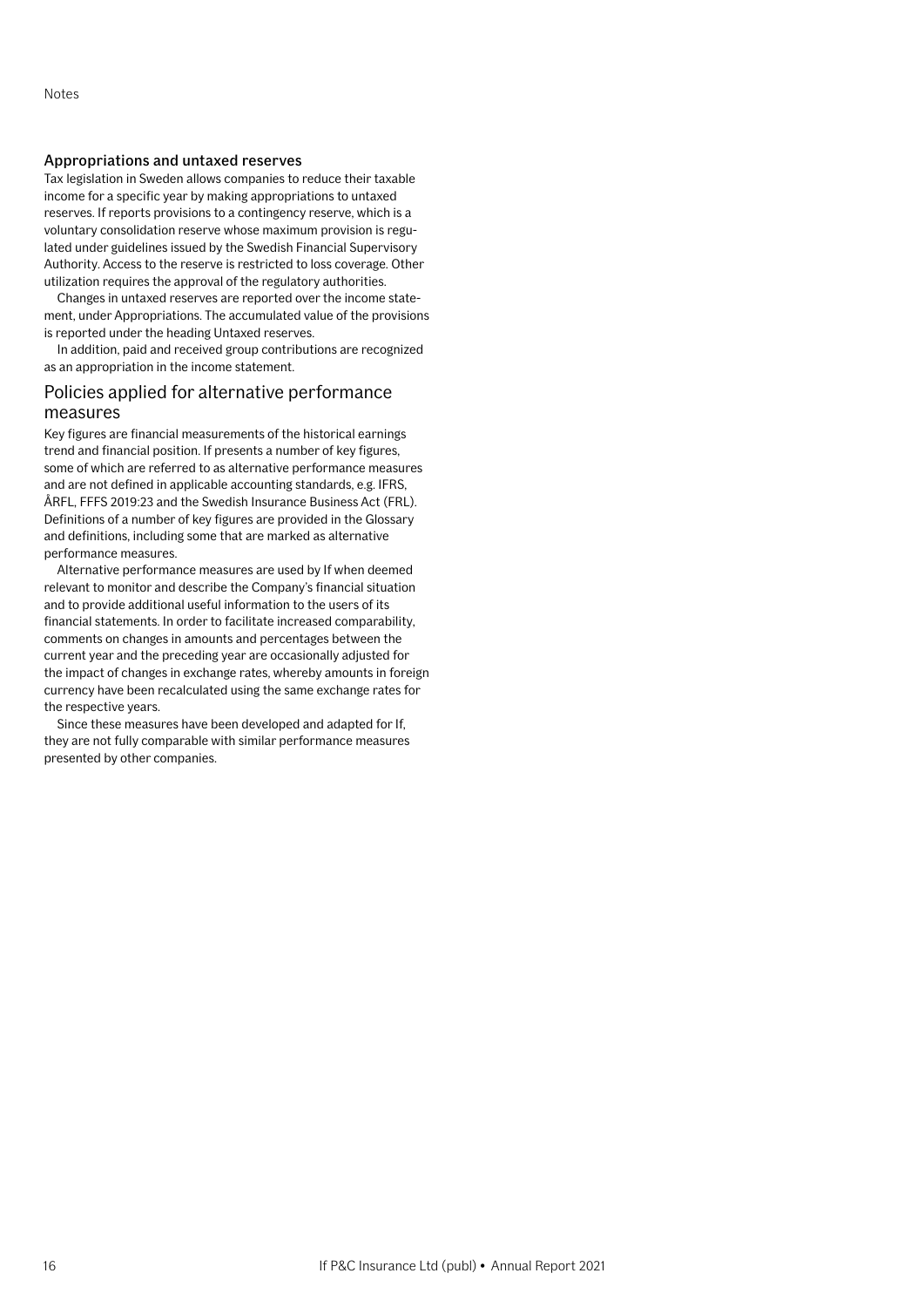### Appropriations and untaxed reserves

Tax legislation in Sweden allows companies to reduce their taxable income for a specific year by making appropriations to untaxed reserves. If reports provisions to a contingency reserve, which is a voluntary consolidation reserve whose maximum provision is regulated under guidelines issued by the Swedish Financial Supervisory Authority. Access to the reserve is restricted to loss coverage. Other utilization requires the approval of the regulatory authorities.

Changes in untaxed reserves are reported over the income statement, under Appropriations. The accumulated value of the provisions is reported under the heading Untaxed reserves.

In addition, paid and received group contributions are recognized as an appropriation in the income statement.

## Policies applied for alternative performance measures

Key figures are financial measurements of the historical earnings trend and financial position. If presents a number of key figures, some of which are referred to as alternative performance measures and are not defined in applicable accounting standards, e.g. IFRS, ÅRFL, FFFS 2019:23 and the Swedish Insurance Business Act (FRL). Definitions of a number of key figures are provided in the Glossary and definitions, including some that are marked as alternative performance measures.

Alternative performance measures are used by If when deemed relevant to monitor and describe the Company's financial situation and to provide additional useful information to the users of its financial statements. In order to facilitate increased comparability, comments on changes in amounts and percentages between the current year and the preceding year are occasionally adjusted for the impact of changes in exchange rates, whereby amounts in foreign currency have been recalculated using the same exchange rates for the respective years.

Since these measures have been developed and adapted for If, they are not fully comparable with similar performance measures presented by other companies.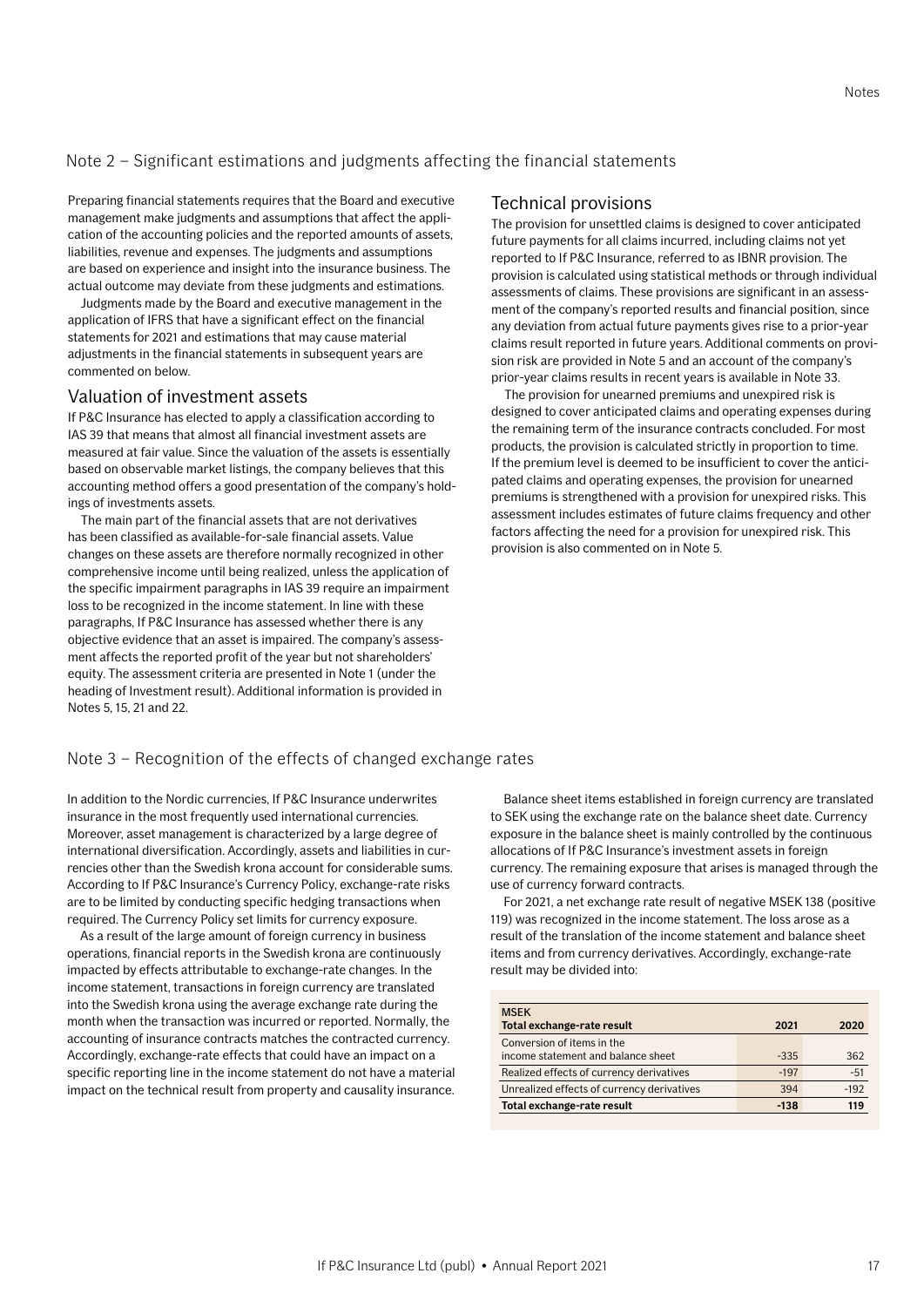## Note 2 – Significant estimations and judgments affecting the financial statements

Preparing financial statements requires that the Board and executive management make judgments and assumptions that affect the application of the accounting policies and the reported amounts of assets, liabilities, revenue and expenses. The judgments and assumptions are based on experience and insight into the insurance business. The actual outcome may deviate from these judgments and estimations.

Judgments made by the Board and executive management in the application of IFRS that have a significant effect on the financial statements for 2021 and estimations that may cause material adjustments in the financial statements in subsequent years are commented on below.

### Valuation of investment assets

If P&C Insurance has elected to apply a classification according to IAS 39 that means that almost all financial investment assets are measured at fair value. Since the valuation of the assets is essentially based on observable market listings, the company believes that this accounting method offers a good presentation of the company's holdings of investments assets.

The main part of the financial assets that are not derivatives has been classified as available-for-sale financial assets. Value changes on these assets are therefore normally recognized in other comprehensive income until being realized, unless the application of the specific impairment paragraphs in IAS 39 require an impairment loss to be recognized in the income statement. In line with these paragraphs, If P&C Insurance has assessed whether there is any objective evidence that an asset is impaired. The company's assessment affects the reported profit of the year but not shareholders' equity. The assessment criteria are presented in Note 1 (under the heading of Investment result). Additional information is provided in Notes 5, 15, 21 and 22.

### Technical provisions

The provision for unsettled claims is designed to cover anticipated future payments for all claims incurred, including claims not yet reported to If P&C Insurance, referred to as IBNR provision. The provision is calculated using statistical methods or through individual assessments of claims. These provisions are significant in an assessment of the company's reported results and financial position, since any deviation from actual future payments gives rise to a prior-year claims result reported in future years. Additional comments on provision risk are provided in Note 5 and an account of the company's prior-year claims results in recent years is available in Note 33.

The provision for unearned premiums and unexpired risk is designed to cover anticipated claims and operating expenses during the remaining term of the insurance contracts concluded. For most products, the provision is calculated strictly in proportion to time. If the premium level is deemed to be insufficient to cover the anticipated claims and operating expenses, the provision for unearned premiums is strengthened with a provision for unexpired risks. This assessment includes estimates of future claims frequency and other factors affecting the need for a provision for unexpired risk. This provision is also commented on in Note 5.

## Note 3 – Recognition of the effects of changed exchange rates

In addition to the Nordic currencies, If P&C Insurance underwrites insurance in the most frequently used international currencies. Moreover, asset management is characterized by a large degree of international diversification. Accordingly, assets and liabilities in currencies other than the Swedish krona account for considerable sums. According to If P&C Insurance's Currency Policy, exchange-rate risks are to be limited by conducting specific hedging transactions when required. The Currency Policy set limits for currency exposure.

As a result of the large amount of foreign currency in business operations, financial reports in the Swedish krona are continuously impacted by effects attributable to exchange-rate changes. In the income statement, transactions in foreign currency are translated into the Swedish krona using the average exchange rate during the month when the transaction was incurred or reported. Normally, the accounting of insurance contracts matches the contracted currency. Accordingly, exchange-rate effects that could have an impact on a specific reporting line in the income statement do not have a material impact on the technical result from property and causality insurance.

Balance sheet items established in foreign currency are translated to SEK using the exchange rate on the balance sheet date. Currency exposure in the balance sheet is mainly controlled by the continuous allocations of If P&C Insurance's investment assets in foreign currency. The remaining exposure that arises is managed through the use of currency forward contracts.

For 2021, a net exchange rate result of negative MSEK 138 (positive 119) was recognized in the income statement. The loss arose as a result of the translation of the income statement and balance sheet items and from currency derivatives. Accordingly, exchange-rate result may be divided into:

| MSEK<br>**Total exchange-rate result** | **2021** | **2020** |
|---|---|---|
| Conversion of items in the income statement and balance sheet | -335 | 362 |
| Realized effects of currency derivatives | -197 | -51 |
| Unrealized effects of currency derivatives | 394 | -192 |
| **Total exchange-rate result** | **-138** | **119** |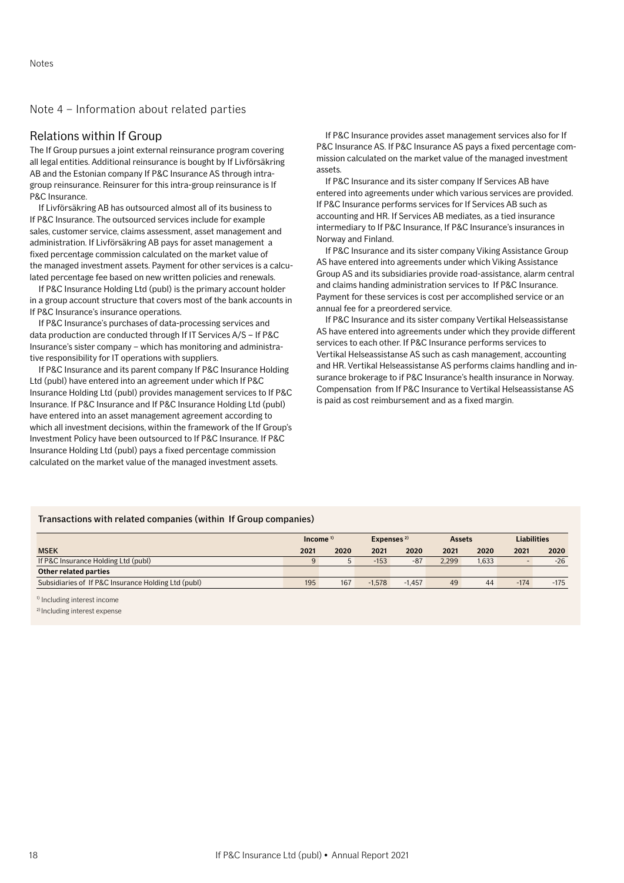Notes

## Note 4 – Information about related parties

### Relations within If Group

The If Group pursues a joint external reinsurance program covering all legal entities. Additional reinsurance is bought by If Livförsäkring AB and the Estonian company If P&C Insurance AS through intra-group reinsurance. Reinsurer for this intra-group reinsurance is If P&C Insurance.

If Livförsäkring AB has outsourced almost all of its business to If P&C Insurance. The outsourced services include for example sales, customer service, claims assessment, asset management and administration. If Livförsäkring AB pays for asset management a fixed percentage commission calculated on the market value of the managed investment assets. Payment for other services is a calculated percentage fee based on new written policies and renewals.

If P&C Insurance Holding Ltd (publ) is the primary account holder in a group account structure that covers most of the bank accounts in If P&C Insurance's insurance operations.

If P&C Insurance's purchases of data-processing services and data production are conducted through If IT Services A/S – If P&C Insurance's sister company – which has monitoring and administrative responsibility for IT operations with suppliers.

If P&C Insurance and its parent company If P&C Insurance Holding Ltd (publ) have entered into an agreement under which If P&C Insurance Holding Ltd (publ) provides management services to If P&C Insurance. If P&C Insurance and If P&C Insurance Holding Ltd (publ) have entered into an asset management agreement according to which all investment decisions, within the framework of the If Group's Investment Policy have been outsourced to If P&C Insurance. If P&C Insurance Holding Ltd (publ) pays a fixed percentage commission calculated on the market value of the managed investment assets.

If P&C Insurance provides asset management services also for If P&C Insurance AS. If P&C Insurance AS pays a fixed percentage commission calculated on the market value of the managed investment assets.

If P&C Insurance and its sister company If Services AB have entered into agreements under which various services are provided. If P&C Insurance performs services for If Services AB such as accounting and HR. If Services AB mediates, as a tied insurance intermediary to If P&C Insurance, If P&C Insurance's insurances in Norway and Finland.

If P&C Insurance and its sister company Viking Assistance Group AS have entered into agreements under which Viking Assistance Group AS and its subsidiaries provide road-assistance, alarm central and claims handing administration services to If P&C Insurance. Payment for these services is cost per accomplished service or an annual fee for a preordered service.

If P&C Insurance and its sister company Vertikal Helseassistanse AS have entered into agreements under which they provide different services to each other. If P&C Insurance performs services to Vertikal Helseassistanse AS such as cash management, accounting and HR. Vertikal Helseassistanse AS performs claims handling and insurance brokerage to if P&C Insurance's health insurance in Norway. Compensation from If P&C Insurance to Vertikal Helseassistanse AS is paid as cost reimbursement and as a fixed margin.

**Transactions with related companies (within If Group companies)**

| | Income [1] | | Expenses [2] | | Assets | | Liabilities | |
|---|---|---|---|---|---|---|---|---|
| **MSEK** | **2021** | **2020** | **2021** | **2020** | **2021** | **2020** | **2021** | **2020** |
| If P&C Insurance Holding Ltd (publ) | 9 | 5 | -153 | -87 | 2,299 | 1,633 | - | -26 |
| **Other related parties** | | | | | | | | |
| Subsidiaries of If P&C Insurance Holding Ltd (publ) | 195 | 167 | -1,578 | -1,457 | 49 | 44 | -174 | -175 |

[1] Including interest income

[2] Including interest expense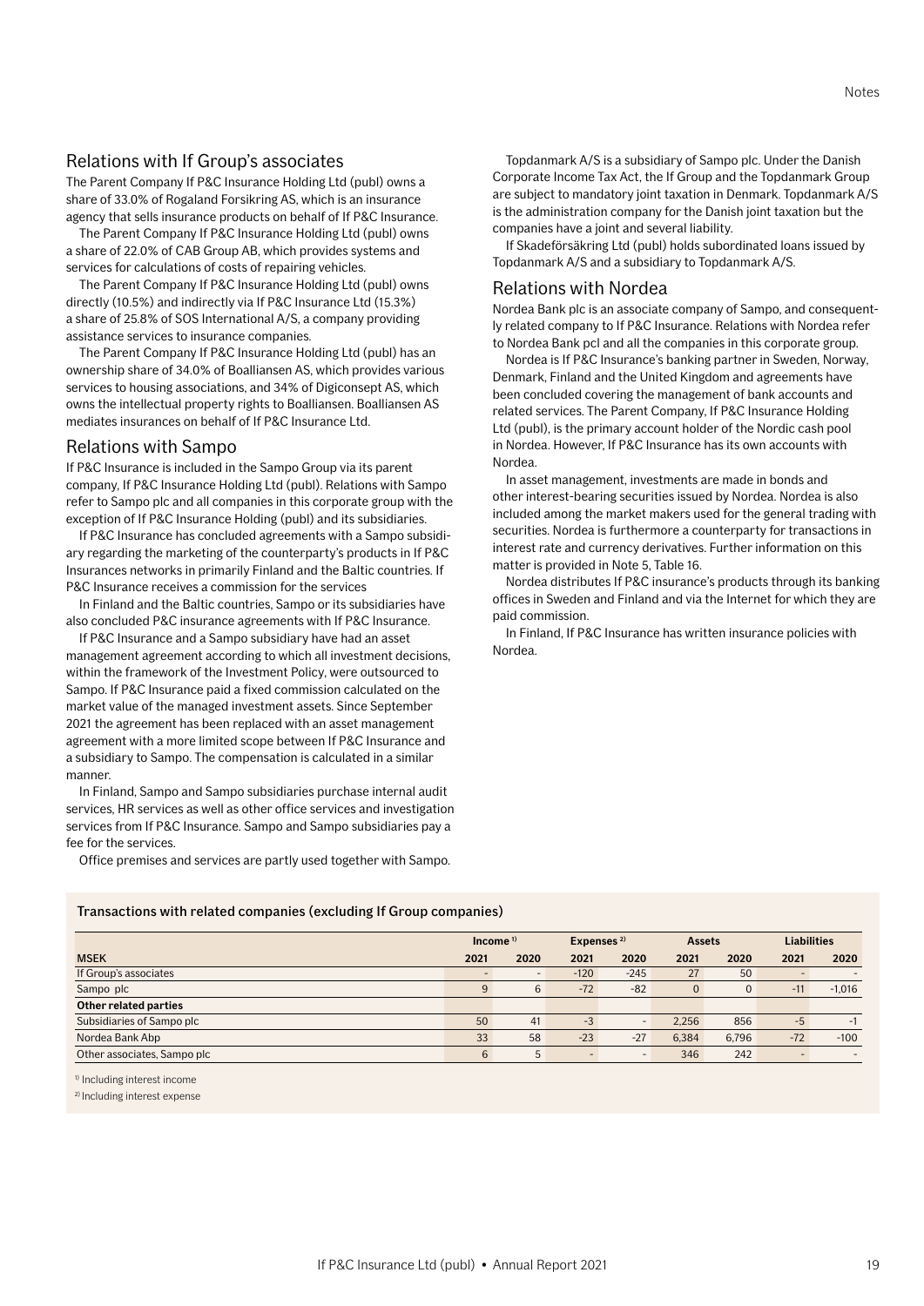## Relations with If Group's associates

The Parent Company If P&C Insurance Holding Ltd (publ) owns a share of 33.0% of Rogaland Forsikring AS, which is an insurance agency that sells insurance products on behalf of If P&C Insurance.

The Parent Company If P&C Insurance Holding Ltd (publ) owns a share of 22.0% of CAB Group AB, which provides systems and services for calculations of costs of repairing vehicles.

The Parent Company If P&C Insurance Holding Ltd (publ) owns directly (10.5%) and indirectly via If P&C Insurance Ltd (15.3%) a share of 25.8% of SOS International A/S, a company providing assistance services to insurance companies.

The Parent Company If P&C Insurance Holding Ltd (publ) has an ownership share of 34.0% of Boalliansen AS, which provides various services to housing associations, and 34% of Digiconsept AS, which owns the intellectual property rights to Boalliansen. Boalliansen AS mediates insurances on behalf of If P&C Insurance Ltd.

## Relations with Sampo

If P&C Insurance is included in the Sampo Group via its parent company, If P&C Insurance Holding Ltd (publ). Relations with Sampo refer to Sampo plc and all companies in this corporate group with the exception of If P&C Insurance Holding (publ) and its subsidiaries.

If P&C Insurance has concluded agreements with a Sampo subsidiary regarding the marketing of the counterparty's products in If P&C Insurances networks in primarily Finland and the Baltic countries. If P&C Insurance receives a commission for the services

In Finland and the Baltic countries, Sampo or its subsidiaries have also concluded P&C insurance agreements with If P&C Insurance.

If P&C Insurance and a Sampo subsidiary have had an asset management agreement according to which all investment decisions, within the framework of the Investment Policy, were outsourced to Sampo. If P&C Insurance paid a fixed commission calculated on the market value of the managed investment assets. Since September 2021 the agreement has been replaced with an asset management agreement with a more limited scope between If P&C Insurance and a subsidiary to Sampo. The compensation is calculated in a similar manner.

In Finland, Sampo and Sampo subsidiaries purchase internal audit services, HR services as well as other office services and investigation services from If P&C Insurance. Sampo and Sampo subsidiaries pay a fee for the services.

Office premises and services are partly used together with Sampo.

Topdanmark A/S is a subsidiary of Sampo plc. Under the Danish Corporate Income Tax Act, the If Group and the Topdanmark Group are subject to mandatory joint taxation in Denmark. Topdanmark A/S is the administration company for the Danish joint taxation but the companies have a joint and several liability.

If Skadeförsäkring Ltd (publ) holds subordinated loans issued by Topdanmark A/S and a subsidiary to Topdanmark A/S.

## Relations with Nordea

Nordea Bank plc is an associate company of Sampo, and consequently related company to If P&C Insurance. Relations with Nordea refer to Nordea Bank pcl and all the companies in this corporate group.

Nordea is If P&C Insurance's banking partner in Sweden, Norway, Denmark, Finland and the United Kingdom and agreements have been concluded covering the management of bank accounts and related services. The Parent Company, If P&C Insurance Holding Ltd (publ), is the primary account holder of the Nordic cash pool in Nordea. However, If P&C Insurance has its own accounts with Nordea.

In asset management, investments are made in bonds and other interest-bearing securities issued by Nordea. Nordea is also included among the market makers used for the general trading with securities. Nordea is furthermore a counterparty for transactions in interest rate and currency derivatives. Further information on this matter is provided in Note 5, Table 16.

Nordea distributes If P&C insurance's products through its banking offices in Sweden and Finland and via the Internet for which they are paid commission.

In Finland, If P&C Insurance has written insurance policies with Nordea.

**Transactions with related companies (excluding If Group companies)**

| | Income [1] | | Expenses [2] | | Assets | | Liabilities | |
|---|---|---|---|---|---|---|---|---|
| **MSEK** | **2021** | **2020** | **2021** | **2020** | **2021** | **2020** | **2021** | **2020** |
| If Group's associates | - | - | -120 | -245 | 27 | 50 | - | - |
| Sampo plc | 9 | 6 | -72 | -82 | 0 | 0 | -11 | -1,016 |
| **Other related parties** | | | | | | | | |
| Subsidiaries of Sampo plc | 50 | 41 | -3 | - | 2,256 | 856 | -5 | -1 |
| Nordea Bank Abp | 33 | 58 | -23 | -27 | 6,384 | 6,796 | -72 | -100 |
| Other associates, Sampo plc | 6 | 5 | - | - | 346 | 242 | - | - |

[1] Including interest income

[2] Including interest expense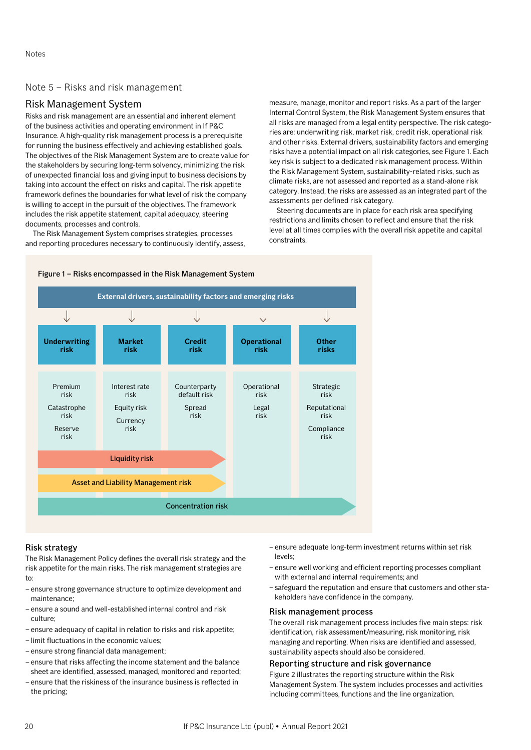Notes

## Note 5 – Risks and risk management

### Risk Management System

Risks and risk management are an essential and inherent element of the business activities and operating environment in If P&C Insurance. A high-quality risk management process is a prerequisite for running the business effectively and achieving established goals. The objectives of the Risk Management System are to create value for the stakeholders by securing long-term solvency, minimizing the risk of unexpected financial loss and giving input to business decisions by taking into account the effect on risks and capital. The risk appetite framework defines the boundaries for what level of risk the company is willing to accept in the pursuit of the objectives. The framework includes the risk appetite statement, capital adequacy, steering documents, processes and controls.

The Risk Management System comprises strategies, processes and reporting procedures necessary to continuously identify, assess, measure, manage, monitor and report risks. As a part of the larger Internal Control System, the Risk Management System ensures that all risks are managed from a legal entity perspective. The risk categories are: underwriting risk, market risk, credit risk, operational risk and other risks. External drivers, sustainability factors and emerging risks have a potential impact on all risk categories, see Figure 1. Each key risk is subject to a dedicated risk management process. Within the Risk Management System, sustainability-related risks, such as climate risks, are not assessed and reported as a stand-alone risk category. Instead, the risks are assessed as an integrated part of the assessments per defined risk category.

Steering documents are in place for each risk area specifying restrictions and limits chosen to reflect and ensure that the risk level at all times complies with the overall risk appetite and capital constraints.

**Figure 1 – Risks encompassed in the Risk Management System**

External drivers, sustainability factors and emerging risks

| Underwriting risk | Market risk | Credit risk | Operational risk | Other risks |
|---|---|---|---|---|
| Premium risk | Interest rate risk | Counterparty default risk | Operational risk | Strategic risk |
| Catastrophe risk | Equity risk | Spread risk | Legal risk | Reputational risk |
| Reserve risk | Currency risk | | | Compliance risk |

Liquidity risk (Underwriting, Market, Credit risk)

Asset and Liability Management risk (Underwriting, Market, Credit risk)

Concentration risk (all risk categories)

### Risk strategy

The Risk Management Policy defines the overall risk strategy and the risk appetite for the main risks. The risk management strategies are to:

- ensure strong governance structure to optimize development and maintenance;
- ensure a sound and well-established internal control and risk culture;
- ensure adequacy of capital in relation to risks and risk appetite;
- limit fluctuations in the economic values;
- ensure strong financial data management;
- ensure that risks affecting the income statement and the balance sheet are identified, assessed, managed, monitored and reported;
- ensure that the riskiness of the insurance business is reflected in the pricing;
- ensure adequate long-term investment returns within set risk levels;
- ensure well working and efficient reporting processes compliant with external and internal requirements; and
- safeguard the reputation and ensure that customers and other stakeholders have confidence in the company.

### Risk management process

The overall risk management process includes five main steps: risk identification, risk assessment/measuring, risk monitoring, risk managing and reporting. When risks are identified and assessed, sustainability aspects should also be considered.

### Reporting structure and risk governance

Figure 2 illustrates the reporting structure within the Risk Management System. The system includes processes and activities including committees, functions and the line organization.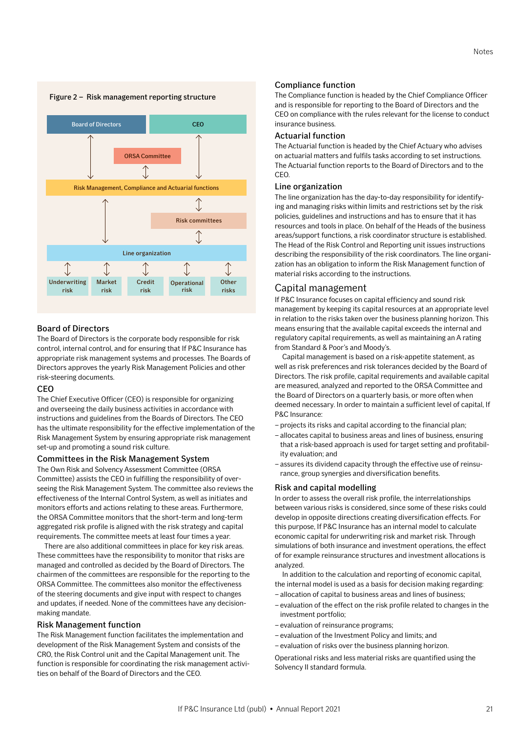Figure 2 – Risk management reporting structure

Board of Directors | CEO | ORSA Committee | Risk Management, Compliance and Actuarial functions | Risk committees | Line organization | Underwriting risk | Market risk | Credit risk | Operational risk | Other risks

## Board of Directors

The Board of Directors is the corporate body responsible for risk control, internal control, and for ensuring that If P&C Insurance has appropriate risk management systems and processes. The Boards of Directors approves the yearly Risk Management Policies and other risk-steering documents.

## CEO

The Chief Executive Officer (CEO) is responsible for organizing and overseeing the daily business activities in accordance with instructions and guidelines from the Boards of Directors. The CEO has the ultimate responsibility for the effective implementation of the Risk Management System by ensuring appropriate risk management set-up and promoting a sound risk culture.

## Committees in the Risk Management System

The Own Risk and Solvency Assessment Committee (ORSA Committee) assists the CEO in fulfilling the responsibility of overseeing the Risk Management System. The committee also reviews the effectiveness of the Internal Control System, as well as initiates and monitors efforts and actions relating to these areas. Furthermore, the ORSA Committee monitors that the short-term and long-term aggregated risk profile is aligned with the risk strategy and capital requirements. The committee meets at least four times a year.

There are also additional committees in place for key risk areas. These committees have the responsibility to monitor that risks are managed and controlled as decided by the Board of Directors. The chairmen of the committees are responsible for the reporting to the ORSA Committee. The committees also monitor the effectiveness of the steering documents and give input with respect to changes and updates, if needed. None of the committees have any decision-making mandate.

## Risk Management function

The Risk Management function facilitates the implementation and development of the Risk Management System and consists of the CRO, the Risk Control unit and the Capital Management unit. The function is responsible for coordinating the risk management activities on behalf of the Board of Directors and the CEO.

## Compliance function

The Compliance function is headed by the Chief Compliance Officer and is responsible for reporting to the Board of Directors and the CEO on compliance with the rules relevant for the license to conduct insurance business.

## Actuarial function

The Actuarial function is headed by the Chief Actuary who advises on actuarial matters and fulfils tasks according to set instructions. The Actuarial function reports to the Board of Directors and to the CEO.

## Line organization

The line organization has the day-to-day responsibility for identifying and managing risks within limits and restrictions set by the risk policies, guidelines and instructions and has to ensure that it has resources and tools in place. On behalf of the Heads of the business areas/support functions, a risk coordinator structure is established. The Head of the Risk Control and Reporting unit issues instructions describing the responsibility of the risk coordinators. The line organization has an obligation to inform the Risk Management function of material risks according to the instructions.

# Capital management

If P&C Insurance focuses on capital efficiency and sound risk management by keeping its capital resources at an appropriate level in relation to the risks taken over the business planning horizon. This means ensuring that the available capital exceeds the internal and regulatory capital requirements, as well as maintaining an A rating from Standard & Poor's and Moody's.

Capital management is based on a risk-appetite statement, as well as risk preferences and risk tolerances decided by the Board of Directors. The risk profile, capital requirements and available capital are measured, analyzed and reported to the ORSA Committee and the Board of Directors on a quarterly basis, or more often when deemed necessary. In order to maintain a sufficient level of capital, If P&C Insurance:

- projects its risks and capital according to the financial plan;
- allocates capital to business areas and lines of business, ensuring that a risk-based approach is used for target setting and profitability evaluation; and
- assures its dividend capacity through the effective use of reinsurance, group synergies and diversification benefits.

## Risk and capital modelling

In order to assess the overall risk profile, the interrelationships between various risks is considered, since some of these risks could develop in opposite directions creating diversification effects. For this purpose, If P&C Insurance has an internal model to calculate economic capital for underwriting risk and market risk. Through simulations of both insurance and investment operations, the effect of for example reinsurance structures and investment allocations is analyzed.

In addition to the calculation and reporting of economic capital, the internal model is used as a basis for decision making regarding:

- allocation of capital to business areas and lines of business;
- evaluation of the effect on the risk profile related to changes in the investment portfolio;
- evaluation of reinsurance programs;
- evaluation of the Investment Policy and limits; and
- evaluation of risks over the business planning horizon.

Operational risks and less material risks are quantified using the Solvency II standard formula.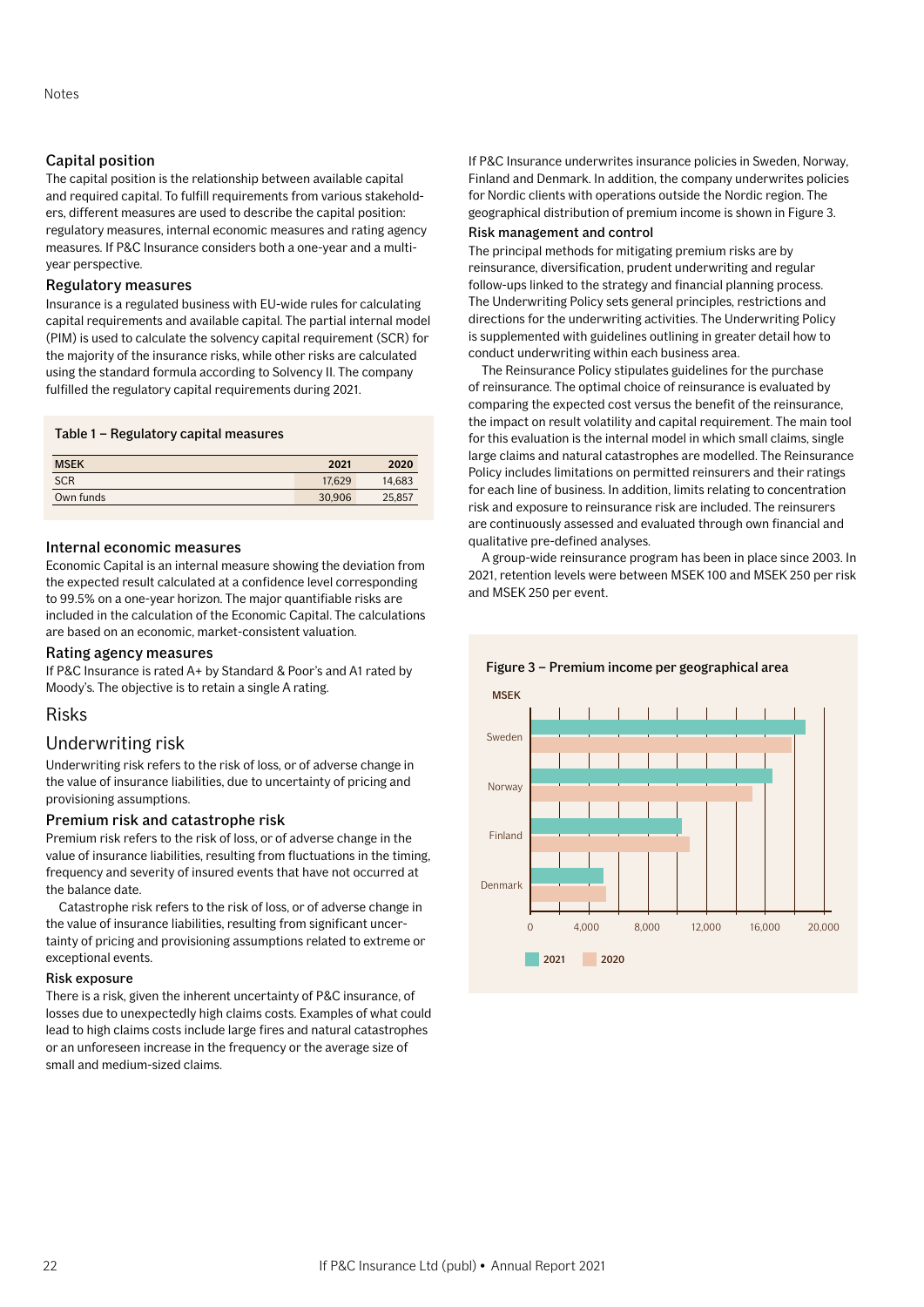## Capital position

The capital position is the relationship between available capital and required capital. To fulfill requirements from various stakeholders, different measures are used to describe the capital position: regulatory measures, internal economic measures and rating agency measures. If P&C Insurance considers both a one-year and a multi-year perspective.

### Regulatory measures

Insurance is a regulated business with EU-wide rules for calculating capital requirements and available capital. The partial internal model (PIM) is used to calculate the solvency capital requirement (SCR) for the majority of the insurance risks, while other risks are calculated using the standard formula according to Solvency II. The company fulfilled the regulatory capital requirements during 2021.

**Table 1 – Regulatory capital measures**

| MSEK | 2021 | 2020 |
|---|---|---|
| SCR | 17,629 | 14,683 |
| Own funds | 30,906 | 25,857 |

### Internal economic measures

Economic Capital is an internal measure showing the deviation from the expected result calculated at a confidence level corresponding to 99.5% on a one-year horizon. The major quantifiable risks are included in the calculation of the Economic Capital. The calculations are based on an economic, market-consistent valuation.

### Rating agency measures

If P&C Insurance is rated A+ by Standard & Poor's and A1 rated by Moody's. The objective is to retain a single A rating.

## Risks

## Underwriting risk

Underwriting risk refers to the risk of loss, or of adverse change in the value of insurance liabilities, due to uncertainty of pricing and provisioning assumptions.

### Premium risk and catastrophe risk

Premium risk refers to the risk of loss, or of adverse change in the value of insurance liabilities, resulting from fluctuations in the timing, frequency and severity of insured events that have not occurred at the balance date.

Catastrophe risk refers to the risk of loss, or of adverse change in the value of insurance liabilities, resulting from significant uncertainty of pricing and provisioning assumptions related to extreme or exceptional events.

#### Risk exposure

There is a risk, given the inherent uncertainty of P&C insurance, of losses due to unexpectedly high claims costs. Examples of what could lead to high claims costs include large fires and natural catastrophes or an unforeseen increase in the frequency or the average size of small and medium-sized claims.

If P&C Insurance underwrites insurance policies in Sweden, Norway, Finland and Denmark. In addition, the company underwrites policies for Nordic clients with operations outside the Nordic region. The geographical distribution of premium income is shown in Figure 3.

### Risk management and control

The principal methods for mitigating premium risks are by reinsurance, diversification, prudent underwriting and regular follow-ups linked to the strategy and financial planning process. The Underwriting Policy sets general principles, restrictions and directions for the underwriting activities. The Underwriting Policy is supplemented with guidelines outlining in greater detail how to conduct underwriting within each business area.

The Reinsurance Policy stipulates guidelines for the purchase of reinsurance. The optimal choice of reinsurance is evaluated by comparing the expected cost versus the benefit of the reinsurance, the impact on result volatility and capital requirement. The main tool for this evaluation is the internal model in which small claims, single large claims and natural catastrophes are modelled. The Reinsurance Policy includes limitations on permitted reinsurers and their ratings for each line of business. In addition, limits relating to concentration risk and exposure to reinsurance risk are included. The reinsurers are continuously assessed and evaluated through own financial and qualitative pre-defined analyses.

A group-wide reinsurance program has been in place since 2003. In 2021, retention levels were between MSEK 100 and MSEK 250 per risk and MSEK 250 per event.

**Figure 3 – Premium income per geographical area**

MSEK

Sweden, Norway, Finland, Denmark

0, 4,000, 8,000, 12,000, 16,000, 20,000

2021, 2020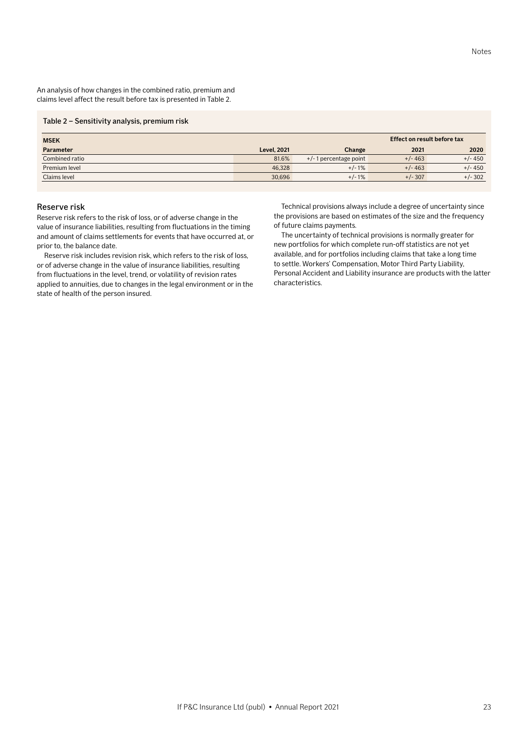An analysis of how changes in the combined ratio, premium and claims level affect the result before tax is presented in Table 2.

**Table 2 – Sensitivity analysis, premium risk**

| MSEK | | | Effect on result before tax | |
|---|---|---|---|---|
| **Parameter** | **Level, 2021** | **Change** | **2021** | **2020** |
| Combined ratio | 81.6% | +/- 1 percentage point | +/- 463 | +/- 450 |
| Premium level | 46,328 | +/- 1% | +/- 463 | +/- 450 |
| Claims level | 30,696 | +/- 1% | +/- 307 | +/- 302 |

## Reserve risk

Reserve risk refers to the risk of loss, or of adverse change in the value of insurance liabilities, resulting from fluctuations in the timing and amount of claims settlements for events that have occurred at, or prior to, the balance date.

Reserve risk includes revision risk, which refers to the risk of loss, or of adverse change in the value of insurance liabilities, resulting from fluctuations in the level, trend, or volatility of revision rates applied to annuities, due to changes in the legal environment or in the state of health of the person insured.

Technical provisions always include a degree of uncertainty since the provisions are based on estimates of the size and the frequency of future claims payments.

The uncertainty of technical provisions is normally greater for new portfolios for which complete run-off statistics are not yet available, and for portfolios including claims that take a long time to settle. Workers' Compensation, Motor Third Party Liability, Personal Accident and Liability insurance are products with the latter characteristics.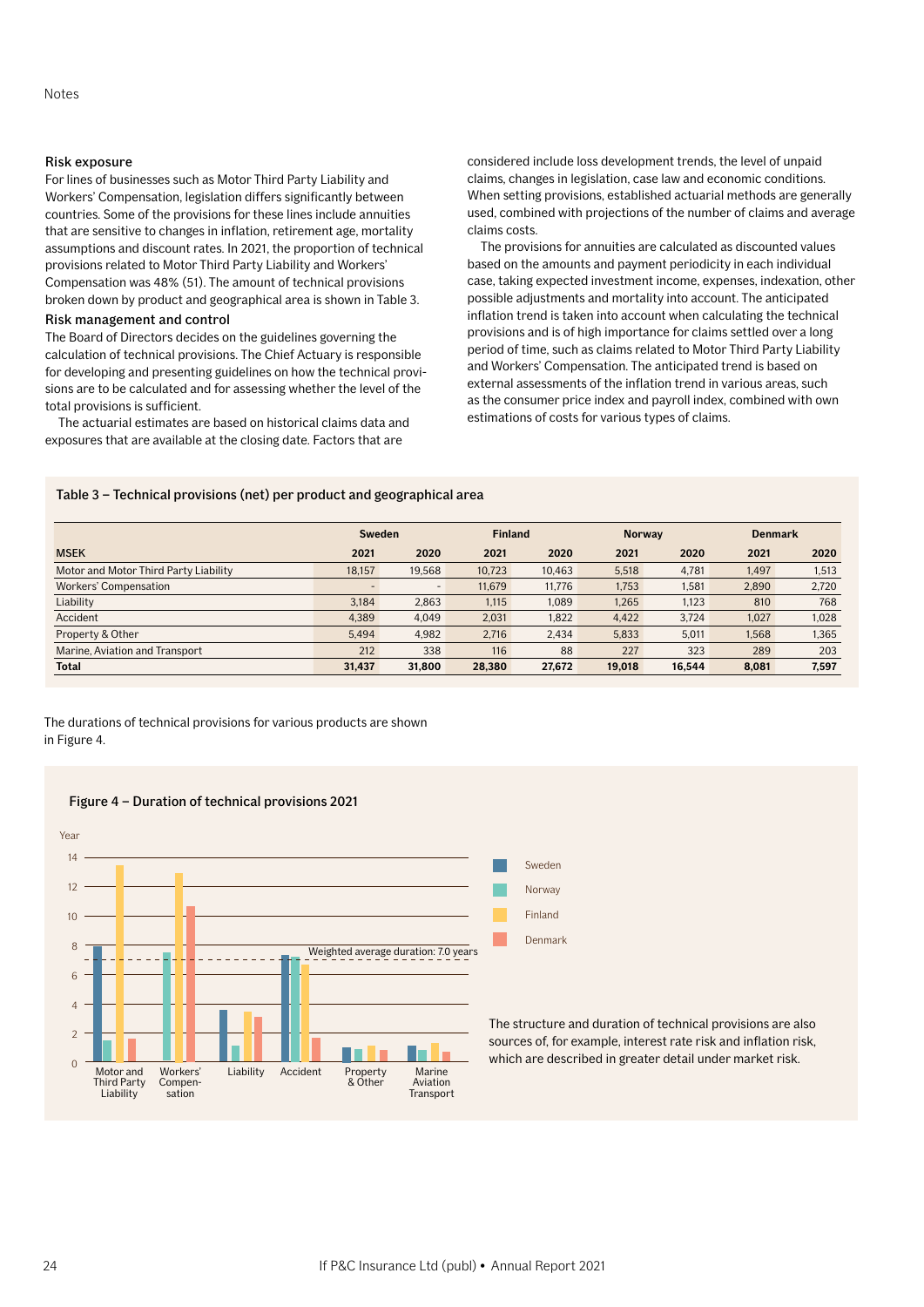### Risk exposure

For lines of businesses such as Motor Third Party Liability and Workers' Compensation, legislation differs significantly between countries. Some of the provisions for these lines include annuities that are sensitive to changes in inflation, retirement age, mortality assumptions and discount rates. In 2021, the proportion of technical provisions related to Motor Third Party Liability and Workers' Compensation was 48% (51). The amount of technical provisions broken down by product and geographical area is shown in Table 3.

### Risk management and control

The Board of Directors decides on the guidelines governing the calculation of technical provisions. The Chief Actuary is responsible for developing and presenting guidelines on how the technical provisions are to be calculated and for assessing whether the level of the total provisions is sufficient.

The actuarial estimates are based on historical claims data and exposures that are available at the closing date. Factors that are considered include loss development trends, the level of unpaid claims, changes in legislation, case law and economic conditions. When setting provisions, established actuarial methods are generally used, combined with projections of the number of claims and average claims costs.

The provisions for annuities are calculated as discounted values based on the amounts and payment periodicity in each individual case, taking expected investment income, expenses, indexation, other possible adjustments and mortality into account. The anticipated inflation trend is taken into account when calculating the technical provisions and is of high importance for claims settled over a long period of time, such as claims related to Motor Third Party Liability and Workers' Compensation. The anticipated trend is based on external assessments of the inflation trend in various areas, such as the consumer price index and payroll index, combined with own estimations of costs for various types of claims.

**Table 3 – Technical provisions (net) per product and geographical area**

| | Sweden | | Finland | | Norway | | Denmark | |
|---|---|---|---|---|---|---|---|---|
| **MSEK** | **2021** | **2020** | **2021** | **2020** | **2021** | **2020** | **2021** | **2020** |
| Motor and Motor Third Party Liability | 18,157 | 19,568 | 10,723 | 10,463 | 5,518 | 4,781 | 1,497 | 1,513 |
| Workers' Compensation | - | - | 11,679 | 11,776 | 1,753 | 1,581 | 2,890 | 2,720 |
| Liability | 3,184 | 2,863 | 1,115 | 1,089 | 1,265 | 1,123 | 810 | 768 |
| Accident | 4,389 | 4,049 | 2,031 | 1,822 | 4,422 | 3,724 | 1,027 | 1,028 |
| Property & Other | 5,494 | 4,982 | 2,716 | 2,434 | 5,833 | 5,011 | 1,568 | 1,365 |
| Marine, Aviation and Transport | 212 | 338 | 116 | 88 | 227 | 323 | 289 | 203 |
| **Total** | **31,437** | **31,800** | **28,380** | **27,672** | **19,018** | **16,544** | **8,081** | **7,597** |

The durations of technical provisions for various products are shown in Figure 4.

**Figure 4 – Duration of technical provisions 2021**

The structure and duration of technical provisions are also sources of, for example, interest rate risk and inflation risk, which are described in greater detail under market risk.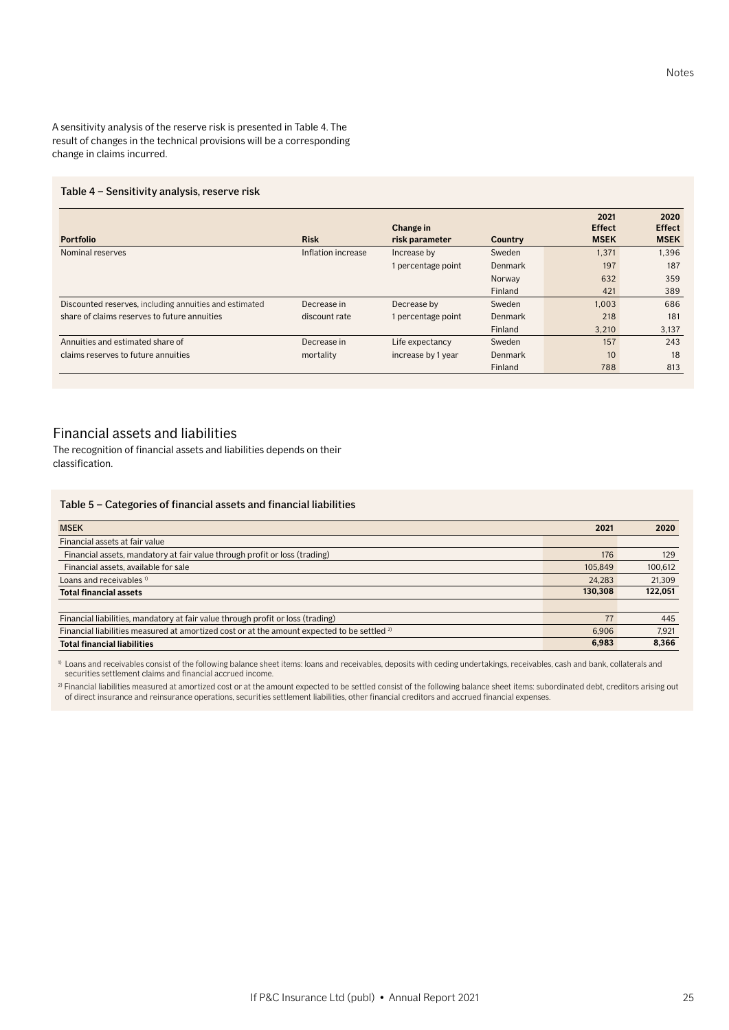A sensitivity analysis of the reserve risk is presented in Table 4. The result of changes in the technical provisions will be a corresponding change in claims incurred.

### Table 4 – Sensitivity analysis, reserve risk

| Portfolio | Risk | Change in risk parameter | Country | 2021 Effect MSEK | 2020 Effect MSEK |
|---|---|---|---|---|---|
| Nominal reserves | Inflation increase | Increase by 1 percentage point | Sweden | 1,371 | 1,396 |
| | | | Denmark | 197 | 187 |
| | | | Norway | 632 | 359 |
| | | | Finland | 421 | 389 |
| Discounted reserves, including annuities and estimated share of claims reserves to future annuities | Decrease in discount rate | Decrease by 1 percentage point | Sweden | 1,003 | 686 |
| | | | Denmark | 218 | 181 |
| | | | Finland | 3,210 | 3,137 |
| Annuities and estimated share of claims reserves to future annuities | Decrease in mortality | Life expectancy increase by 1 year | Sweden | 157 | 243 |
| | | | Denmark | 10 | 18 |
| | | | Finland | 788 | 813 |

## Financial assets and liabilities

The recognition of financial assets and liabilities depends on their classification.

### Table 5 – Categories of financial assets and financial liabilities

| MSEK | 2021 | 2020 |
|---|---|---|
| Financial assets at fair value | | |
| Financial assets, mandatory at fair value through profit or loss (trading) | 176 | 129 |
| Financial assets, available for sale | 105,849 | 100,612 |
| Loans and receivables [1] | 24,283 | 21,309 |
| **Total financial assets** | **130,308** | **122,051** |
| | | |
| Financial liabilities, mandatory at fair value through profit or loss (trading) | 77 | 445 |
| Financial liabilities measured at amortized cost or at the amount expected to be settled [2] | 6,906 | 7,921 |
| **Total financial liabilities** | **6,983** | **8,366** |

[1] Loans and receivables consist of the following balance sheet items: loans and receivables, deposits with ceding undertakings, receivables, cash and bank, collaterals and securities settlement claims and financial accrued income.

[2] Financial liabilities measured at amortized cost or at the amount expected to be settled consist of the following balance sheet items: subordinated debt, creditors arising out of direct insurance and reinsurance operations, securities settlement liabilities, other financial creditors and accrued financial expenses.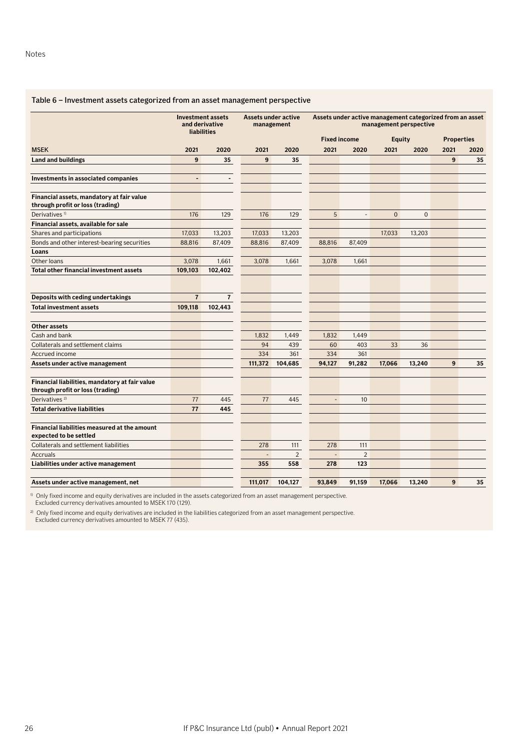## Table 6 – Investment assets categorized from an asset management perspective

| MSEK | Investment assets and derivative liabilities | | Assets under active management | | Assets under active management categorized from an asset management perspective | | | | | |
|---|---|---|---|---|---|---|---|---|---|---|
| | | | | | Fixed income | | Equity | | Properties | |
| | 2021 | 2020 | 2021 | 2020 | 2021 | 2020 | 2021 | 2020 | 2021 | 2020 |
| **Land and buildings** | **9** | **35** | **9** | **35** | | | | | **9** | **35** |
| **Investments in associated companies** | **-** | **-** | | | | | | | | |
| **Financial assets, mandatory at fair value through profit or loss (trading)** | | | | | | | | | | |
| Derivatives [1] | 176 | 129 | 176 | 129 | 5 | - | 0 | 0 | | |
| **Financial assets, available for sale** | | | | | | | | | | |
| Shares and participations | 17,033 | 13,203 | 17,033 | 13,203 | | | 17,033 | 13,203 | | |
| Bonds and other interest-bearing securities | 88,816 | 87,409 | 88,816 | 87,409 | 88,816 | 87,409 | | | | |
| **Loans** | | | | | | | | | | |
| Other loans | 3,078 | 1,661 | 3,078 | 1,661 | 3,078 | 1,661 | | | | |
| **Total other financial investment assets** | **109,103** | **102,402** | | | | | | | | |
| **Deposits with ceding undertakings** | **7** | **7** | | | | | | | | |
| **Total investment assets** | **109,118** | **102,443** | | | | | | | | |
| **Other assets** | | | | | | | | | | |
| Cash and bank | | | 1,832 | 1,449 | 1,832 | 1,449 | | | | |
| Collaterals and settlement claims | | | 94 | 439 | 60 | 403 | 33 | 36 | | |
| Accrued income | | | 334 | 361 | 334 | 361 | | | | |
| **Assets under active management** | | | **111,372** | **104,685** | **94,127** | **91,282** | **17,066** | **13,240** | **9** | **35** |
| **Financial liabilities, mandatory at fair value through profit or loss (trading)** | | | | | | | | | | |
| Derivatives [2] | 77 | 445 | 77 | 445 | - | 10 | | | | |
| **Total derivative liabilities** | **77** | **445** | | | | | | | | |
| **Financial liabilities measured at the amount expected to be settled** | | | | | | | | | | |
| Collaterals and settlement liabilities | | | 278 | 111 | 278 | 111 | | | | |
| Accruals | | | - | 2 | - | 2 | | | | |
| **Liabilities under active management** | | | **355** | **558** | **278** | **123** | | | | |
| **Assets under active management, net** | | | **111,017** | **104,127** | **93,849** | **91,159** | **17,066** | **13,240** | **9** | **35** |

[1] Only fixed income and equity derivatives are included in the assets categorized from an asset management perspective. Excluded currency derivatives amounted to MSEK 170 (129).

[2] Only fixed income and equity derivatives are included in the liabilities categorized from an asset management perspective. Excluded currency derivatives amounted to MSEK 77 (435).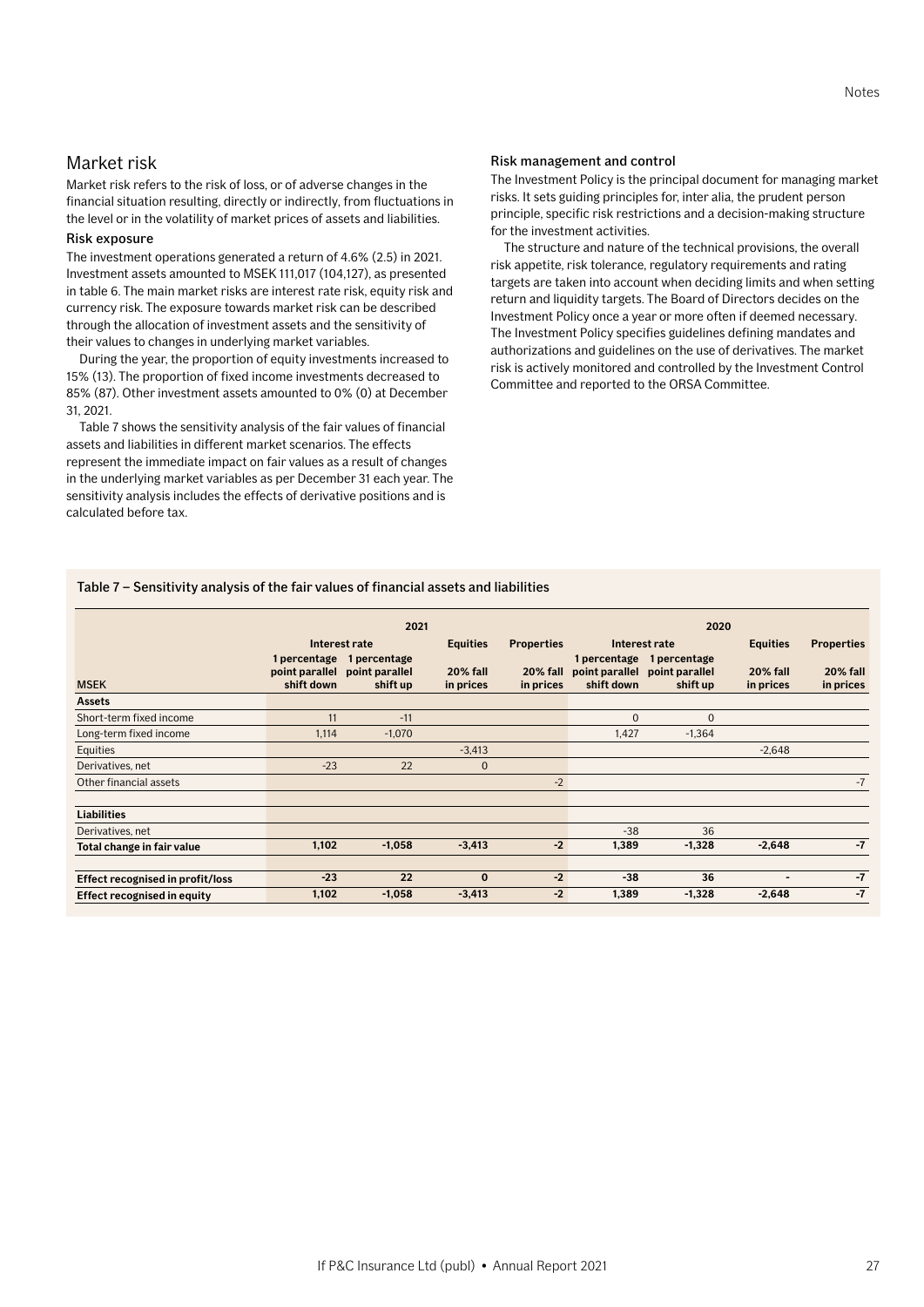## Market risk

Market risk refers to the risk of loss, or of adverse changes in the financial situation resulting, directly or indirectly, from fluctuations in the level or in the volatility of market prices of assets and liabilities.

### Risk exposure

The investment operations generated a return of 4.6% (2.5) in 2021. Investment assets amounted to MSEK 111,017 (104,127), as presented in table 6. The main market risks are interest rate risk, equity risk and currency risk. The exposure towards market risk can be described through the allocation of investment assets and the sensitivity of their values to changes in underlying market variables.

During the year, the proportion of equity investments increased to 15% (13). The proportion of fixed income investments decreased to 85% (87). Other investment assets amounted to 0% (0) at December 31, 2021.

Table 7 shows the sensitivity analysis of the fair values of financial assets and liabilities in different market scenarios. The effects represent the immediate impact on fair values as a result of changes in the underlying market variables as per December 31 each year. The sensitivity analysis includes the effects of derivative positions and is calculated before tax.

### Risk management and control

The Investment Policy is the principal document for managing market risks. It sets guiding principles for, inter alia, the prudent person principle, specific risk restrictions and a decision-making structure for the investment activities.

The structure and nature of the technical provisions, the overall risk appetite, risk tolerance, regulatory requirements and rating targets are taken into account when deciding limits and when setting return and liquidity targets. The Board of Directors decides on the Investment Policy once a year or more often if deemed necessary. The Investment Policy specifies guidelines defining mandates and authorizations and guidelines on the use of derivatives. The market risk is actively monitored and controlled by the Investment Control Committee and reported to the ORSA Committee.

**Table 7 – Sensitivity analysis of the fair values of financial assets and liabilities**

| | 2021 | | | | 2020 | | | |
|---|---|---|---|---|---|---|---|---|
| | Interest rate | | Equities | Properties | Interest rate | | Equities | Properties |
| MSEK | 1 percentage point parallel shift down | 1 percentage point parallel shift up | 20% fall in prices | 20% fall in prices | 1 percentage point parallel shift down | 1 percentage point parallel shift up | 20% fall in prices | 20% fall in prices |
| **Assets** | | | | | | | | |
| Short-term fixed income | 11 | -11 | | | 0 | 0 | | |
| Long-term fixed income | 1,114 | -1,070 | | | 1,427 | -1,364 | | |
| Equities | | | -3,413 | | | | -2,648 | |
| Derivatives, net | -23 | 22 | 0 | | | | | |
| Other financial assets | | | | -2 | | | | -7 |
| | | | | | | | | |
| **Liabilities** | | | | | | | | |
| Derivatives, net | | | | | -38 | 36 | | |
| **Total change in fair value** | **1,102** | **-1,058** | **-3,413** | **-2** | **1,389** | **-1,328** | **-2,648** | **-7** |
| | | | | | | | | |
| **Effect recognised in profit/loss** | **-23** | **22** | **0** | **-2** | **-38** | **36** | **-** | **-7** |
| **Effect recognised in equity** | **1,102** | **-1,058** | **-3,413** | **-2** | **1,389** | **-1,328** | **-2,648** | **-7** |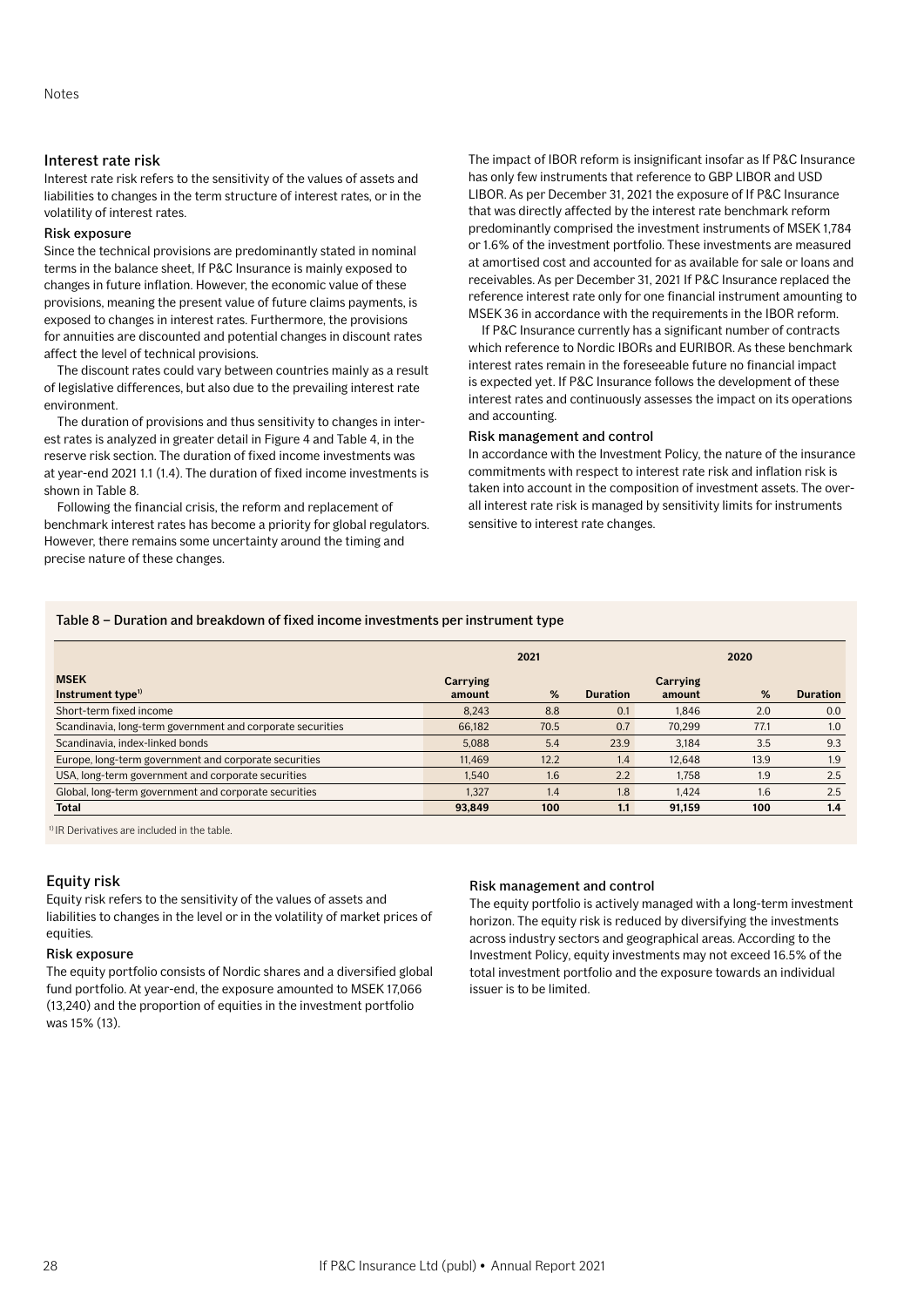## Interest rate risk

Interest rate risk refers to the sensitivity of the values of assets and liabilities to changes in the term structure of interest rates, or in the volatility of interest rates.

### Risk exposure

Since the technical provisions are predominantly stated in nominal terms in the balance sheet, If P&C Insurance is mainly exposed to changes in future inflation. However, the economic value of these provisions, meaning the present value of future claims payments, is exposed to changes in interest rates. Furthermore, the provisions for annuities are discounted and potential changes in discount rates affect the level of technical provisions.

The discount rates could vary between countries mainly as a result of legislative differences, but also due to the prevailing interest rate environment.

The duration of provisions and thus sensitivity to changes in interest rates is analyzed in greater detail in Figure 4 and Table 4, in the reserve risk section. The duration of fixed income investments was at year-end 2021 1.1 (1.4). The duration of fixed income investments is shown in Table 8.

Following the financial crisis, the reform and replacement of benchmark interest rates has become a priority for global regulators. However, there remains some uncertainty around the timing and precise nature of these changes.

The impact of IBOR reform is insignificant insofar as If P&C Insurance has only few instruments that reference to GBP LIBOR and USD LIBOR. As per December 31, 2021 the exposure of If P&C Insurance that was directly affected by the interest rate benchmark reform predominantly comprised the investment instruments of MSEK 1,784 or 1.6% of the investment portfolio. These investments are measured at amortised cost and accounted for as available for sale or loans and receivables. As per December 31, 2021 If P&C Insurance replaced the reference interest rate only for one financial instrument amounting to MSEK 36 in accordance with the requirements in the IBOR reform.

If P&C Insurance currently has a significant number of contracts which reference to Nordic IBORs and EURIBOR. As these benchmark interest rates remain in the foreseeable future no financial impact is expected yet. If P&C Insurance follows the development of these interest rates and continuously assesses the impact on its operations and accounting.

### Risk management and control

In accordance with the Investment Policy, the nature of the insurance commitments with respect to interest rate risk and inflation risk is taken into account in the composition of investment assets. The overall interest rate risk is managed by sensitivity limits for instruments sensitive to interest rate changes.

**Table 8 – Duration and breakdown of fixed income investments per instrument type**

| MSEK | 2021 | | | 2020 | | |
|---|---|---|---|---|---|---|
| **Instrument type[1]** | **Carrying amount** | **%** | **Duration** | **Carrying amount** | **%** | **Duration** |
| Short-term fixed income | 8,243 | 8.8 | 0.1 | 1,846 | 2.0 | 0.0 |
| Scandinavia, long-term government and corporate securities | 66,182 | 70.5 | 0.7 | 70,299 | 77.1 | 1.0 |
| Scandinavia, index-linked bonds | 5,088 | 5.4 | 23.9 | 3,184 | 3.5 | 9.3 |
| Europe, long-term government and corporate securities | 11,469 | 12.2 | 1.4 | 12,648 | 13.9 | 1.9 |
| USA, long-term government and corporate securities | 1,540 | 1.6 | 2.2 | 1,758 | 1.9 | 2.5 |
| Global, long-term government and corporate securities | 1,327 | 1.4 | 1.8 | 1,424 | 1.6 | 2.5 |
| **Total** | **93,849** | **100** | **1.1** | **91,159** | **100** | **1.4** |

[1] IR Derivatives are included in the table.

## Equity risk

Equity risk refers to the sensitivity of the values of assets and liabilities to changes in the level or in the volatility of market prices of equities.

### Risk exposure

The equity portfolio consists of Nordic shares and a diversified global fund portfolio. At year-end, the exposure amounted to MSEK 17,066 (13,240) and the proportion of equities in the investment portfolio was 15% (13).

### Risk management and control

The equity portfolio is actively managed with a long-term investment horizon. The equity risk is reduced by diversifying the investments across industry sectors and geographical areas. According to the Investment Policy, equity investments may not exceed 16.5% of the total investment portfolio and the exposure towards an individual issuer is to be limited.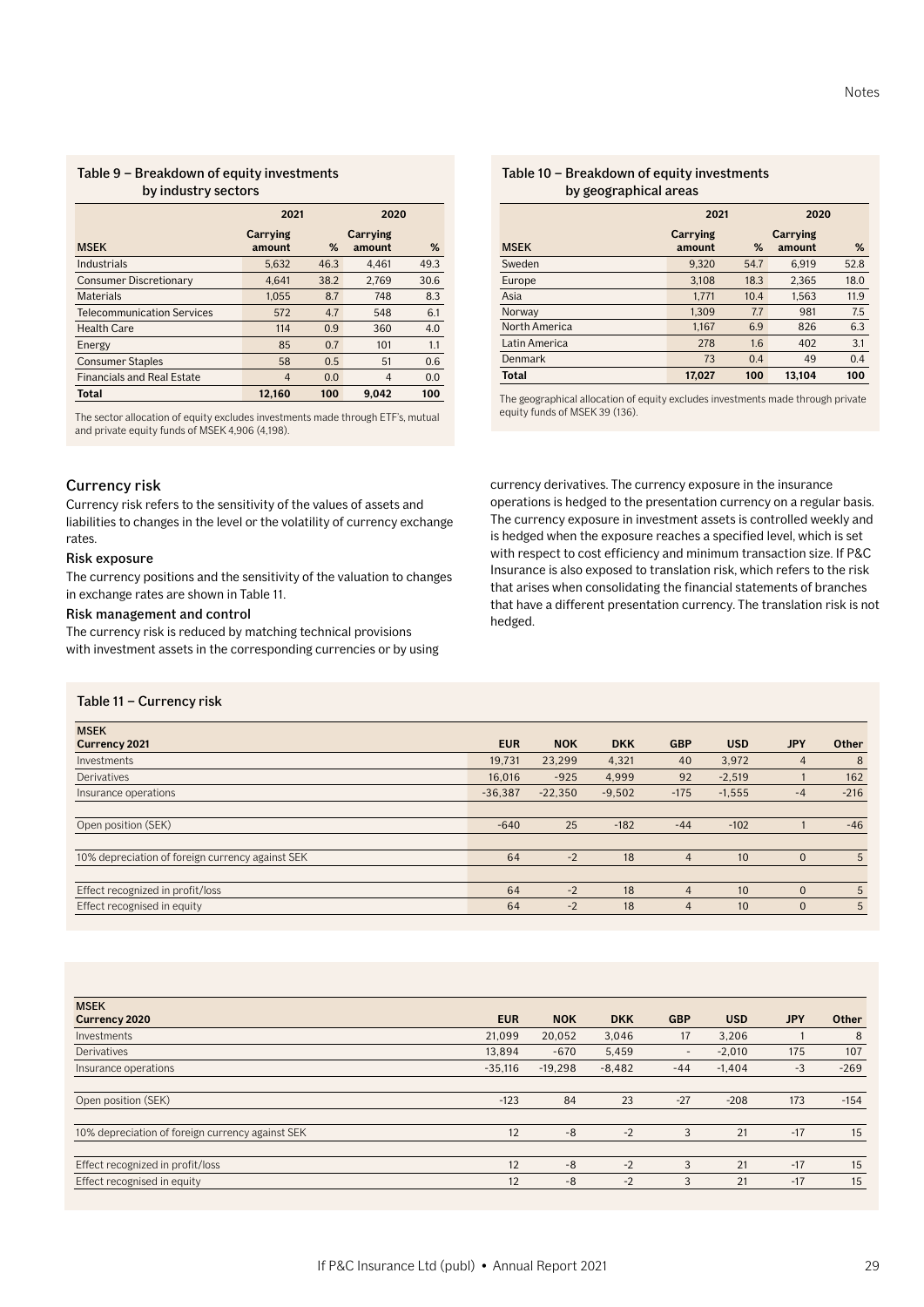### Table 9 – Breakdown of equity investments by industry sectors

| MSEK | 2021 Carrying amount | 2021 % | 2020 Carrying amount | 2020 % |
|---|---|---|---|---|
| Industrials | 5,632 | 46.3 | 4,461 | 49.3 |
| Consumer Discretionary | 4,641 | 38.2 | 2,769 | 30.6 |
| Materials | 1,055 | 8.7 | 748 | 8.3 |
| Telecommunication Services | 572 | 4.7 | 548 | 6.1 |
| Health Care | 114 | 0.9 | 360 | 4.0 |
| Energy | 85 | 0.7 | 101 | 1.1 |
| Consumer Staples | 58 | 0.5 | 51 | 0.6 |
| Financials and Real Estate | 4 | 0.0 | 4 | 0.0 |
| **Total** | **12,160** | **100** | **9,042** | **100** |

The sector allocation of equity excludes investments made through ETF's, mutual and private equity funds of MSEK 4,906 (4,198).

### Table 10 – Breakdown of equity investments by geographical areas

| MSEK | 2021 Carrying amount | 2021 % | 2020 Carrying amount | 2020 % |
|---|---|---|---|---|
| Sweden | 9,320 | 54.7 | 6,919 | 52.8 |
| Europe | 3,108 | 18.3 | 2,365 | 18.0 |
| Asia | 1,771 | 10.4 | 1,563 | 11.9 |
| Norway | 1,309 | 7.7 | 981 | 7.5 |
| North America | 1,167 | 6.9 | 826 | 6.3 |
| Latin America | 278 | 1.6 | 402 | 3.1 |
| Denmark | 73 | 0.4 | 49 | 0.4 |
| **Total** | **17,027** | **100** | **13,104** | **100** |

The geographical allocation of equity excludes investments made through private equity funds of MSEK 39 (136).

## Currency risk

Currency risk refers to the sensitivity of the values of assets and liabilities to changes in the level or the volatility of currency exchange rates.

### Risk exposure

The currency positions and the sensitivity of the valuation to changes in exchange rates are shown in Table 11.

### Risk management and control

The currency risk is reduced by matching technical provisions with investment assets in the corresponding currencies or by using currency derivatives. The currency exposure in the insurance operations is hedged to the presentation currency on a regular basis. The currency exposure in investment assets is controlled weekly and is hedged when the exposure reaches a specified level, which is set with respect to cost efficiency and minimum transaction size. If P&C Insurance is also exposed to translation risk, which refers to the risk that arises when consolidating the financial statements of branches that have a different presentation currency. The translation risk is not hedged.

### Table 11 – Currency risk

| MSEK<br>**Currency 2021** | **EUR** | **NOK** | **DKK** | **GBP** | **USD** | **JPY** | **Other** |
|---|---|---|---|---|---|---|---|
| Investments | 19,731 | 23,299 | 4,321 | 40 | 3,972 | 4 | 8 |
| Derivatives | 16,016 | -925 | 4,999 | 92 | -2,519 | 1 | 162 |
| Insurance operations | -36,387 | -22,350 | -9,502 | -175 | -1,555 | -4 | -216 |
| Open position (SEK) | -640 | 25 | -182 | -44 | -102 | 1 | -46 |
| 10% depreciation of foreign currency against SEK | 64 | -2 | 18 | 4 | 10 | 0 | 5 |
| Effect recognized in profit/loss | 64 | -2 | 18 | 4 | 10 | 0 | 5 |
| Effect recognised in equity | 64 | -2 | 18 | 4 | 10 | 0 | 5 |

| MSEK<br>**Currency 2020** | **EUR** | **NOK** | **DKK** | **GBP** | **USD** | **JPY** | **Other** |
|---|---|---|---|---|---|---|---|
| Investments | 21,099 | 20,052 | 3,046 | 17 | 3,206 | 1 | 8 |
| Derivatives | 13,894 | -670 | 5,459 | - | -2,010 | 175 | 107 |
| Insurance operations | -35,116 | -19,298 | -8,482 | -44 | -1,404 | -3 | -269 |
| Open position (SEK) | -123 | 84 | 23 | -27 | -208 | 173 | -154 |
| 10% depreciation of foreign currency against SEK | 12 | -8 | -2 | 3 | 21 | -17 | 15 |
| Effect recognized in profit/loss | 12 | -8 | -2 | 3 | 21 | -17 | 15 |
| Effect recognised in equity | 12 | -8 | -2 | 3 | 21 | -17 | 15 |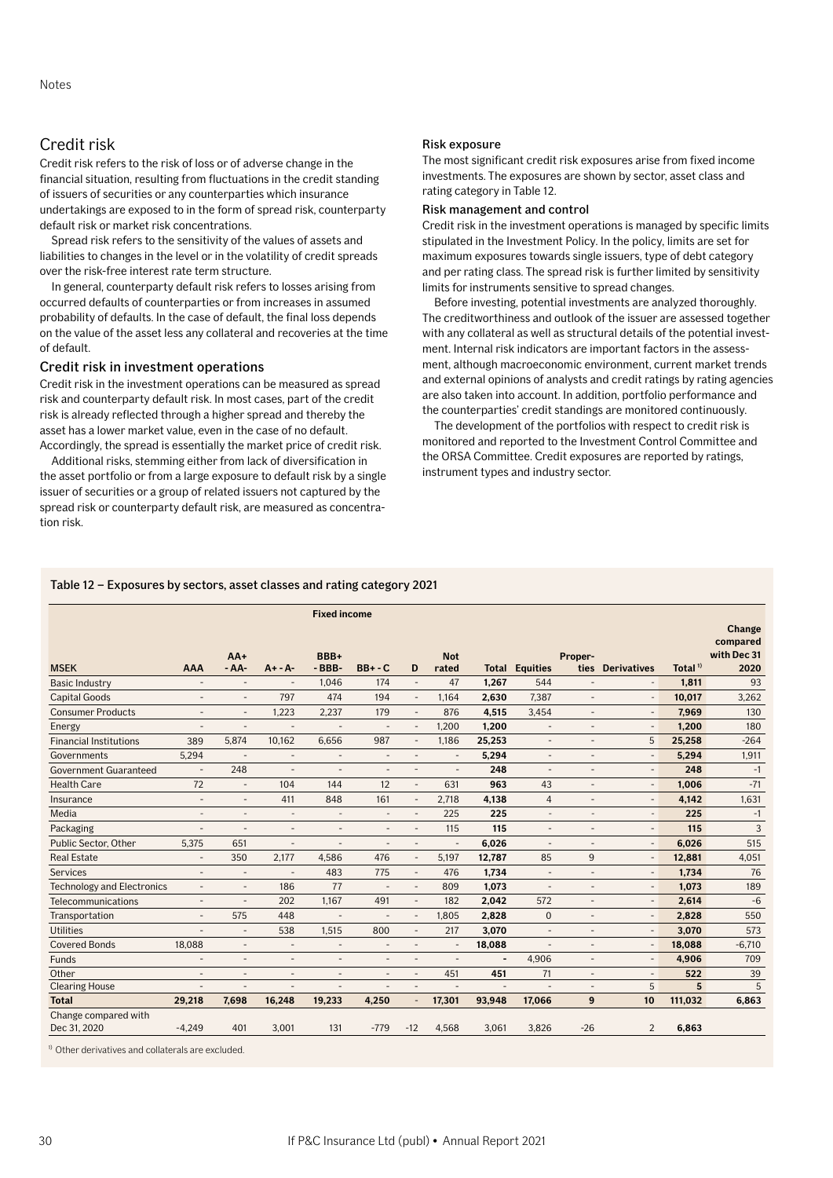## Credit risk

Credit risk refers to the risk of loss or of adverse change in the financial situation, resulting from fluctuations in the credit standing of issuers of securities or any counterparties which insurance undertakings are exposed to in the form of spread risk, counterparty default risk or market risk concentrations.

Spread risk refers to the sensitivity of the values of assets and liabilities to changes in the level or in the volatility of credit spreads over the risk-free interest rate term structure.

In general, counterparty default risk refers to losses arising from occurred defaults of counterparties or from increases in assumed probability of defaults. In the case of default, the final loss depends on the value of the asset less any collateral and recoveries at the time of default.

### Credit risk in investment operations

Credit risk in the investment operations can be measured as spread risk and counterparty default risk. In most cases, part of the credit risk is already reflected through a higher spread and thereby the asset has a lower market value, even in the case of no default. Accordingly, the spread is essentially the market price of credit risk.

Additional risks, stemming either from lack of diversification in the asset portfolio or from a large exposure to default risk by a single issuer of securities or a group of related issuers not captured by the spread risk or counterparty default risk, are measured as concentration risk.

#### Risk exposure

The most significant credit risk exposures arise from fixed income investments. The exposures are shown by sector, asset class and rating category in Table 12.

#### Risk management and control

Credit risk in the investment operations is managed by specific limits stipulated in the Investment Policy. In the policy, limits are set for maximum exposures towards single issuers, type of debt category and per rating class. The spread risk is further limited by sensitivity limits for instruments sensitive to spread changes.

Before investing, potential investments are analyzed thoroughly. The creditworthiness and outlook of the issuer are assessed together with any collateral as well as structural details of the potential investment. Internal risk indicators are important factors in the assessment, although macroeconomic environment, current market trends and external opinions of analysts and credit ratings by rating agencies are also taken into account. In addition, portfolio performance and the counterparties' credit standings are monitored continuously.

The development of the portfolios with respect to credit risk is monitored and reported to the Investment Control Committee and the ORSA Committee. Credit exposures are reported by ratings, instrument types and industry sector.

**Table 12 – Exposures by sectors, asset classes and rating category 2021**

| | Fixed income | | | | | | | | | | | | |
|---|---|---|---|---|---|---|---|---|---|---|---|---|---|
| MSEK | AAA | AA+ - AA- | A+ - A- | BBB+ - BBB- | BB+ - C | D | Not rated | Total | Equities | Properties | Derivatives | Total [1] | Change compared with Dec 31 2020 |
| Basic Industry | - | - | - | 1,046 | 174 | - | 47 | 1,267 | 544 | - | - | 1,811 | 93 |
| Capital Goods | - | - | 797 | 474 | 194 | - | 1,164 | 2,630 | 7,387 | - | - | 10,017 | 3,262 |
| Consumer Products | - | - | 1,223 | 2,237 | 179 | - | 876 | 4,515 | 3,454 | - | - | 7,969 | 130 |
| Energy | - | - | - | - | - | - | 1,200 | 1,200 | - | - | - | 1,200 | 180 |
| Financial Institutions | 389 | 5,874 | 10,162 | 6,656 | 987 | - | 1,186 | 25,253 | - | - | 5 | 25,258 | -264 |
| Governments | 5,294 | - | - | - | - | - | - | 5,294 | - | - | - | 5,294 | 1,911 |
| Government Guaranteed | - | 248 | - | - | - | - | - | 248 | - | - | - | 248 | -1 |
| Health Care | 72 | - | 104 | 144 | 12 | - | 631 | 963 | 43 | - | - | 1,006 | -71 |
| Insurance | - | - | 411 | 848 | 161 | - | 2,718 | 4,138 | 4 | - | - | 4,142 | 1,631 |
| Media | - | - | - | - | - | - | 225 | 225 | - | - | - | 225 | -1 |
| Packaging | - | - | - | - | - | - | 115 | 115 | - | - | - | 115 | 3 |
| Public Sector, Other | 5,375 | 651 | - | - | - | - | - | 6,026 | - | - | - | 6,026 | 515 |
| Real Estate | - | 350 | 2,177 | 4,586 | 476 | - | 5,197 | 12,787 | 85 | 9 | - | 12,881 | 4,051 |
| Services | - | - | - | 483 | 775 | - | 476 | 1,734 | - | - | - | 1,734 | 76 |
| Technology and Electronics | - | - | 186 | 77 | - | - | 809 | 1,073 | - | - | - | 1,073 | 189 |
| Telecommunications | - | - | 202 | 1,167 | 491 | - | 182 | 2,042 | 572 | - | - | 2,614 | -6 |
| Transportation | - | 575 | 448 | - | - | - | 1,805 | 2,828 | 0 | - | - | 2,828 | 550 |
| Utilities | - | - | 538 | 1,515 | 800 | - | 217 | 3,070 | - | - | - | 3,070 | 573 |
| Covered Bonds | 18,088 | - | - | - | - | - | - | 18,088 | - | - | - | 18,088 | -6,710 |
| Funds | - | - | - | - | - | - | - | - | 4,906 | - | - | 4,906 | 709 |
| Other | - | - | - | - | - | - | 451 | 451 | 71 | - | - | 522 | 39 |
| Clearing House | - | - | - | - | - | - | - | - | - | - | 5 | 5 | 5 |
| **Total** | **29,218** | **7,698** | **16,248** | **19,233** | **4,250** | **-** | **17,301** | **93,948** | **17,066** | **9** | **10** | **111,032** | **6,863** |
| Change compared with Dec 31, 2020 | -4,249 | 401 | 3,001 | 131 | -779 | -12 | 4,568 | 3,061 | 3,826 | -26 | 2 | 6,863 | |

[1] Other derivatives and collaterals are excluded.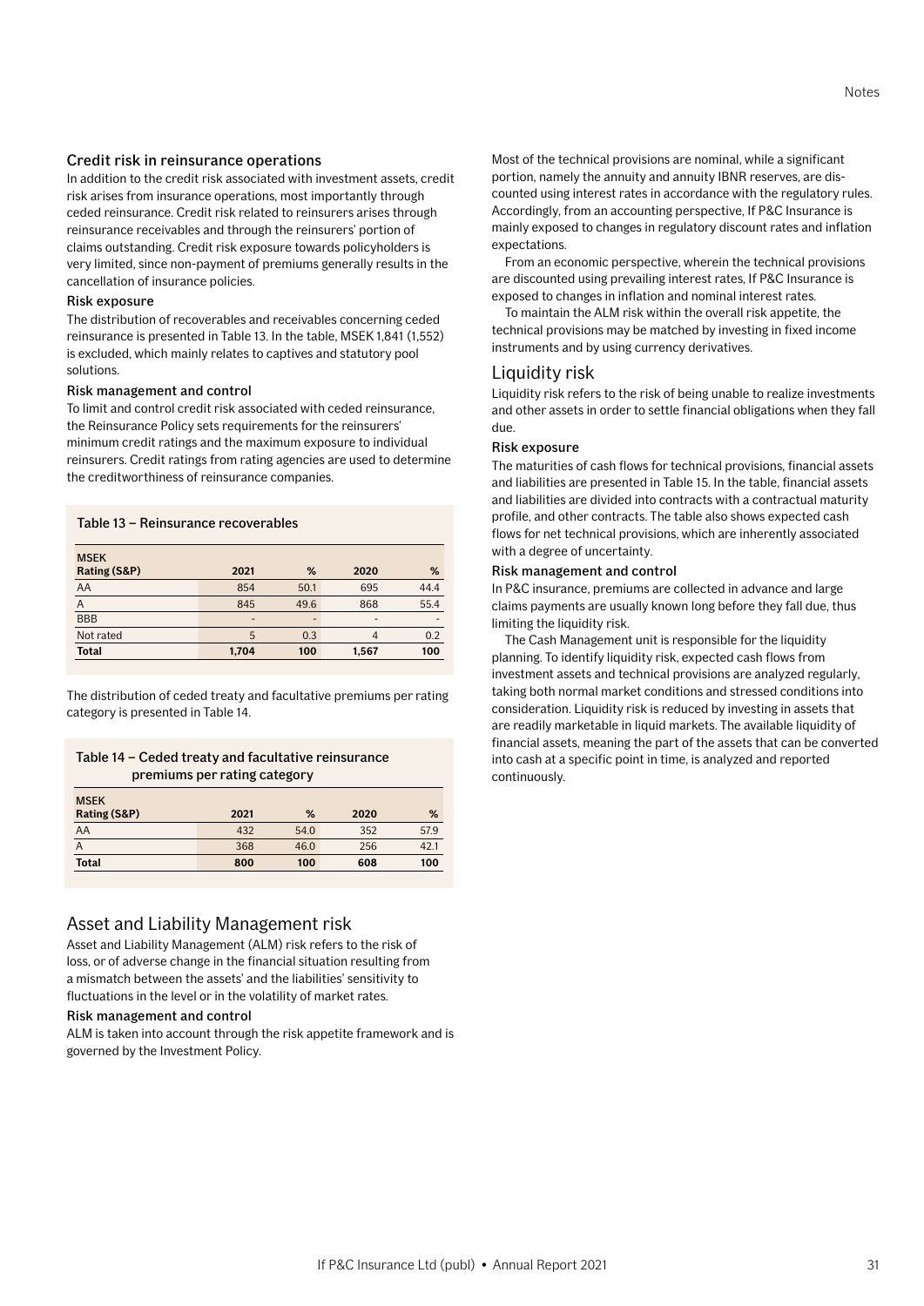### Credit risk in reinsurance operations

In addition to the credit risk associated with investment assets, credit risk arises from insurance operations, most importantly through ceded reinsurance. Credit risk related to reinsurers arises through reinsurance receivables and through the reinsurers' portion of claims outstanding. Credit risk exposure towards policyholders is very limited, since non-payment of premiums generally results in the cancellation of insurance policies.

#### Risk exposure

The distribution of recoverables and receivables concerning ceded reinsurance is presented in Table 13. In the table, MSEK 1,841 (1,552) is excluded, which mainly relates to captives and statutory pool solutions.

#### Risk management and control

To limit and control credit risk associated with ceded reinsurance, the Reinsurance Policy sets requirements for the reinsurers' minimum credit ratings and the maximum exposure to individual reinsurers. Credit ratings from rating agencies are used to determine the creditworthiness of reinsurance companies.

**Table 13 – Reinsurance recoverables**

| MSEK<br>Rating (S&P) | 2021 | % | 2020 | % |
|---|---|---|---|---|
| AA | 854 | 50.1 | 695 | 44.4 |
| A | 845 | 49.6 | 868 | 55.4 |
| BBB | - | - | - | - |
| Not rated | 5 | 0.3 | 4 | 0.2 |
| **Total** | **1,704** | **100** | **1,567** | **100** |

The distribution of ceded treaty and facultative premiums per rating category is presented in Table 14.

**Table 14 – Ceded treaty and facultative reinsurance premiums per rating category**

| MSEK<br>Rating (S&P) | 2021 | % | 2020 | % |
|---|---|---|---|---|
| AA | 432 | 54.0 | 352 | 57.9 |
| A | 368 | 46.0 | 256 | 42.1 |
| **Total** | **800** | **100** | **608** | **100** |

## Asset and Liability Management risk

Asset and Liability Management (ALM) risk refers to the risk of loss, or of adverse change in the financial situation resulting from a mismatch between the assets' and the liabilities' sensitivity to fluctuations in the level or in the volatility of market rates.

#### Risk management and control

ALM is taken into account through the risk appetite framework and is governed by the Investment Policy.

Most of the technical provisions are nominal, while a significant portion, namely the annuity and annuity IBNR reserves, are discounted using interest rates in accordance with the regulatory rules. Accordingly, from an accounting perspective, If P&C Insurance is mainly exposed to changes in regulatory discount rates and inflation expectations.

From an economic perspective, wherein the technical provisions are discounted using prevailing interest rates, If P&C Insurance is exposed to changes in inflation and nominal interest rates.

To maintain the ALM risk within the overall risk appetite, the technical provisions may be matched by investing in fixed income instruments and by using currency derivatives.

## Liquidity risk

Liquidity risk refers to the risk of being unable to realize investments and other assets in order to settle financial obligations when they fall due.

#### Risk exposure

The maturities of cash flows for technical provisions, financial assets and liabilities are presented in Table 15. In the table, financial assets and liabilities are divided into contracts with a contractual maturity profile, and other contracts. The table also shows expected cash flows for net technical provisions, which are inherently associated with a degree of uncertainty.

#### Risk management and control

In P&C insurance, premiums are collected in advance and large claims payments are usually known long before they fall due, thus limiting the liquidity risk.

The Cash Management unit is responsible for the liquidity planning. To identify liquidity risk, expected cash flows from investment assets and technical provisions are analyzed regularly, taking both normal market conditions and stressed conditions into consideration. Liquidity risk is reduced by investing in assets that are readily marketable in liquid markets. The available liquidity of financial assets, meaning the part of the assets that can be converted into cash at a specific point in time, is analyzed and reported continuously.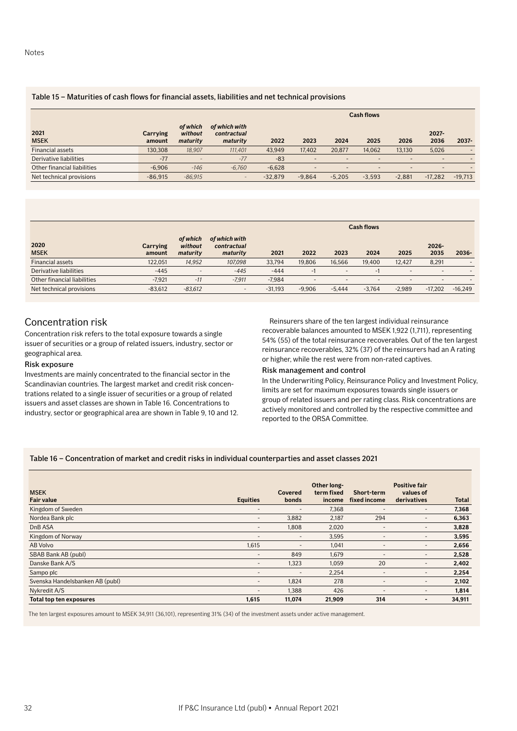### Table 15 – Maturities of cash flows for financial assets, liabilities and net technical provisions

| 2021<br>MSEK | Carrying amount | *of which without maturity* | *of which with contractual maturity* | Cash flows | | | | | | |
|---|---|---|---|---|---|---|---|---|---|---|
| | | | | 2022 | 2023 | 2024 | 2025 | 2026 | 2027-2036 | 2037- |
| Financial assets | 130,308 | *18,907* | *111,401* | 43,949 | 17,402 | 20,877 | 14,062 | 13,130 | 5,026 | - |
| Derivative liabilities | -77 | - | *-77* | -83 | - | - | - | - | - | - |
| Other financial liabilities | -6,906 | *-146* | *-6,760* | -6,628 | - | - | - | - | - | - |
| Net technical provisions | -86,915 | *-86,915* | - | -32,879 | -9,864 | -5,205 | -3,593 | -2,881 | -17,282 | -19,713 |

| 2020<br>MSEK | Carrying amount | *of which without maturity* | *of which with contractual maturity* | Cash flows | | | | | | |
|---|---|---|---|---|---|---|---|---|---|---|
| | | | | 2021 | 2022 | 2023 | 2024 | 2025 | 2026-2035 | 2036- |
| Financial assets | 122,051 | *14,952* | *107,098* | 33,794 | 19,806 | 16,566 | 19,400 | 12,427 | 8,291 | - |
| Derivative liabilities | -445 | - | *-445* | -444 | -1 | - | -1 | - | - | - |
| Other financial liabilities | -7,921 | *-11* | *-7,911* | -7,984 | - | - | - | - | - | - |
| Net technical provisions | -83,612 | *-83,612* | - | -31,193 | -9,906 | -5,444 | -3,764 | -2,989 | -17,202 | -16,249 |

## Concentration risk

Concentration risk refers to the total exposure towards a single issuer of securities or a group of related issuers, industry, sector or geographical area.

### Risk exposure

Investments are mainly concentrated to the financial sector in the Scandinavian countries. The largest market and credit risk concentrations related to a single issuer of securities or a group of related issuers and asset classes are shown in Table 16. Concentrations to industry, sector or geographical area are shown in Table 9, 10 and 12.

Reinsurers share of the ten largest individual reinsurance recoverable balances amounted to MSEK 1,922 (1,711), representing 54% (55) of the total reinsurance recoverables. Out of the ten largest reinsurance recoverables, 32% (37) of the reinsurers had an A rating or higher, while the rest were from non-rated captives.

### Risk management and control

In the Underwriting Policy, Reinsurance Policy and Investment Policy, limits are set for maximum exposures towards single issuers or group of related issuers and per rating class. Risk concentrations are actively monitored and controlled by the respective committee and reported to the ORSA Committee.

### Table 16 – Concentration of market and credit risks in individual counterparties and asset classes 2021

| MSEK<br>**Fair value** | **Equities** | **Covered bonds** | **Other long-term fixed income** | **Short-term fixed income** | **Positive fair values of derivatives** | **Total** |
|---|---|---|---|---|---|---|
| Kingdom of Sweden | - | - | 7,368 | - | - | **7,368** |
| Nordea Bank plc | - | 3,882 | 2,187 | 294 | - | **6,363** |
| DnB ASA | - | 1,808 | 2,020 | - | - | **3,828** |
| Kingdom of Norway | - | - | 3,595 | - | - | **3,595** |
| AB Volvo | 1,615 | - | 1,041 | - | - | **2,656** |
| SBAB Bank AB (publ) | - | 849 | 1,679 | - | - | **2,528** |
| Danske Bank A/S | - | 1,323 | 1,059 | 20 | - | **2,402** |
| Sampo plc | - | - | 2,254 | - | - | **2,254** |
| Svenska Handelsbanken AB (publ) | - | 1,824 | 278 | - | - | **2,102** |
| Nykredit A/S | - | 1,388 | 426 | - | - | **1,814** |
| **Total top ten exposures** | **1,615** | **11,074** | **21,909** | **314** | **-** | **34,911** |

The ten largest exposures amount to MSEK 34,911 (36,101), representing 31% (34) of the investment assets under active management.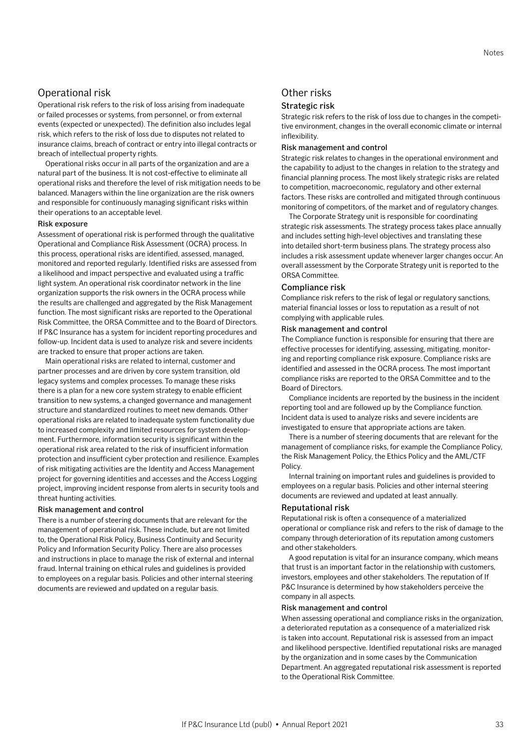## Operational risk

Operational risk refers to the risk of loss arising from inadequate or failed processes or systems, from personnel, or from external events (expected or unexpected). The definition also includes legal risk, which refers to the risk of loss due to disputes not related to insurance claims, breach of contract or entry into illegal contracts or breach of intellectual property rights.

Operational risks occur in all parts of the organization and are a natural part of the business. It is not cost-effective to eliminate all operational risks and therefore the level of risk mitigation needs to be balanced. Managers within the line organization are the risk owners and responsible for continuously managing significant risks within their operations to an acceptable level.

#### Risk exposure

Assessment of operational risk is performed through the qualitative Operational and Compliance Risk Assessment (OCRA) process. In this process, operational risks are identified, assessed, managed, monitored and reported regularly. Identified risks are assessed from a likelihood and impact perspective and evaluated using a traffic light system. An operational risk coordinator network in the line organization supports the risk owners in the OCRA process while the results are challenged and aggregated by the Risk Management function. The most significant risks are reported to the Operational Risk Committee, the ORSA Committee and to the Board of Directors. If P&C Insurance has a system for incident reporting procedures and follow-up. Incident data is used to analyze risk and severe incidents are tracked to ensure that proper actions are taken.

Main operational risks are related to internal, customer and partner processes and are driven by core system transition, old legacy systems and complex processes. To manage these risks there is a plan for a new core system strategy to enable efficient transition to new systems, a changed governance and management structure and standardized routines to meet new demands. Other operational risks are related to inadequate system functionality due to increased complexity and limited resources for system development. Furthermore, information security is significant within the operational risk area related to the risk of insufficient information protection and insufficient cyber protection and resilience. Examples of risk mitigating activities are the Identity and Access Management project for governing identities and accesses and the Access Logging project, improving incident response from alerts in security tools and threat hunting activities.

#### Risk management and control

There is a number of steering documents that are relevant for the management of operational risk. These include, but are not limited to, the Operational Risk Policy, Business Continuity and Security Policy and Information Security Policy. There are also processes and instructions in place to manage the risk of external and internal fraud. Internal training on ethical rules and guidelines is provided to employees on a regular basis. Policies and other internal steering documents are reviewed and updated on a regular basis.

## Other risks

### Strategic risk

Strategic risk refers to the risk of loss due to changes in the competitive environment, changes in the overall economic climate or internal inflexibility.

#### Risk management and control

Strategic risk relates to changes in the operational environment and the capability to adjust to the changes in relation to the strategy and financial planning process. The most likely strategic risks are related to competition, macroeconomic, regulatory and other external factors. These risks are controlled and mitigated through continuous monitoring of competitors, of the market and of regulatory changes.

The Corporate Strategy unit is responsible for coordinating strategic risk assessments. The strategy process takes place annually and includes setting high-level objectives and translating these into detailed short-term business plans. The strategy process also includes a risk assessment update whenever larger changes occur. An overall assessment by the Corporate Strategy unit is reported to the ORSA Committee.

### Compliance risk

Compliance risk refers to the risk of legal or regulatory sanctions, material financial losses or loss to reputation as a result of not complying with applicable rules.

#### Risk management and control

The Compliance function is responsible for ensuring that there are effective processes for identifying, assessing, mitigating, monitoring and reporting compliance risk exposure. Compliance risks are identified and assessed in the OCRA process. The most important compliance risks are reported to the ORSA Committee and to the Board of Directors.

Compliance incidents are reported by the business in the incident reporting tool and are followed up by the Compliance function. Incident data is used to analyze risks and severe incidents are investigated to ensure that appropriate actions are taken.

There is a number of steering documents that are relevant for the management of compliance risks, for example the Compliance Policy, the Risk Management Policy, the Ethics Policy and the AML/CTF Policy.

Internal training on important rules and guidelines is provided to employees on a regular basis. Policies and other internal steering documents are reviewed and updated at least annually.

### Reputational risk

Reputational risk is often a consequence of a materialized operational or compliance risk and refers to the risk of damage to the company through deterioration of its reputation among customers and other stakeholders.

A good reputation is vital for an insurance company, which means that trust is an important factor in the relationship with customers, investors, employees and other stakeholders. The reputation of If P&C Insurance is determined by how stakeholders perceive the company in all aspects.

#### Risk management and control

When assessing operational and compliance risks in the organization, a deteriorated reputation as a consequence of a materialized risk is taken into account. Reputational risk is assessed from an impact and likelihood perspective. Identified reputational risks are managed by the organization and in some cases by the Communication Department. An aggregated reputational risk assessment is reported to the Operational Risk Committee.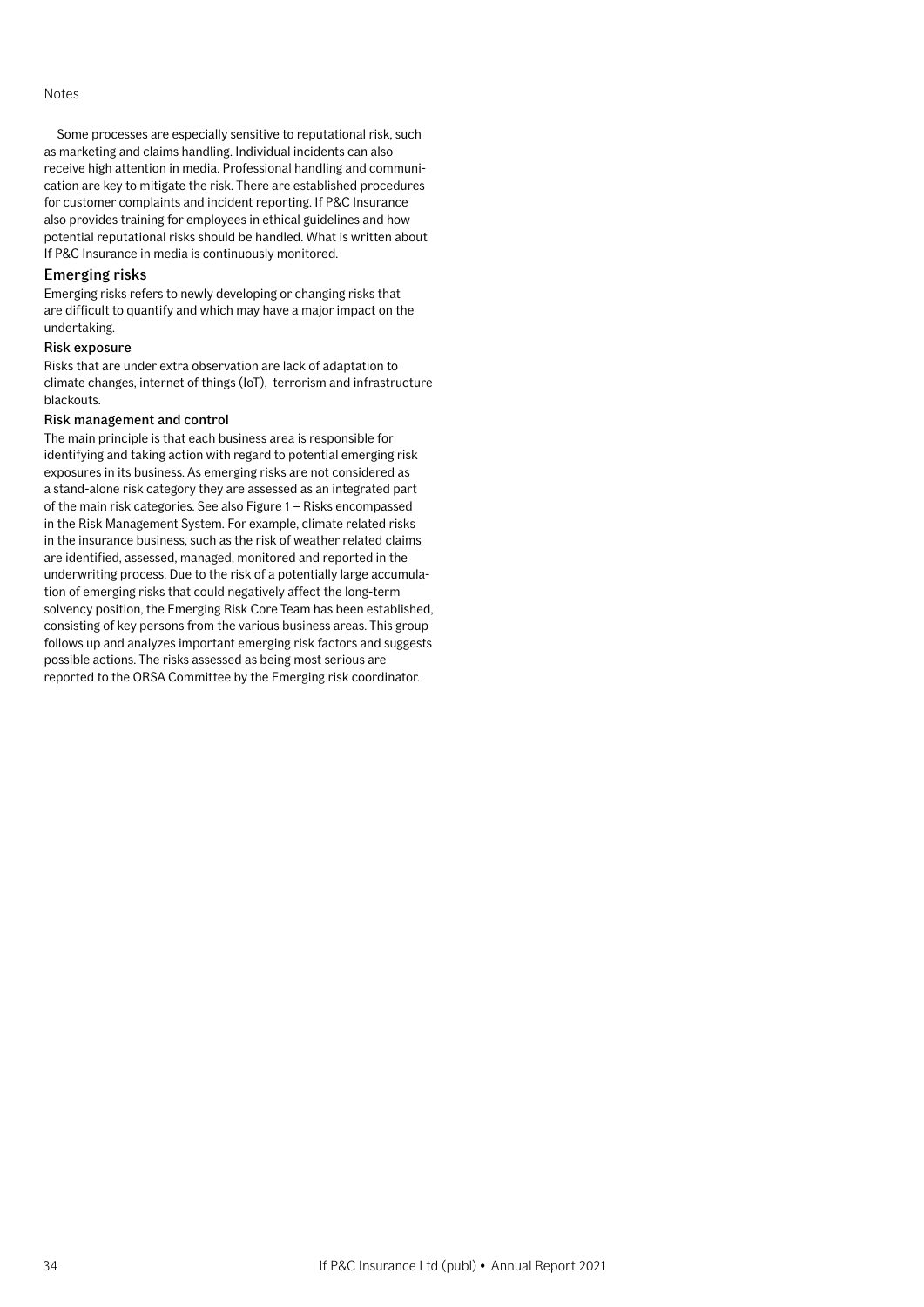Some processes are especially sensitive to reputational risk, such as marketing and claims handling. Individual incidents can also receive high attention in media. Professional handling and communication are key to mitigate the risk. There are established procedures for customer complaints and incident reporting. If P&C Insurance also provides training for employees in ethical guidelines and how potential reputational risks should be handled. What is written about If P&C Insurance in media is continuously monitored.

## Emerging risks

Emerging risks refers to newly developing or changing risks that are difficult to quantify and which may have a major impact on the undertaking.

### Risk exposure

Risks that are under extra observation are lack of adaptation to climate changes, internet of things (IoT), terrorism and infrastructure blackouts.

### Risk management and control

The main principle is that each business area is responsible for identifying and taking action with regard to potential emerging risk exposures in its business. As emerging risks are not considered as a stand-alone risk category they are assessed as an integrated part of the main risk categories. See also Figure 1 – Risks encompassed in the Risk Management System. For example, climate related risks in the insurance business, such as the risk of weather related claims are identified, assessed, managed, monitored and reported in the underwriting process. Due to the risk of a potentially large accumulation of emerging risks that could negatively affect the long-term solvency position, the Emerging Risk Core Team has been established, consisting of key persons from the various business areas. This group follows up and analyzes important emerging risk factors and suggests possible actions. The risks assessed as being most serious are reported to the ORSA Committee by the Emerging risk coordinator.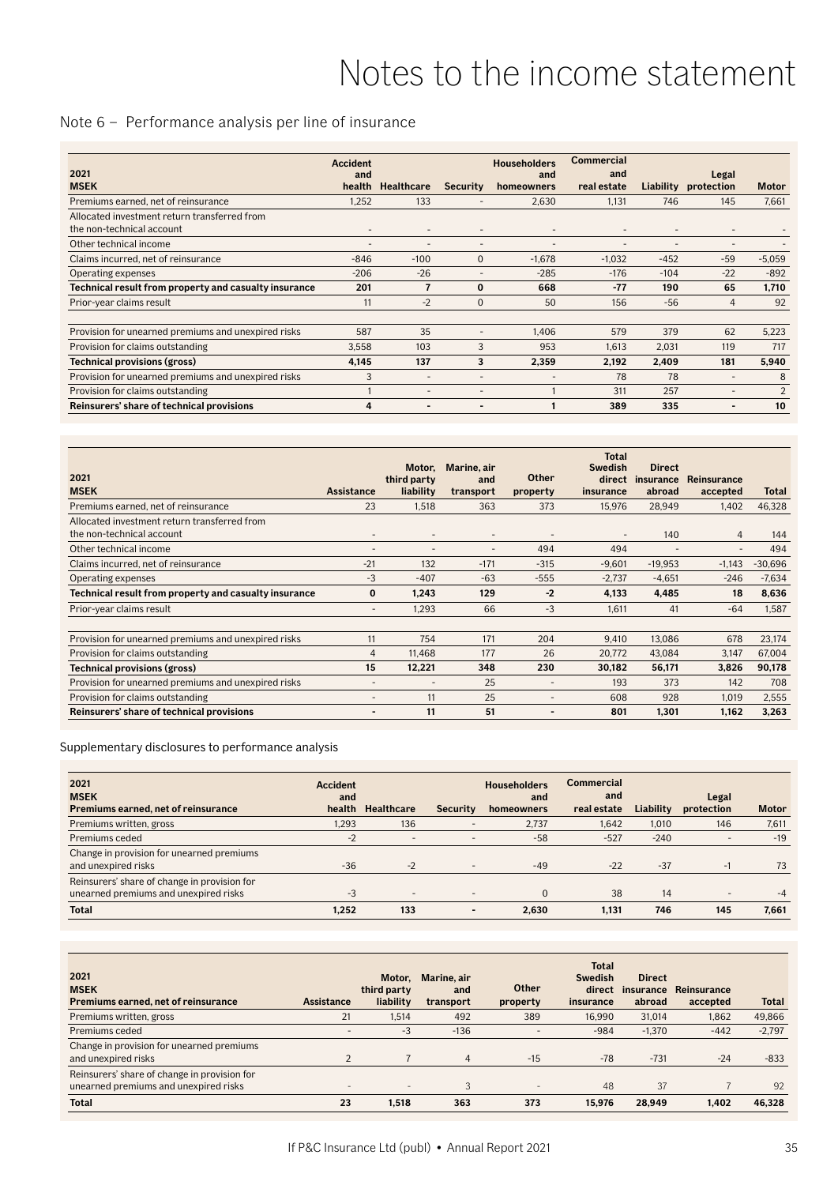# Notes to the income statement

## Note 6 – Performance analysis per line of insurance

| 2021<br>MSEK | Accident and health | Healthcare | Security | Householders and homeowners | Commercial and real estate | Liability | Legal protection | Motor |
|---|---|---|---|---|---|---|---|---|
| Premiums earned, net of reinsurance | 1,252 | 133 | - | 2,630 | 1,131 | 746 | 145 | 7,661 |
| Allocated investment return transferred from the non-technical account | - | - | - | - | - | - | - | - |
| Other technical income | - | - | - | - | - | - | - | - |
| Claims incurred, net of reinsurance | -846 | -100 | 0 | -1,678 | -1,032 | -452 | -59 | -5,059 |
| Operating expenses | -206 | -26 | - | -285 | -176 | -104 | -22 | -892 |
| **Technical result from property and casualty insurance** | **201** | **7** | **0** | **668** | **-77** | **190** | **65** | **1,710** |
| Prior-year claims result | 11 | -2 | 0 | 50 | 156 | -56 | 4 | 92 |
| | | | | | | | | |
| Provision for unearned premiums and unexpired risks | 587 | 35 | - | 1,406 | 579 | 379 | 62 | 5,223 |
| Provision for claims outstanding | 3,558 | 103 | 3 | 953 | 1,613 | 2,031 | 119 | 717 |
| **Technical provisions (gross)** | **4,145** | **137** | **3** | **2,359** | **2,192** | **2,409** | **181** | **5,940** |
| Provision for unearned premiums and unexpired risks | 3 | - | - | - | 78 | 78 | - | 8 |
| Provision for claims outstanding | 1 | - | - | 1 | 311 | 257 | - | 2 |
| **Reinsurers' share of technical provisions** | **4** | **-** | **-** | **1** | **389** | **335** | **-** | **10** |

| 2021<br>MSEK | Assistance | Motor, third party liability | Marine, air and transport | Other property | Total Swedish direct insurance | Direct insurance abroad | Reinsurance accepted | Total |
|---|---|---|---|---|---|---|---|---|
| Premiums earned, net of reinsurance | 23 | 1,518 | 363 | 373 | 15,976 | 28,949 | 1,402 | 46,328 |
| Allocated investment return transferred from the non-technical account | - | - | - | - | - | 140 | 4 | 144 |
| Other technical income | - | - | - | 494 | 494 | - | - | 494 |
| Claims incurred, net of reinsurance | -21 | 132 | -171 | -315 | -9,601 | -19,953 | -1,143 | -30,696 |
| Operating expenses | -3 | -407 | -63 | -555 | -2,737 | -4,651 | -246 | -7,634 |
| **Technical result from property and casualty insurance** | **0** | **1,243** | **129** | **-2** | **4,133** | **4,485** | **18** | **8,636** |
| Prior-year claims result | - | 1,293 | 66 | -3 | 1,611 | 41 | -64 | 1,587 |
| | | | | | | | | |
| Provision for unearned premiums and unexpired risks | 11 | 754 | 171 | 204 | 9,410 | 13,086 | 678 | 23,174 |
| Provision for claims outstanding | 4 | 11,468 | 177 | 26 | 20,772 | 43,084 | 3,147 | 67,004 |
| **Technical provisions (gross)** | **15** | **12,221** | **348** | **230** | **30,182** | **56,171** | **3,826** | **90,178** |
| Provision for unearned premiums and unexpired risks | - | - | 25 | - | 193 | 373 | 142 | 708 |
| Provision for claims outstanding | - | 11 | 25 | - | 608 | 928 | 1,019 | 2,555 |
| **Reinsurers' share of technical provisions** | **-** | **11** | **51** | **-** | **801** | **1,301** | **1,162** | **3,263** |

### Supplementary disclosures to performance analysis

| 2021<br>MSEK<br>**Premiums earned, net of reinsurance** | Accident and health | Healthcare | Security | Householders and homeowners | Commercial and real estate | Liability | Legal protection | Motor |
|---|---|---|---|---|---|---|---|---|
| Premiums written, gross | 1,293 | 136 | - | 2,737 | 1,642 | 1,010 | 146 | 7,611 |
| Premiums ceded | -2 | - | - | -58 | -527 | -240 | - | -19 |
| Change in provision for unearned premiums and unexpired risks | -36 | -2 | - | -49 | -22 | -37 | -1 | 73 |
| Reinsurers' share of change in provision for unearned premiums and unexpired risks | -3 | - | - | 0 | 38 | 14 | - | -4 |
| **Total** | **1,252** | **133** | **-** | **2,630** | **1,131** | **746** | **145** | **7,661** |

| 2021<br>MSEK<br>**Premiums earned, net of reinsurance** | Assistance | Motor, third party liability | Marine, air and transport | Other property | Total Swedish direct insurance | Direct insurance abroad | Reinsurance accepted | Total |
|---|---|---|---|---|---|---|---|---|
| Premiums written, gross | 21 | 1,514 | 492 | 389 | 16,990 | 31,014 | 1,862 | 49,866 |
| Premiums ceded | - | -3 | -136 | - | -984 | -1,370 | -442 | -2,797 |
| Change in provision for unearned premiums and unexpired risks | 2 | 7 | 4 | -15 | -78 | -731 | -24 | -833 |
| Reinsurers' share of change in provision for unearned premiums and unexpired risks | - | - | 3 | - | 48 | 37 | 7 | 92 |
| **Total** | **23** | **1,518** | **363** | **373** | **15,976** | **28,949** | **1,402** | **46,328** |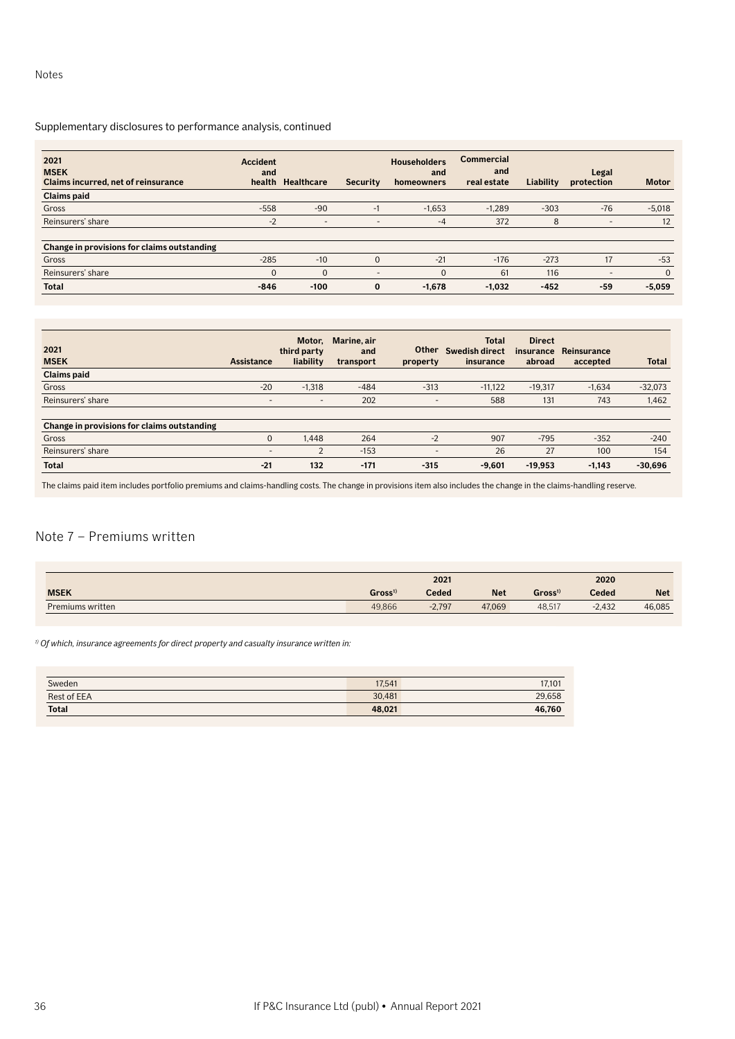Notes

Supplementary disclosures to performance analysis, continued

| 2021<br>MSEK<br>Claims incurred, net of reinsurance | Accident and health | Healthcare | Security | Householders and homeowners | Commercial and real estate | Liability | Legal protection | Motor |
|---|---|---|---|---|---|---|---|---|
| **Claims paid** | | | | | | | | |
| Gross | -558 | -90 | -1 | -1,653 | -1,289 | -303 | -76 | -5,018 |
| Reinsurers' share | -2 | - | - | -4 | 372 | 8 | - | 12 |
| **Change in provisions for claims outstanding** | | | | | | | | |
| Gross | -285 | -10 | 0 | -21 | -176 | -273 | 17 | -53 |
| Reinsurers' share | 0 | 0 | - | 0 | 61 | 116 | - | 0 |
| **Total** | **-846** | **-100** | **0** | **-1,678** | **-1,032** | **-452** | **-59** | **-5,059** |

| 2021<br>MSEK | Assistance | Motor, third party liability | Marine, air and transport | Other property | Total Swedish direct insurance | Direct insurance abroad | Reinsurance accepted | Total |
|---|---|---|---|---|---|---|---|---|
| **Claims paid** | | | | | | | | |
| Gross | -20 | -1,318 | -484 | -313 | -11,122 | -19,317 | -1,634 | -32,073 |
| Reinsurers' share | - | - | 202 | - | 588 | 131 | 743 | 1,462 |
| **Change in provisions for claims outstanding** | | | | | | | | |
| Gross | 0 | 1,448 | 264 | -2 | 907 | -795 | -352 | -240 |
| Reinsurers' share | - | 2 | -153 | - | 26 | 27 | 100 | 154 |
| **Total** | **-21** | **132** | **-171** | **-315** | **-9,601** | **-19,953** | **-1,143** | **-30,696** |

The claims paid item includes portfolio premiums and claims-handling costs. The change in provisions item also includes the change in the claims-handling reserve.

## Note 7 – Premiums written

| | 2021 | | | 2020 | | |
|---|---|---|---|---|---|---|
| **MSEK** | **Gross[1]** | **Ceded** | **Net** | **Gross[1]** | **Ceded** | **Net** |
| Premiums written | 49,866 | -2,797 | 47,069 | 48,517 | -2,432 | 46,085 |

*[1] Of which, insurance agreements for direct property and casualty insurance written in:*

| | 2021 | 2020 |
|---|---|---|
| Sweden | 17,541 | 17,101 |
| Rest of EEA | 30,481 | 29,658 |
| **Total** | **48,021** | **46,760** |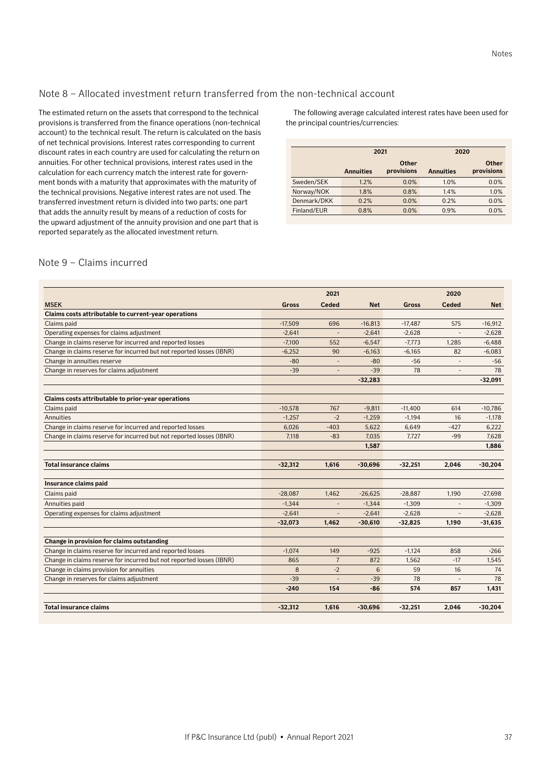## Note 8 – Allocated investment return transferred from the non-technical account

The estimated return on the assets that correspond to the technical provisions is transferred from the finance operations (non-technical account) to the technical result. The return is calculated on the basis of net technical provisions. Interest rates corresponding to current discount rates in each country are used for calculating the return on annuities. For other technical provisions, interest rates used in the calculation for each currency match the interest rate for government bonds with a maturity that approximates with the maturity of the technical provisions. Negative interest rates are not used. The transferred investment return is divided into two parts; one part that adds the annuity result by means of a reduction of costs for the upward adjustment of the annuity provision and one part that is reported separately as the allocated investment return.

The following average calculated interest rates have been used for the principal countries/currencies:

| | 2021 | | 2020 | |
|---|---|---|---|---|
| | **Annuities** | **Other provisions** | **Annuities** | **Other provisions** |
| Sweden/SEK | 1.2% | 0.0% | 1.0% | 0.0% |
| Norway/NOK | 1.8% | 0.8% | 1.4% | 1.0% |
| Denmark/DKK | 0.2% | 0.0% | 0.2% | 0.0% |
| Finland/EUR | 0.8% | 0.0% | 0.9% | 0.0% |

## Note 9 – Claims incurred

| | 2021 | | | 2020 | | |
|---|---|---|---|---|---|---|
| **MSEK** | **Gross** | **Ceded** | **Net** | **Gross** | **Ceded** | **Net** |
| **Claims costs attributable to current-year operations** | | | | | | |
| Claims paid | -17,509 | 696 | -16,813 | -17,487 | 575 | -16,912 |
| Operating expenses for claims adjustment | -2,641 | - | -2,641 | -2,628 | - | -2,628 |
| Change in claims reserve for incurred and reported losses | -7,100 | 552 | -6,547 | -7,773 | 1,285 | -6,488 |
| Change in claims reserve for incurred but not reported losses (IBNR) | -6,252 | 90 | -6,163 | -6,165 | 82 | -6,083 |
| Change in annuities reserve | -80 | - | -80 | -56 | - | -56 |
| Change in reserves for claims adjustment | -39 | - | -39 | 78 | - | 78 |
| | | | **-32,283** | | | **-32,091** |
| **Claims costs attributable to prior-year operations** | | | | | | |
| Claims paid | -10,578 | 767 | -9,811 | -11,400 | 614 | -10,786 |
| Annuities | -1,257 | -2 | -1,259 | -1,194 | 16 | -1,178 |
| Change in claims reserve for incurred and reported losses | 6,026 | -403 | 5,622 | 6,649 | -427 | 6,222 |
| Change in claims reserve for incurred but not reported losses (IBNR) | 7,118 | -83 | 7,035 | 7,727 | -99 | 7,628 |
| | | | **1,587** | | | **1,886** |
| **Total insurance claims** | **-32,312** | **1,616** | **-30,696** | **-32,251** | **2,046** | **-30,204** |
| **Insurance claims paid** | | | | | | |
| Claims paid | -28,087 | 1,462 | -26,625 | -28,887 | 1,190 | -27,698 |
| Annuities paid | -1,344 | - | -1,344 | -1,309 | - | -1,309 |
| Operating expenses for claims adjustment | -2,641 | - | -2,641 | -2,628 | - | -2,628 |
| | **-32,073** | **1,462** | **-30,610** | **-32,825** | **1,190** | **-31,635** |
| **Change in provision for claims outstanding** | | | | | | |
| Change in claims reserve for incurred and reported losses | -1,074 | 149 | -925 | -1,124 | 858 | -266 |
| Change in claims reserve for incurred but not reported losses (IBNR) | 865 | 7 | 872 | 1,562 | -17 | 1,545 |
| Change in claims provision for annuities | 8 | -2 | 6 | 59 | 16 | 74 |
| Change in reserves for claims adjustment | -39 | - | -39 | 78 | - | 78 |
| | **-240** | **154** | **-86** | **574** | **857** | **1,431** |
| **Total insurance claims** | **-32,312** | **1,616** | **-30,696** | **-32,251** | **2,046** | **-30,204** |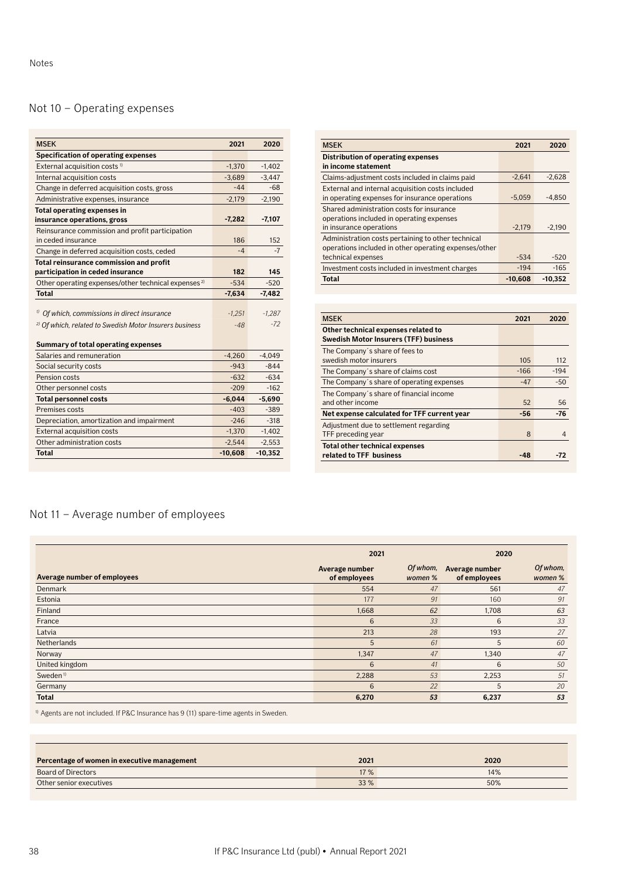Notes

## Not 10 – Operating expenses

| MSEK | 2021 | 2020 |
|---|---|---|
| **Specification of operating expenses** | | |
| External acquisition costs [1] | -1,370 | -1,402 |
| Internal acquisition costs | -3,689 | -3,447 |
| Change in deferred acquisition costs, gross | -44 | -68 |
| Administrative expenses, insurance | -2,179 | -2,190 |
| **Total operating expenses in insurance operations, gross** | **-7,282** | **-7,107** |
| Reinsurance commission and profit participation in ceded insurance | 186 | 152 |
| Change in deferred acquisition costs, ceded | -4 | -7 |
| **Total reinsurance commission and profit participation in ceded insurance** | **182** | **145** |
| Other operating expenses/other technical expenses [2] | -534 | -520 |
| **Total** | **-7,634** | **-7,482** |
| [1] *Of which, commissions in direct insurance* | *-1,251* | *-1,287* |
| [2] *Of which, related to Swedish Motor Insurers business* | *-48* | *-72* |
| **Summary of total operating expenses** | | |
| Salaries and remuneration | -4,260 | -4,049 |
| Social security costs | -943 | -844 |
| Pension costs | -632 | -634 |
| Other personnel costs | -209 | -162 |
| **Total personnel costs** | **-6,044** | **-5,690** |
| Premises costs | -403 | -389 |
| Depreciation, amortization and impairment | -246 | -318 |
| External acquisition costs | -1,370 | -1,402 |
| Other administration costs | -2,544 | -2,553 |
| **Total** | **-10,608** | **-10,352** |

| MSEK | 2021 | 2020 |
|---|---|---|
| **Distribution of operating expenses in income statement** | | |
| Claims-adjustment costs included in claims paid | -2,641 | -2,628 |
| External and internal acquisition costs included in operating expenses for insurance operations | -5,059 | -4,850 |
| Shared administration costs for insurance operations included in operating expenses in insurance operations | -2,179 | -2,190 |
| Administration costs pertaining to other technical operations included in other operating expenses/other technical expenses | -534 | -520 |
| Investment costs included in investment charges | -194 | -165 |
| **Total** | **-10,608** | **-10,352** |

| MSEK | 2021 | 2020 |
|---|---|---|
| **Other technical expenses related to Swedish Motor Insurers (TFF) business** | | |
| The Company´s share of fees to swedish motor insurers | 105 | 112 |
| The Company´s share of claims cost | -166 | -194 |
| The Company´s share of operating expenses | -47 | -50 |
| The Company´s share of financial income and other income | 52 | 56 |
| **Net expense calculated for TFF current year** | **-56** | **-76** |
| Adjustment due to settlement regarding TFF preceding year | 8 | 4 |
| **Total other technical expenses related to TFF business** | **-48** | **-72** |

## Not 11 – Average number of employees

| | 2021 | | 2020 | |
|---|---|---|---|---|
| **Average number of employees** | **Average number of employees** | ***Of whom, women %*** | **Average number of employees** | ***Of whom, women %*** |
| Denmark | 554 | *47* | 561 | *47* |
| Estonia | 177 | *91* | 160 | *91* |
| Finland | 1,668 | *62* | 1,708 | *63* |
| France | 6 | *33* | 6 | *33* |
| Latvia | 213 | *28* | 193 | *27* |
| Netherlands | 5 | *61* | 5 | *60* |
| Norway | 1,347 | *47* | 1,340 | *47* |
| United kingdom | 6 | *41* | 6 | *50* |
| Sweden [1] | 2,288 | *53* | 2,253 | *51* |
| Germany | 6 | *22* | 5 | *20* |
| **Total** | **6,270** | ***53*** | **6,237** | ***53*** |

[1] Agents are not included. If P&C Insurance has 9 (11) spare-time agents in Sweden.

| Percentage of women in executive management | 2021 | 2020 |
|---|---|---|
| Board of Directors | 17 % | 14% |
| Other senior executives | 33 % | 50% |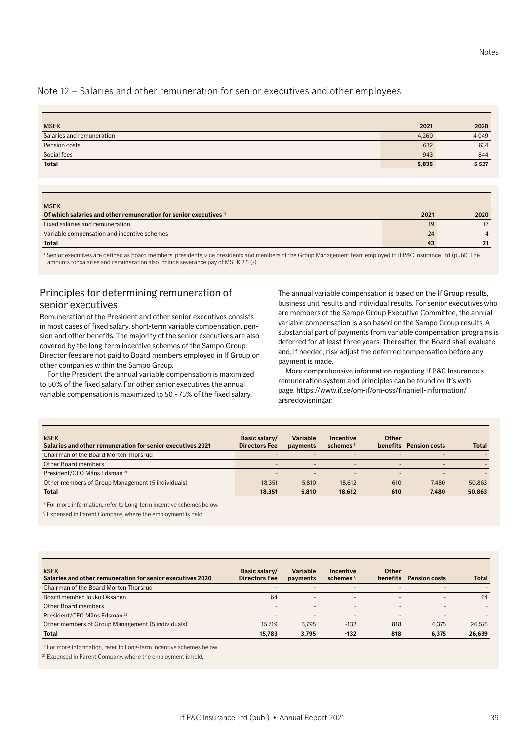## Note 12 – Salaries and other remuneration for senior executives and other employees

| MSEK | 2021 | 2020 |
|---|---|---|
| Salaries and remuneration | 4,260 | 4 049 |
| Pension costs | 632 | 634 |
| Social fees | 943 | 844 |
| **Total** | **5,835** | **5 527** |

| MSEK<br>**Of which salaries and other remuneration for senior executives** [1] | 2021 | 2020 |
|---|---|---|
| Fixed salaries and remuneration | 19 | 17 |
| Variable compensation and incentive schemes | 24 | 4 |
| **Total** | **43** | **21** |

[1] Senior executives are defined as board members, presidents, vice presidents and members of the Group Management team employed in If P&C Insurance Ltd (publ). The amounts for salaries and remuneration also include severance pay of MSEK 2.5 (-).

### Principles for determining remuneration of senior executives

Remuneration of the President and other senior executives consists in most cases of fixed salary, short-term variable compensation, pension and other benefits. The majority of the senior executives are also covered by the long-term incentive schemes of the Sampo Group. Director fees are not paid to Board members employed in If Group or other companies within the Sampo Group.

For the President the annual variable compensation is maximized to 50% of the fixed salary. For other senior executives the annual variable compensation is maximized to 50 - 75% of the fixed salary.

The annual variable compensation is based on the If Group results, business unit results and individual results. For senior executives who are members of the Sampo Group Executive Committee, the annual variable compensation is also based on the Sampo Group results. A substantial part of payments from variable compensation programs is deferred for at least three years. Thereafter, the Board shall evaluate and, if needed, risk adjust the deferred compensation before any payment is made.

More comprehensive information regarding If P&C Insurance's remuneration system and principles can be found on If's webpage, https://www.if.se/om-if/om-oss/finaniell-information/arsredovisningar.

| kSEK<br>**Salaries and other remuneration for senior executives 2021** | Basic salary/ Directors Fee | Variable payments | Incentive schemes [1] | Other benefits | Pension costs | Total |
|---|---|---|---|---|---|---|
| Chairman of the Board Morten Thorsrud | - | - | - | - | - | - |
| Other Board members | - | - | - | - | - | - |
| President/CEO Måns Edsman [2] | - | - | - | - | - | - |
| Other members of Group Management (5 individuals) | 18,351 | 5,810 | 18,612 | 610 | 7,480 | 50,863 |
| **Total** | **18,351** | **5,810** | **18,612** | **610** | **7,480** | **50,863** |

[1] For more information, refer to Long-term incentive schemes below.

[2] Expensed in Parent Company, where the employment is held.

| kSEK<br>**Salaries and other remuneration for senior executives 2020** | Basic salary/ Directors Fee | Variable payments | Incentive schemes [1] | Other benefits | Pension costs | Total |
|---|---|---|---|---|---|---|
| Chairman of the Board Morten Thorsrud | - | - | - | - | - | - |
| Board member Jouko Oksanen | 64 | - | - | - | - | 64 |
| Other Board members | - | - | - | - | - | - |
| President/CEO Måns Edsman [2] | - | - | - | - | - | - |
| Other members of Group Management (5 individuals) | 15,719 | 3,795 | -132 | 818 | 6,375 | 26,575 |
| **Total** | **15,783** | **3,795** | **-132** | **818** | **6,375** | **26,639** |

[1] For more information, refer to Long-term incentive schemes below.

[2] Expensed in Parent Company, where the employment is held.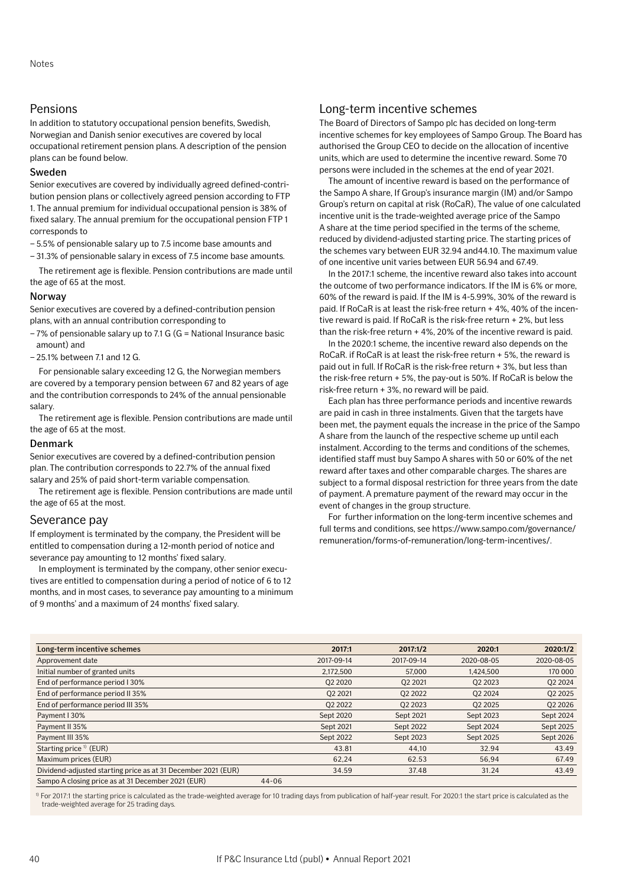## Pensions

In addition to statutory occupational pension benefits, Swedish, Norwegian and Danish senior executives are covered by local occupational retirement pension plans. A description of the pension plans can be found below.

### Sweden

Senior executives are covered by individually agreed defined-contribution pension plans or collectively agreed pension according to FTP 1. The annual premium for individual occupational pension is 38% of fixed salary. The annual premium for the occupational pension FTP 1 corresponds to

- 5.5% of pensionable salary up to 7.5 income base amounts and
- 31.3% of pensionable salary in excess of 7.5 income base amounts.

The retirement age is flexible. Pension contributions are made until the age of 65 at the most.

### Norway

Senior executives are covered by a defined-contribution pension plans, with an annual contribution corresponding to

- 7% of pensionable salary up to 7.1 G (G = National Insurance basic amount) and
- 25.1% between 7.1 and 12 G.

For pensionable salary exceeding 12 G, the Norwegian members are covered by a temporary pension between 67 and 82 years of age and the contribution corresponds to 24% of the annual pensionable salary.

The retirement age is flexible. Pension contributions are made until the age of 65 at the most.

### Denmark

Senior executives are covered by a defined-contribution pension plan. The contribution corresponds to 22.7% of the annual fixed salary and 25% of paid short-term variable compensation.

The retirement age is flexible. Pension contributions are made until the age of 65 at the most.

## Severance pay

If employment is terminated by the company, the President will be entitled to compensation during a 12-month period of notice and severance pay amounting to 12 months' fixed salary.

In employment is terminated by the company, other senior executives are entitled to compensation during a period of notice of 6 to 12 months, and in most cases, to severance pay amounting to a minimum of 9 months' and a maximum of 24 months' fixed salary.

## Long-term incentive schemes

The Board of Directors of Sampo plc has decided on long-term incentive schemes for key employees of Sampo Group. The Board has authorised the Group CEO to decide on the allocation of incentive units, which are used to determine the incentive reward. Some 70 persons were included in the schemes at the end of year 2021.

The amount of incentive reward is based on the performance of the Sampo A share, If Group's insurance margin (IM) and/or Sampo Group's return on capital at risk (RoCaR), The value of one calculated incentive unit is the trade-weighted average price of the Sampo A share at the time period specified in the terms of the scheme, reduced by dividend-adjusted starting price. The starting prices of the schemes vary between EUR 32.94 and44.10. The maximum value of one incentive unit varies between EUR 56.94 and 67.49.

In the 2017:1 scheme, the incentive reward also takes into account the outcome of two performance indicators. If the IM is 6% or more, 60% of the reward is paid. If the IM is 4-5.99%, 30% of the reward is paid. If RoCaR is at least the risk-free return + 4%, 40% of the incentive reward is paid. If RoCaR is the risk-free return + 2%, but less than the risk-free return + 4%, 20% of the incentive reward is paid.

In the 2020:1 scheme, the incentive reward also depends on the RoCaR. if RoCaR is at least the risk-free return + 5%, the reward is paid out in full. If RoCaR is the risk-free return + 3%, but less than the risk-free return + 5%, the pay-out is 50%. If RoCaR is below the risk-free return + 3%, no reward will be paid.

Each plan has three performance periods and incentive rewards are paid in cash in three instalments. Given that the targets have been met, the payment equals the increase in the price of the Sampo A share from the launch of the respective scheme up until each instalment. According to the terms and conditions of the schemes, identified staff must buy Sampo A shares with 50 or 60% of the net reward after taxes and other comparable charges. The shares are subject to a formal disposal restriction for three years from the date of payment. A premature payment of the reward may occur in the event of changes in the group structure.

For further information on the long-term incentive schemes and full terms and conditions, see https://www.sampo.com/governance/remuneration/forms-of-remuneration/long-term-incentives/.

| Long-term incentive schemes | 2017:1 | 2017:1/2 | 2020:1 | 2020:1/2 |
|---|---|---|---|---|
| Approvement date | 2017-09-14 | 2017-09-14 | 2020-08-05 | 2020-08-05 |
| Initial number of granted units | 2,172,500 | 57,000 | 1,424,500 | 170 000 |
| End of performance period I 30% | Q2 2020 | Q2 2021 | Q2 2023 | Q2 2024 |
| End of performance period II 35% | Q2 2021 | Q2 2022 | Q2 2024 | Q2 2025 |
| End of performance period III 35% | Q2 2022 | Q2 2023 | Q2 2025 | Q2 2026 |
| Payment I 30% | Sept 2020 | Sept 2021 | Sept 2023 | Sept 2024 |
| Payment II 35% | Sept 2021 | Sept 2022 | Sept 2024 | Sept 2025 |
| Payment III 35% | Sept 2022 | Sept 2023 | Sept 2025 | Sept 2026 |
| Starting price [1] (EUR) | 43.81 | 44,10 | 32.94 | 43.49 |
| Maximum prices (EUR) | 62,24 | 62.53 | 56,94 | 67.49 |
| Dividend-adjusted starting price as at 31 December 2021 (EUR) | 34.59 | 37.48 | 31.24 | 43.49 |
| Sampo A closing price as at 31 December 2021 (EUR) 44-06 | | | | |

[1] For 2017:1 the starting price is calculated as the trade-weighted average for 10 trading days from publication of half-year result. For 2020:1 the start price is calculated as the trade-weighted average for 25 trading days.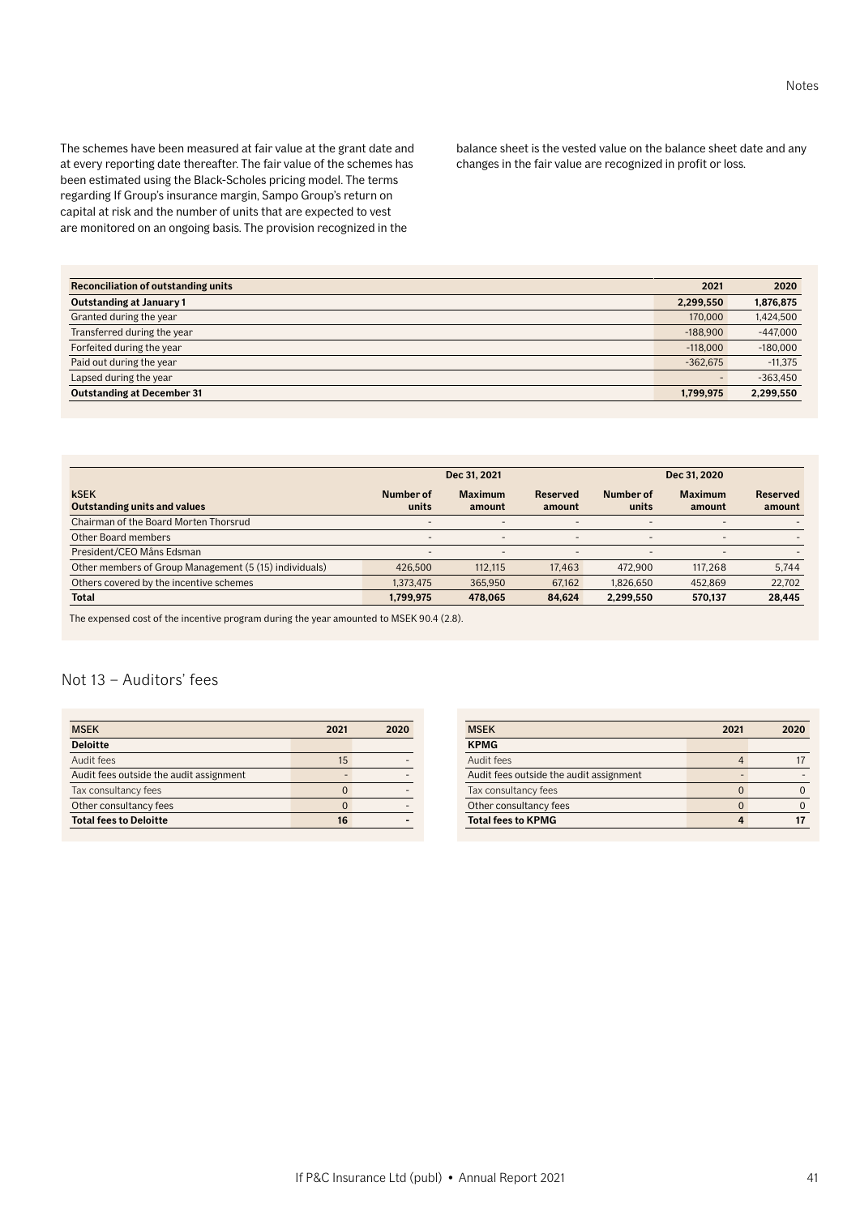The schemes have been measured at fair value at the grant date and at every reporting date thereafter. The fair value of the schemes has been estimated using the Black-Scholes pricing model. The terms regarding If Group's insurance margin, Sampo Group's return on capital at risk and the number of units that are expected to vest are monitored on an ongoing basis. The provision recognized in the balance sheet is the vested value on the balance sheet date and any changes in the fair value are recognized in profit or loss.

| Reconciliation of outstanding units | 2021 | 2020 |
|---|---|---|
| **Outstanding at January 1** | **2,299,550** | **1,876,875** |
| Granted during the year | 170,000 | 1,424,500 |
| Transferred during the year | -188,900 | -447,000 |
| Forfeited during the year | -118,000 | -180,000 |
| Paid out during the year | -362,675 | -11,375 |
| Lapsed during the year | - | -363,450 |
| **Outstanding at December 31** | **1,799,975** | **2,299,550** |

| kSEK | Dec 31, 2021 | | | Dec 31, 2020 | | |
|---|---|---|---|---|---|---|
| Outstanding units and values | Number of units | Maximum amount | Reserved amount | Number of units | Maximum amount | Reserved amount |
| Chairman of the Board Morten Thorsrud | - | - | - | - | - | - |
| Other Board members | - | - | - | - | - | - |
| President/CEO Måns Edsman | - | - | - | - | - | - |
| Other members of Group Management (5 (15) individuals) | 426,500 | 112,115 | 17,463 | 472,900 | 117,268 | 5,744 |
| Others covered by the incentive schemes | 1,373,475 | 365,950 | 67,162 | 1,826,650 | 452,869 | 22,702 |
| **Total** | **1,799,975** | **478,065** | **84,624** | **2,299,550** | **570,137** | **28,445** |

The expensed cost of the incentive program during the year amounted to MSEK 90.4 (2.8).

## Not 13 – Auditors' fees

| MSEK | 2021 | 2020 |
|---|---|---|
| **Deloitte** | | |
| Audit fees | 15 | - |
| Audit fees outside the audit assignment | - | - |
| Tax consultancy fees | 0 | - |
| Other consultancy fees | 0 | - |
| **Total fees to Deloitte** | **16** | **-** |

| MSEK | 2021 | 2020 |
|---|---|---|
| **KPMG** | | |
| Audit fees | 4 | 17 |
| Audit fees outside the audit assignment | - | - |
| Tax consultancy fees | 0 | 0 |
| Other consultancy fees | 0 | 0 |
| **Total fees to KPMG** | **4** | **17** |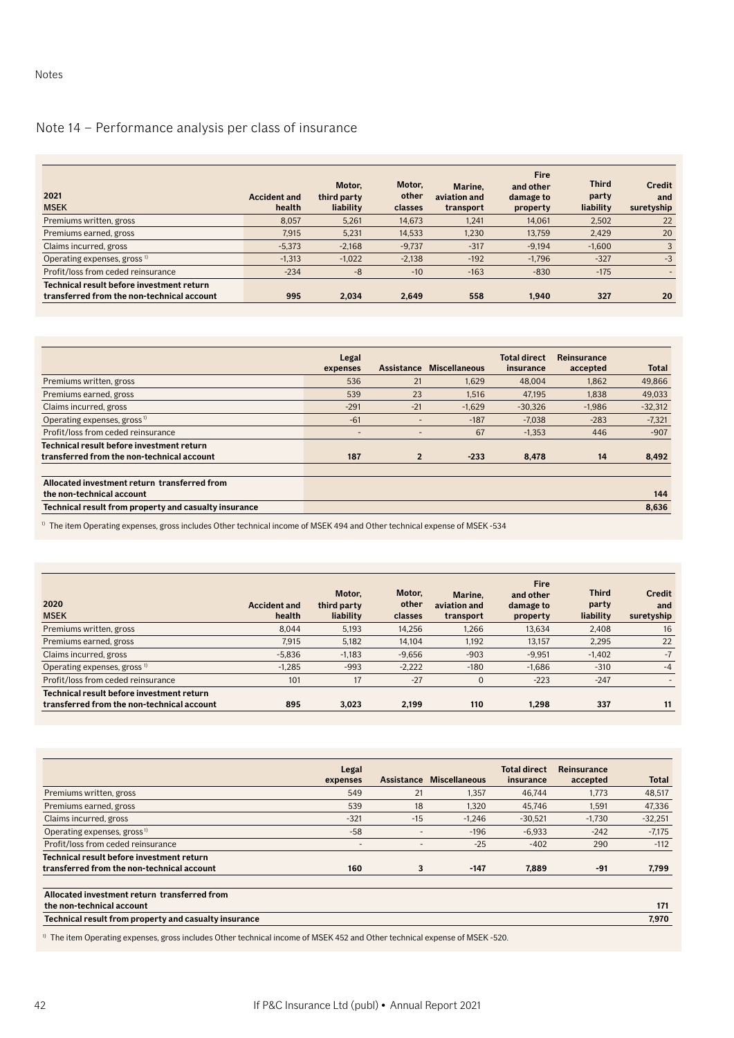Notes

## Note 14 – Performance analysis per class of insurance

| 2021<br>MSEK | Accident and health | Motor, third party liability | Motor, other classes | Marine, aviation and transport | Fire and other damage to property | Third party liability | Credit and suretyship |
|---|---|---|---|---|---|---|---|
| Premiums written, gross | 8,057 | 5,261 | 14,673 | 1,241 | 14,061 | 2,502 | 22 |
| Premiums earned, gross | 7,915 | 5,231 | 14,533 | 1,230 | 13,759 | 2,429 | 20 |
| Claims incurred, gross | -5,373 | -2,168 | -9,737 | -317 | -9,194 | -1,600 | 3 |
| Operating expenses, gross [1] | -1,313 | -1,022 | -2,138 | -192 | -1,796 | -327 | -3 |
| Profit/loss from ceded reinsurance | -234 | -8 | -10 | -163 | -830 | -175 | - |
| **Technical result before investment return transferred from the non-technical account** | **995** | **2,034** | **2,649** | **558** | **1,940** | **327** | **20** |

| | Legal expenses | Assistance | Miscellaneous | Total direct insurance | Reinsurance accepted | Total |
|---|---|---|---|---|---|---|
| Premiums written, gross | 536 | 21 | 1,629 | 48,004 | 1,862 | 49,866 |
| Premiums earned, gross | 539 | 23 | 1,516 | 47,195 | 1,838 | 49,033 |
| Claims incurred, gross | -291 | -21 | -1,629 | -30,326 | -1,986 | -32,312 |
| Operating expenses, gross [1] | -61 | - | -187 | -7,038 | -283 | -7,321 |
| Profit/loss from ceded reinsurance | - | - | 67 | -1,353 | 446 | -907 |
| **Technical result before investment return transferred from the non-technical account** | **187** | **2** | **-233** | **8,478** | **14** | **8,492** |
| **Allocated investment return transferred from the non-technical account** | | | | | | **144** |
| **Technical result from property and casualty insurance** | | | | | | **8,636** |

[1] The item Operating expenses, gross includes Other technical income of MSEK 494 and Other technical expense of MSEK -534

| 2020<br>MSEK | Accident and health | Motor, third party liability | Motor, other classes | Marine, aviation and transport | Fire and other damage to property | Third party liability | Credit and suretyship |
|---|---|---|---|---|---|---|---|
| Premiums written, gross | 8,044 | 5,193 | 14,256 | 1,266 | 13,634 | 2,408 | 16 |
| Premiums earned, gross | 7,915 | 5,182 | 14,104 | 1,192 | 13,157 | 2,295 | 22 |
| Claims incurred, gross | -5,836 | -1,183 | -9,656 | -903 | -9,951 | -1,402 | -7 |
| Operating expenses, gross [1] | -1,285 | -993 | -2,222 | -180 | -1,686 | -310 | -4 |
| Profit/loss from ceded reinsurance | 101 | 17 | -27 | 0 | -223 | -247 | - |
| **Technical result before investment return transferred from the non-technical account** | **895** | **3,023** | **2,199** | **110** | **1,298** | **337** | **11** |

| | Legal expenses | Assistance | Miscellaneous | Total direct insurance | Reinsurance accepted | Total |
|---|---|---|---|---|---|---|
| Premiums written, gross | 549 | 21 | 1,357 | 46,744 | 1,773 | 48,517 |
| Premiums earned, gross | 539 | 18 | 1,320 | 45,746 | 1,591 | 47,336 |
| Claims incurred, gross | -321 | -15 | -1,246 | -30,521 | -1,730 | -32,251 |
| Operating expenses, gross [1] | -58 | - | -196 | -6,933 | -242 | -7,175 |
| Profit/loss from ceded reinsurance | - | - | -25 | -402 | 290 | -112 |
| **Technical result before investment return transferred from the non-technical account** | **160** | **3** | **-147** | **7,889** | **-91** | **7,799** |
| **Allocated investment return transferred from the non-technical account** | | | | | | **171** |
| **Technical result from property and casualty insurance** | | | | | | **7,970** |

[1] The item Operating expenses, gross includes Other technical income of MSEK 452 and Other technical expense of MSEK -520.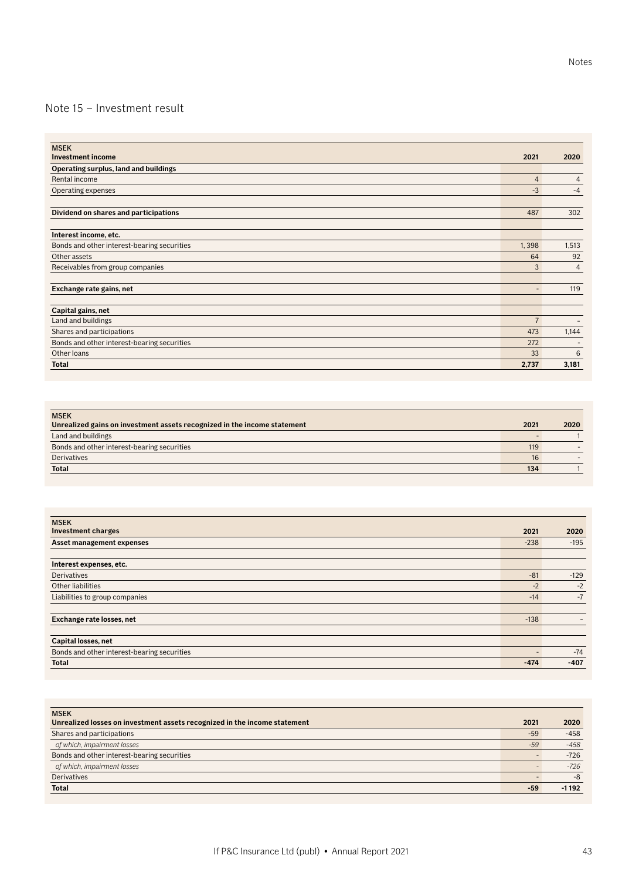## Note 15 – Investment result

| MSEK<br>**Investment income** | **2021** | **2020** |
|---|---|---|
| **Operating surplus, land and buildings** | | |
| Rental income | 4 | 4 |
| Operating expenses | -3 | -4 |
| | | |
| **Dividend on shares and participations** | 487 | 302 |
| | | |
| **Interest income, etc.** | | |
| Bonds and other interest-bearing securities | 1, 398 | 1,513 |
| Other assets | 64 | 92 |
| Receivables from group companies | 3 | 4 |
| | | |
| **Exchange rate gains, net** | - | 119 |
| | | |
| **Capital gains, net** | | |
| Land and buildings | 7 | - |
| Shares and participations | 473 | 1,144 |
| Bonds and other interest-bearing securities | 272 | - |
| Other loans | 33 | 6 |
| **Total** | **2,737** | **3,181** |

| MSEK<br>**Unrealized gains on investment assets recognized in the income statement** | **2021** | **2020** |
|---|---|---|
| Land and buildings | - | 1 |
| Bonds and other interest-bearing securities | 119 | - |
| Derivatives | 16 | - |
| **Total** | **134** | 1 |

| MSEK<br>**Investment charges** | **2021** | **2020** |
|---|---|---|
| **Asset management expenses** | -238 | -195 |
| | | |
| **Interest expenses, etc.** | | |
| Derivatives | -81 | -129 |
| Other liabilities | -2 | -2 |
| Liabilities to group companies | -14 | -7 |
| | | |
| **Exchange rate losses, net** | -138 | - |
| | | |
| **Capital losses, net** | | |
| Bonds and other interest-bearing securities | - | -74 |
| **Total** | **-474** | **-407** |

| MSEK<br>**Unrealized losses on investment assets recognized in the income statement** | **2021** | **2020** |
|---|---|---|
| Shares and participations | -59 | -458 |
| *of which, impairment losses* | *-59* | *-458* |
| Bonds and other interest-bearing securities | - | -726 |
| *of which, impairment losses* | *-* | *-726* |
| Derivatives | - | -8 |
| **Total** | **-59** | **-1 192** |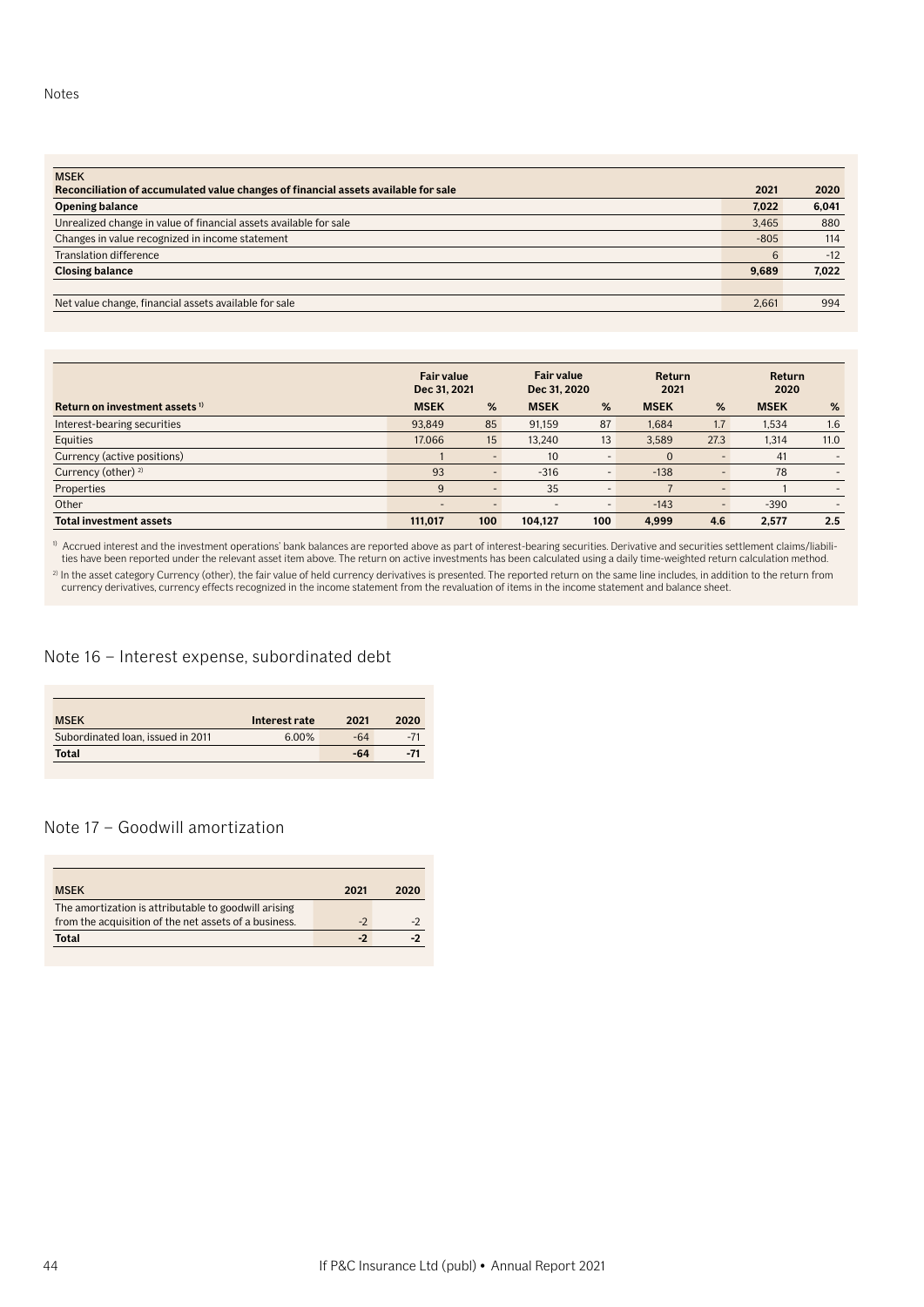| MSEK | | |
|---|---|---|
| **Reconciliation of accumulated value changes of financial assets available for sale** | **2021** | **2020** |
| **Opening balance** | **7,022** | **6,041** |
| Unrealized change in value of financial assets available for sale | 3,465 | 880 |
| Changes in value recognized in income statement | -805 | 114 |
| Translation difference | 6 | -12 |
| **Closing balance** | **9,689** | **7,022** |
| | | |
| Net value change, financial assets available for sale | 2,661 | 994 |

| | Fair value Dec 31, 2021 | | Fair value Dec 31, 2020 | | Return 2021 | | Return 2020 | |
|---|---|---|---|---|---|---|---|---|
| **Return on investment assets** [1] | **MSEK** | **%** | **MSEK** | **%** | **MSEK** | **%** | **MSEK** | **%** |
| Interest-bearing securities | 93,849 | 85 | 91,159 | 87 | 1,684 | 1.7 | 1,534 | 1.6 |
| Equities | 17,066 | 15 | 13,240 | 13 | 3,589 | 27.3 | 1,314 | 11.0 |
| Currency (active positions) | 1 | - | 10 | - | 0 | - | 41 | - |
| Currency (other) [2] | 93 | - | -316 | - | -138 | - | 78 | - |
| Properties | 9 | - | 35 | - | 7 | - | 1 | - |
| Other | - | - | - | - | -143 | - | -390 | - |
| **Total investment assets** | **111,017** | **100** | **104,127** | **100** | **4,999** | **4.6** | **2,577** | **2.5** |

[1] Accrued interest and the investment operations' bank balances are reported above as part of interest-bearing securities. Derivative and securities settlement claims/liabilities have been reported under the relevant asset item above. The return on active investments has been calculated using a daily time-weighted return calculation method.

[2] In the asset category Currency (other), the fair value of held currency derivatives is presented. The reported return on the same line includes, in addition to the return from currency derivatives, currency effects recognized in the income statement from the revaluation of items in the income statement and balance sheet.

## Note 16 – Interest expense, subordinated debt

| MSEK | Interest rate | 2021 | 2020 |
|---|---|---|---|
| Subordinated loan, issued in 2011 | 6.00% | -64 | -71 |
| **Total** | | **-64** | **-71** |

## Note 17 – Goodwill amortization

| MSEK | 2021 | 2020 |
|---|---|---|
| The amortization is attributable to goodwill arising from the acquisition of the net assets of a business. | -2 | -2 |
| **Total** | **-2** | **-2** |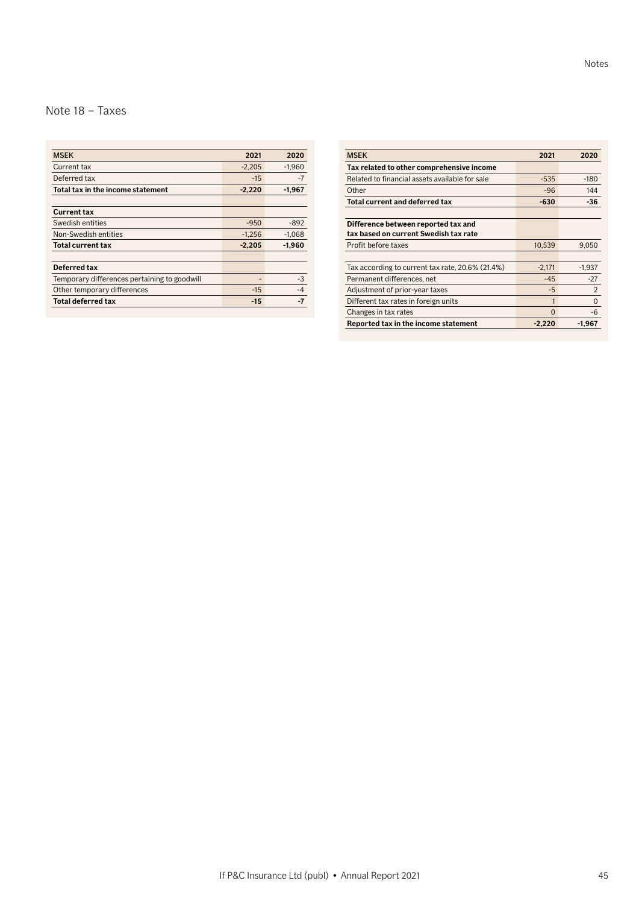## Note 18 – Taxes

| MSEK | 2021 | 2020 |
|---|---|---|
| Current tax | -2,205 | -1,960 |
| Deferred tax | -15 | -7 |
| **Total tax in the income statement** | **-2,220** | **-1,967** |
| | | |
| **Current tax** | | |
| Swedish entities | -950 | -892 |
| Non-Swedish entities | -1,256 | -1,068 |
| **Total current tax** | **-2,205** | **-1,960** |
| | | |
| **Deferred tax** | | |
| Temporary differences pertaining to goodwill | - | -3 |
| Other temporary differences | -15 | -4 |
| **Total deferred tax** | **-15** | **-7** |

| MSEK | 2021 | 2020 |
|---|---|---|
| **Tax related to other comprehensive income** | | |
| Related to financial assets available for sale | -535 | -180 |
| Other | -96 | 144 |
| **Total current and deferred tax** | **-630** | **-36** |
| | | |
| **Difference between reported tax and tax based on current Swedish tax rate** | | |
| Profit before taxes | 10,539 | 9,050 |
| | | |
| Tax according to current tax rate, 20.6% (21.4%) | -2,171 | -1,937 |
| Permanent differences, net | -45 | -27 |
| Adjustment of prior-year taxes | -5 | 2 |
| Different tax rates in foreign units | 1 | 0 |
| Changes in tax rates | 0 | -6 |
| **Reported tax in the income statement** | **-2,220** | **-1,967** |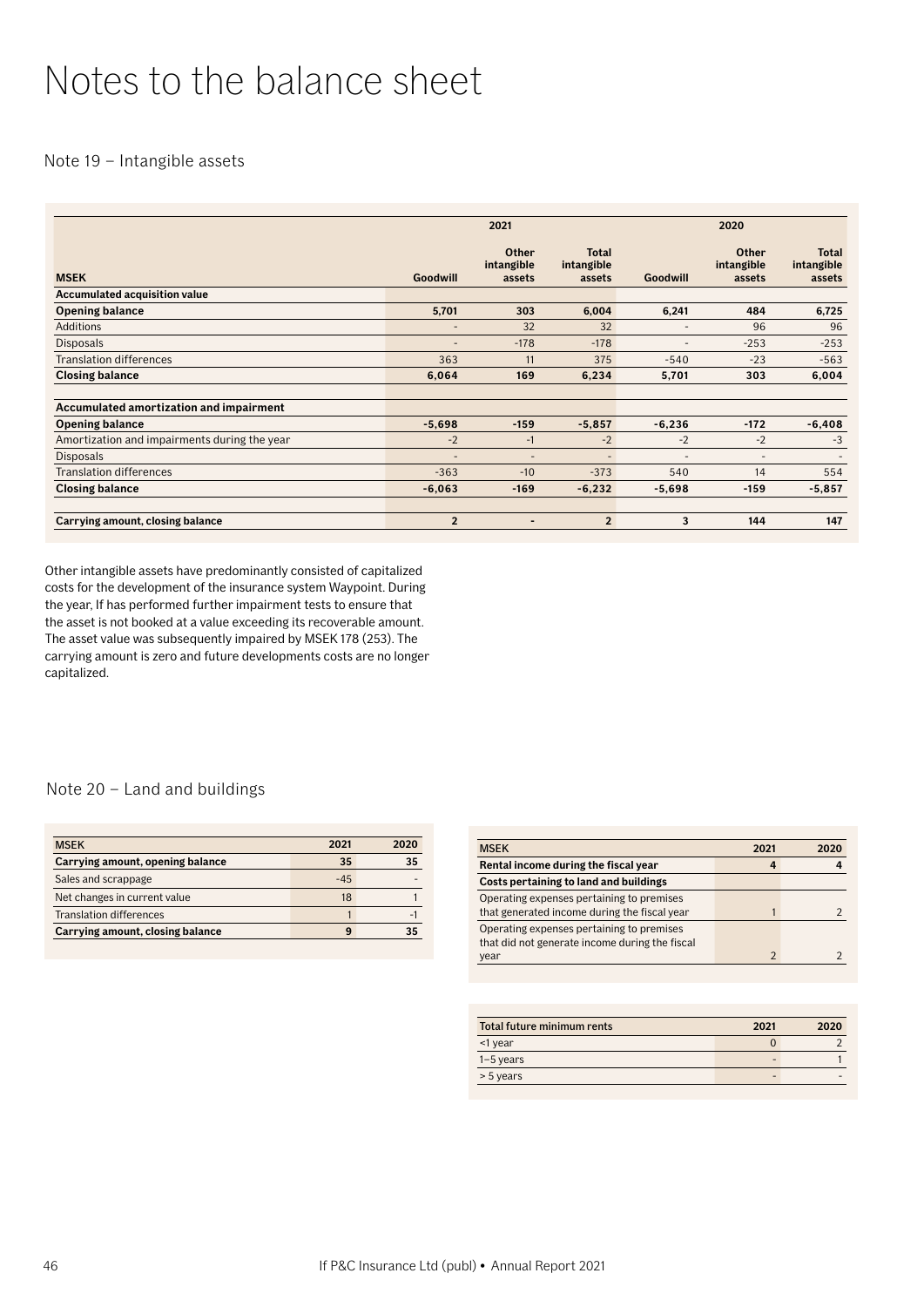# Notes to the balance sheet

## Note 19 – Intangible assets

| MSEK | 2021 | | | 2020 | | |
|---|---|---|---|---|---|---|
| | Goodwill | Other intangible assets | Total intangible assets | Goodwill | Other intangible assets | Total intangible assets |
| **Accumulated acquisition value** | | | | | | |
| **Opening balance** | **5,701** | **303** | **6,004** | **6,241** | **484** | **6,725** |
| Additions | - | 32 | 32 | - | 96 | 96 |
| Disposals | - | -178 | -178 | - | -253 | -253 |
| Translation differences | 363 | 11 | 375 | -540 | -23 | -563 |
| **Closing balance** | **6,064** | **169** | **6,234** | **5,701** | **303** | **6,004** |
| | | | | | | |
| **Accumulated amortization and impairment** | | | | | | |
| **Opening balance** | **-5,698** | **-159** | **-5,857** | **-6,236** | **-172** | **-6,408** |
| Amortization and impairments during the year | -2 | -1 | -2 | -2 | -2 | -3 |
| Disposals | - | - | - | - | - | - |
| Translation differences | -363 | -10 | -373 | 540 | 14 | 554 |
| **Closing balance** | **-6,063** | **-169** | **-6,232** | **-5,698** | **-159** | **-5,857** |
| | | | | | | |
| **Carrying amount, closing balance** | **2** | **-** | **2** | **3** | **144** | **147** |

Other intangible assets have predominantly consisted of capitalized costs for the development of the insurance system Waypoint. During the year, If has performed further impairment tests to ensure that the asset is not booked at a value exceeding its recoverable amount. The asset value was subsequently impaired by MSEK 178 (253). The carrying amount is zero and future developments costs are no longer capitalized.

## Note 20 – Land and buildings

| MSEK | 2021 | 2020 |
|---|---|---|
| **Carrying amount, opening balance** | **35** | **35** |
| Sales and scrappage | -45 | - |
| Net changes in current value | 18 | 1 |
| Translation differences | 1 | -1 |
| **Carrying amount, closing balance** | **9** | **35** |

| MSEK | 2021 | 2020 |
|---|---|---|
| **Rental income during the fiscal year** | **4** | **4** |
| **Costs pertaining to land and buildings** | | |
| Operating expenses pertaining to premises that generated income during the fiscal year | 1 | 2 |
| Operating expenses pertaining to premises that did not generate income during the fiscal year | 2 | 2 |

| Total future minimum rents | 2021 | 2020 |
|---|---|---|
| <1 year | 0 | 2 |
| 1–5 years | - | 1 |
| > 5 years | - | - |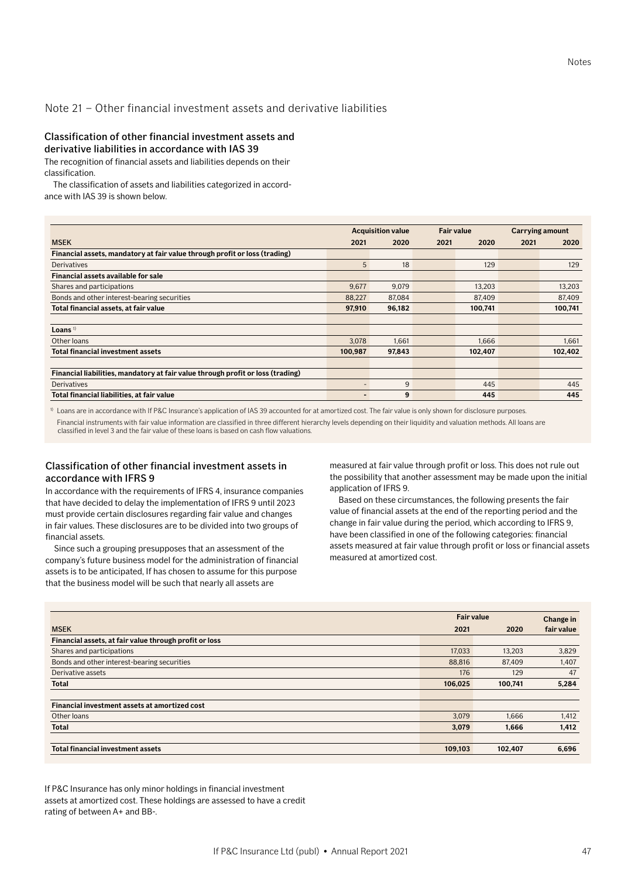## Note 21 – Other financial investment assets and derivative liabilities

### Classification of other financial investment assets and derivative liabilities in accordance with IAS 39

The recognition of financial assets and liabilities depends on their classification.

The classification of assets and liabilities categorized in accordance with IAS 39 is shown below.

| MSEK | Acquisition value 2021 | Acquisition value 2020 | Fair value 2021 | Fair value 2020 | Carrying amount 2021 | Carrying amount 2020 |
|---|---|---|---|---|---|---|
| **Financial assets, mandatory at fair value through profit or loss (trading)** | | | | | | |
| Derivatives | 5 | 18 | | 129 | | 129 |
| **Financial assets available for sale** | | | | | | |
| Shares and participations | 9,677 | 9,079 | | 13,203 | | 13,203 |
| Bonds and other interest-bearing securities | 88,227 | 87,084 | | 87,409 | | 87,409 |
| **Total financial assets, at fair value** | **97,910** | **96,182** | | **100,741** | | **100,741** |
| | | | | | | |
| **Loans** [1] | | | | | | |
| Other loans | 3,078 | 1,661 | | 1,666 | | 1,661 |
| **Total financial investment assets** | **100,987** | **97,843** | | **102,407** | | **102,402** |
| | | | | | | |
| **Financial liabilities, mandatory at fair value through profit or loss (trading)** | | | | | | |
| Derivatives | - | 9 | | 445 | | 445 |
| **Total financial liabilities, at fair value** | **-** | **9** | | **445** | | **445** |

[1] Loans are in accordance with If P&C Insurance's application of IAS 39 accounted for at amortized cost. The fair value is only shown for disclosure purposes.

Financial instruments with fair value information are classified in three different hierarchy levels depending on their liquidity and valuation methods. All loans are classified in level 3 and the fair value of these loans is based on cash flow valuations.

### Classification of other financial investment assets in accordance with IFRS 9

In accordance with the requirements of IFRS 4, insurance companies that have decided to delay the implementation of IFRS 9 until 2023 must provide certain disclosures regarding fair value and changes in fair values. These disclosures are to be divided into two groups of financial assets.

Since such a grouping presupposes that an assessment of the company's future business model for the administration of financial assets is to be anticipated, If has chosen to assume for this purpose that the business model will be such that nearly all assets are measured at fair value through profit or loss. This does not rule out the possibility that another assessment may be made upon the initial application of IFRS 9.

Based on these circumstances, the following presents the fair value of financial assets at the end of the reporting period and the change in fair value during the period, which according to IFRS 9, have been classified in one of the following categories: financial assets measured at fair value through profit or loss or financial assets measured at amortized cost.

| MSEK | Fair value 2021 | Fair value 2020 | Change in fair value |
|---|---|---|---|
| **Financial assets, at fair value through profit or loss** | | | |
| Shares and participations | 17,033 | 13,203 | 3,829 |
| Bonds and other interest-bearing securities | 88,816 | 87,409 | 1,407 |
| Derivative assets | 176 | 129 | 47 |
| **Total** | **106,025** | **100,741** | **5,284** |
| | | | |
| **Financial investment assets at amortized cost** | | | |
| Other loans | 3,079 | 1,666 | 1,412 |
| **Total** | **3,079** | **1,666** | **1,412** |
| | | | |
| **Total financial investment assets** | **109,103** | **102,407** | **6,696** |

If P&C Insurance has only minor holdings in financial investment assets at amortized cost. These holdings are assessed to have a credit rating of between A+ and BB-.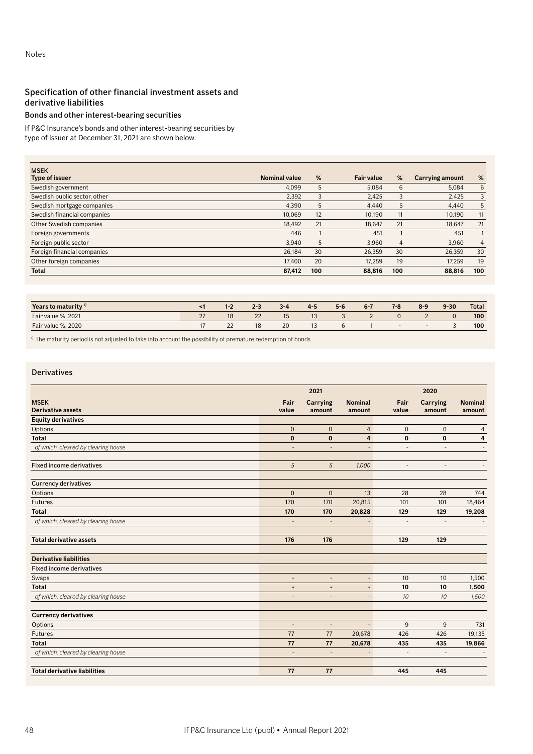## Specification of other financial investment assets and derivative liabilities

### Bonds and other interest-bearing securities

If P&C Insurance's bonds and other interest-bearing securities by type of issuer at December 31, 2021 are shown below.

| MSEK<br>Type of issuer | Nominal value | % | Fair value | % | Carrying amount | % |
|---|---|---|---|---|---|---|
| Swedish government | 4,099 | 5 | 5,084 | 6 | 5,084 | 6 |
| Swedish public sector, other | 2,392 | 3 | 2,425 | 3 | 2,425 | 3 |
| Swedish mortgage companies | 4,390 | 5 | 4,440 | 5 | 4,440 | 5 |
| Swedish financial companies | 10,069 | 12 | 10,190 | 11 | 10,190 | 11 |
| Other Swedish companies | 18,492 | 21 | 18,647 | 21 | 18,647 | 21 |
| Foreign governments | 446 | 1 | 451 | 1 | 451 | 1 |
| Foreign public sector | 3,940 | 5 | 3,960 | 4 | 3,960 | 4 |
| Foreign financial companies | 26,184 | 30 | 26,359 | 30 | 26,359 | 30 |
| Other foreign companies | 17,400 | 20 | 17,259 | 19 | 17,259 | 19 |
| **Total** | **87,412** | **100** | **88,816** | **100** | **88,816** | **100** |

| Years to maturity [1] | <1 | 1-2 | 2-3 | 3-4 | 4-5 | 5-6 | 6-7 | 7-8 | 8-9 | 9-30 | Total |
|---|---|---|---|---|---|---|---|---|---|---|---|
| Fair value %, 2021 | 27 | 18 | 22 | 15 | 13 | 3 | 2 | 0 | 2 | 0 | **100** |
| Fair value %, 2020 | 17 | 22 | 18 | 20 | 13 | 6 | 1 | - | - | 3 | **100** |

[1] The maturity period is not adjusted to take into account the possibility of premature redemption of bonds.

### Derivatives

| | 2021 | | | 2020 | | |
|---|---|---|---|---|---|---|
| **MSEK<br>Derivative assets** | **Fair value** | **Carrying amount** | **Nominal amount** | **Fair value** | **Carrying amount** | **Nominal amount** |
| **Equity derivatives** | | | | | | |
| Options | 0 | 0 | 4 | 0 | 0 | 4 |
| **Total** | **0** | **0** | **4** | **0** | **0** | **4** |
| *of which, cleared by clearing house* | - | - | - | - | - | - |
| | | | | | | |
| **Fixed income derivatives** | *5* | *5* | *1,000* | - | - | - |
| | | | | | | |
| **Currency derivatives** | | | | | | |
| Options | 0 | 0 | 13 | 28 | 28 | 744 |
| Futures | 170 | 170 | 20,815 | 101 | 101 | 18,464 |
| **Total** | **170** | **170** | **20,828** | **129** | **129** | **19,208** |
| *of which, cleared by clearing house* | - | - | - | - | - | - |
| | | | | | | |
| **Total derivative assets** | **176** | **176** | | **129** | **129** | |
| | | | | | | |
| **Derivative liabilities** | | | | | | |
| **Fixed income derivatives** | | | | | | |
| Swaps | - | - | - | 10 | 10 | 1,500 |
| **Total** | **-** | **-** | **-** | **10** | **10** | **1,500** |
| *of which, cleared by clearing house* | - | - | - | *10* | *10* | *1,500* |
| | | | | | | |
| **Currency derivatives** | | | | | | |
| Options | - | - | - | 9 | 9 | 731 |
| Futures | 77 | 77 | 20,678 | 426 | 426 | 19,135 |
| **Total** | **77** | **77** | **20,678** | **435** | **435** | **19,866** |
| *of which, cleared by clearing house* | - | - | - | - | - | - |
| | | | | | | |
| **Total derivative liabilities** | **77** | **77** | | **445** | **445** | |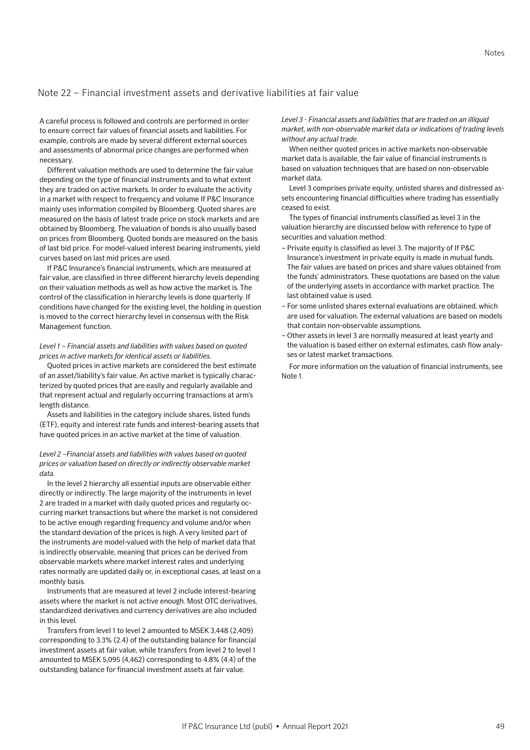## Note 22 – Financial investment assets and derivative liabilities at fair value

A careful process is followed and controls are performed in order to ensure correct fair values of financial assets and liabilities. For example, controls are made by several different external sources and assessments of abnormal price changes are performed when necessary.

Different valuation methods are used to determine the fair value depending on the type of financial instruments and to what extent they are traded on active markets. In order to evaluate the activity in a market with respect to frequency and volume If P&C Insurance mainly uses information compiled by Bloomberg. Quoted shares are measured on the basis of latest trade price on stock markets and are obtained by Bloomberg. The valuation of bonds is also usually based on prices from Bloomberg. Quoted bonds are measured on the basis of last bid price. For model-valued interest bearing instruments, yield curves based on last mid prices are used.

If P&C Insurance's financial instruments, which are measured at fair value, are classified in three different hierarchy levels depending on their valuation methods as well as how active the market is. The control of the classification in hierarchy levels is done quarterly. If conditions have changed for the existing level, the holding in question is moved to the correct hierarchy level in consensus with the Risk Management function.

*Level 1 – Financial assets and liabilities with values based on quoted prices in active markets for identical assets or liabilities.*

Quoted prices in active markets are considered the best estimate of an asset/liability's fair value. An active market is typically characterized by quoted prices that are easily and regularly available and that represent actual and regularly occurring transactions at arm's length distance.

Assets and liabilities in the category include shares, listed funds (ETF), equity and interest rate funds and interest-bearing assets that have quoted prices in an active market at the time of valuation.

*Level 2 –Financial assets and liabilities with values based on quoted prices or valuation based on directly or indirectly observable market data.*

In the level 2 hierarchy all essential inputs are observable either directly or indirectly. The large majority of the instruments in level 2 are traded in a market with daily quoted prices and regularly occurring market transactions but where the market is not considered to be active enough regarding frequency and volume and/or when the standard deviation of the prices is high. A very limited part of the instruments are model-valued with the help of market data that is indirectly observable, meaning that prices can be derived from observable markets where market interest rates and underlying rates normally are updated daily or, in exceptional cases, at least on a monthly basis.

Instruments that are measured at level 2 include interest-bearing assets where the market is not active enough. Most OTC derivatives, standardized derivatives and currency derivatives are also included in this level.

Transfers from level 1 to level 2 amounted to MSEK 3,448 (2,409) corresponding to 3.3% (2.4) of the outstanding balance for financial investment assets at fair value, while transfers from level 2 to level 1 amounted to MSEK 5,095 (4,462) corresponding to 4.8% (4.4) of the outstanding balance for financial investment assets at fair value.

*Level 3 - Financial assets and liabilities that are traded on an illiquid market, with non-observable market data or indications of trading levels without any actual trade.*

When neither quoted prices in active markets non-observable market data is available, the fair value of financial instruments is based on valuation techniques that are based on non-observable market data.

Level 3 comprises private equity, unlisted shares and distressed assets encountering financial difficulties where trading has essentially ceased to exist.

The types of financial instruments classified as level 3 in the valuation hierarchy are discussed below with reference to type of securities and valuation method:

- Private equity is classified as level 3. The majority of If P&C Insurance's investment in private equity is made in mutual funds. The fair values are based on prices and share values obtained from the funds' administrators. These quotations are based on the value of the underlying assets in accordance with market practice. The last obtained value is used.
- For some unlisted shares external evaluations are obtained, which are used for valuation. The external valuations are based on models that contain non-observable assumptions.
- Other assets in level 3 are normally measured at least yearly and the valuation is based either on external estimates, cash flow analyses or latest market transactions.

For more information on the valuation of financial instruments, see Note 1.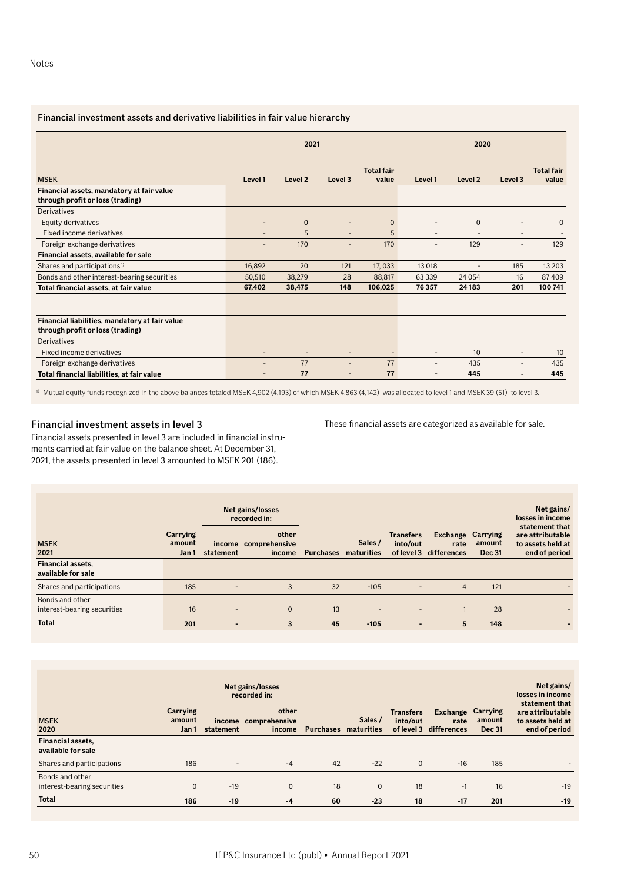### Financial investment assets and derivative liabilities in fair value hierarchy

| MSEK | 2021 Level 1 | 2021 Level 2 | 2021 Level 3 | 2021 Total fair value | 2020 Level 1 | 2020 Level 2 | 2020 Level 3 | 2020 Total fair value |
|---|---|---|---|---|---|---|---|---|
| **Financial assets, mandatory at fair value through profit or loss (trading)** | | | | | | | | |
| Derivatives | | | | | | | | |
| Equity derivatives | - | 0 | - | 0 | - | 0 | - | 0 |
| Fixed income derivatives | - | 5 | - | 5 | - | - | - | - |
| Foreign exchange derivatives | - | 170 | - | 170 | - | 129 | - | 129 |
| **Financial assets, available for sale** | | | | | | | | |
| Shares and participations [1] | 16,892 | 20 | 121 | 17, 033 | 13 018 | - | 185 | 13 203 |
| Bonds and other interest-bearing securities | 50,510 | 38,279 | 28 | 88,817 | 63 339 | 24 054 | 16 | 87 409 |
| **Total financial assets, at fair value** | **67,402** | **38,475** | **148** | **106,025** | **76 357** | **24 183** | **201** | **100 741** |
| | | | | | | | | |
| **Financial liabilities, mandatory at fair value through profit or loss (trading)** | | | | | | | | |
| Derivatives | | | | | | | | |
| Fixed income derivatives | - | - | - | - | - | 10 | - | 10 |
| Foreign exchange derivatives | - | 77 | - | 77 | - | 435 | - | 435 |
| **Total financial liabilities, at fair value** | **-** | **77** | **-** | **77** | **-** | **445** | - | **445** |

[1] Mutual equity funds recognized in the above balances totaled MSEK 4,902 (4,193) of which MSEK 4,863 (4,142) was allocated to level 1 and MSEK 39 (51) to level 3.

### Financial investment assets in level 3

Financial assets presented in level 3 are included in financial instruments carried at fair value on the balance sheet. At December 31, 2021, the assets presented in level 3 amounted to MSEK 201 (186).

These financial assets are categorized as available for sale.

| MSEK 2021 | Carrying amount Jan 1 | Net gains/losses recorded in: income statement | Net gains/losses recorded in: other comprehensive income | Purchases | Sales / maturities | Transfers into/out of level 3 | Exchange rate differences | Carrying amount Dec 31 | Net gains/ losses in income statement that are attributable to assets held at end of period |
|---|---|---|---|---|---|---|---|---|---|
| **Financial assets, available for sale** | | | | | | | | | |
| Shares and participations | 185 | - | 3 | 32 | -105 | - | 4 | 121 | - |
| Bonds and other interest-bearing securities | 16 | - | 0 | 13 | - | - | 1 | 28 | - |
| **Total** | **201** | **-** | **3** | **45** | **-105** | **-** | **5** | **148** | **-** |

| MSEK 2020 | Carrying amount Jan 1 | Net gains/losses recorded in: income statement | Net gains/losses recorded in: other comprehensive income | Purchases | Sales / maturities | Transfers into/out of level 3 | Exchange rate differences | Carrying amount Dec 31 | Net gains/ losses in income statement that are attributable to assets held at end of period |
|---|---|---|---|---|---|---|---|---|---|
| **Financial assets, available for sale** | | | | | | | | | |
| Shares and participations | 186 | - | -4 | 42 | -22 | 0 | -16 | 185 | - |
| Bonds and other interest-bearing securities | 0 | -19 | 0 | 18 | 0 | 18 | -1 | 16 | -19 |
| **Total** | **186** | **-19** | **-4** | **60** | **-23** | **18** | **-17** | **201** | **-19** |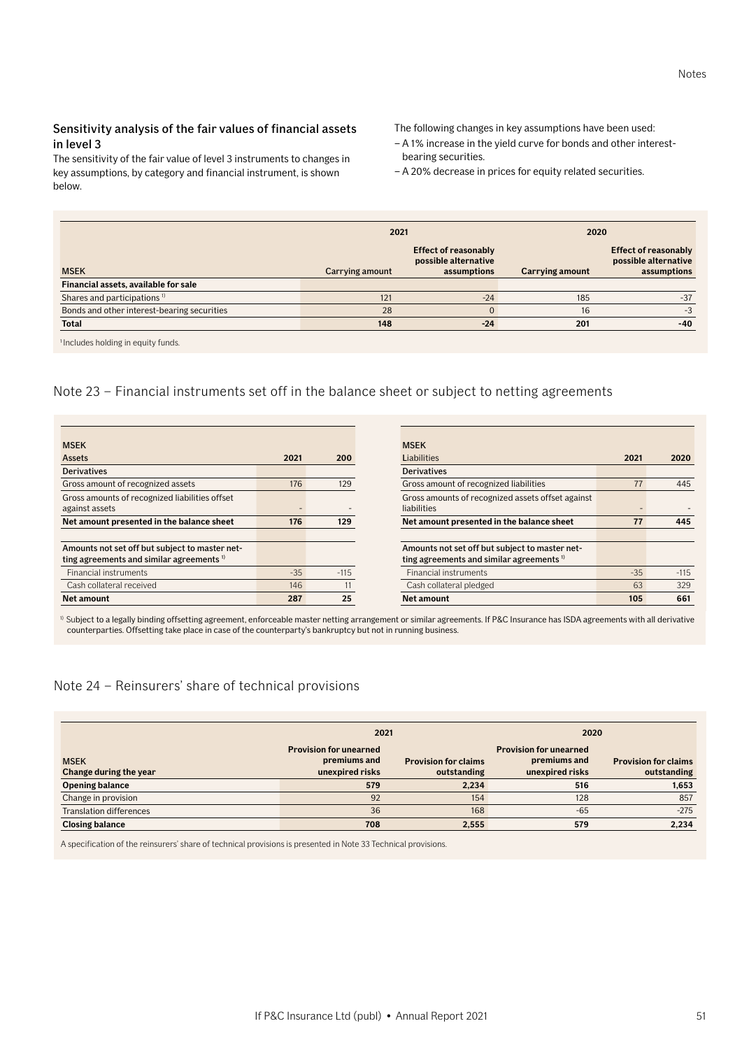### Sensitivity analysis of the fair values of financial assets in level 3

The sensitivity of the fair value of level 3 instruments to changes in key assumptions, by category and financial instrument, is shown below.

The following changes in key assumptions have been used:

- A 1% increase in the yield curve for bonds and other interest-bearing securities.
- A 20% decrease in prices for equity related securities.

| MSEK | 2021 | | 2020 | |
|---|---|---|---|---|
| | Carrying amount | Effect of reasonably possible alternative assumptions | Carrying amount | Effect of reasonably possible alternative assumptions |
| **Financial assets, available for sale** | | | | |
| Shares and participations [1] | 121 | -24 | 185 | -37 |
| Bonds and other interest-bearing securities | 28 | 0 | 16 | -3 |
| **Total** | **148** | **-24** | **201** | **-40** |

[1] Includes holding in equity funds.

## Note 23 – Financial instruments set off in the balance sheet or subject to netting agreements

| MSEK Assets | 2021 | 200 |
|---|---|---|
| **Derivatives** | | |
| Gross amount of recognized assets | 176 | 129 |
| Gross amounts of recognized liabilities offset against assets | - | - |
| **Net amount presented in the balance sheet** | **176** | **129** |
| | | |
| Amounts not set off but subject to master netting agreements and similar agreements [1] | | |
| Financial instruments | -35 | -115 |
| Cash collateral received | 146 | 11 |
| **Net amount** | **287** | **25** |

| MSEK Liabilities | 2021 | 2020 |
|---|---|---|
| **Derivatives** | | |
| Gross amount of recognized liabilities | 77 | 445 |
| Gross amounts of recognized assets offset against liabilities | - | - |
| **Net amount presented in the balance sheet** | **77** | **445** |
| | | |
| Amounts not set off but subject to master netting agreements and similar agreements [1] | | |
| Financial instruments | -35 | -115 |
| Cash collateral pledged | 63 | 329 |
| **Net amount** | **105** | **661** |

[1] Subject to a legally binding offsetting agreement, enforceable master netting arrangement or similar agreements. If P&C Insurance has ISDA agreements with all derivative counterparties. Offsetting take place in case of the counterparty's bankruptcy but not in running business.

## Note 24 – Reinsurers' share of technical provisions

| MSEK Change during the year | 2021 | | 2020 | |
|---|---|---|---|---|
| | Provision for unearned premiums and unexpired risks | Provision for claims outstanding | Provision for unearned premiums and unexpired risks | Provision for claims outstanding |
| **Opening balance** | **579** | **2,234** | **516** | **1,653** |
| Change in provision | 92 | 154 | 128 | 857 |
| Translation differences | 36 | 168 | -65 | -275 |
| **Closing balance** | **708** | **2,555** | **579** | **2,234** |

A specification of the reinsurers' share of technical provisions is presented in Note 33 Technical provisions.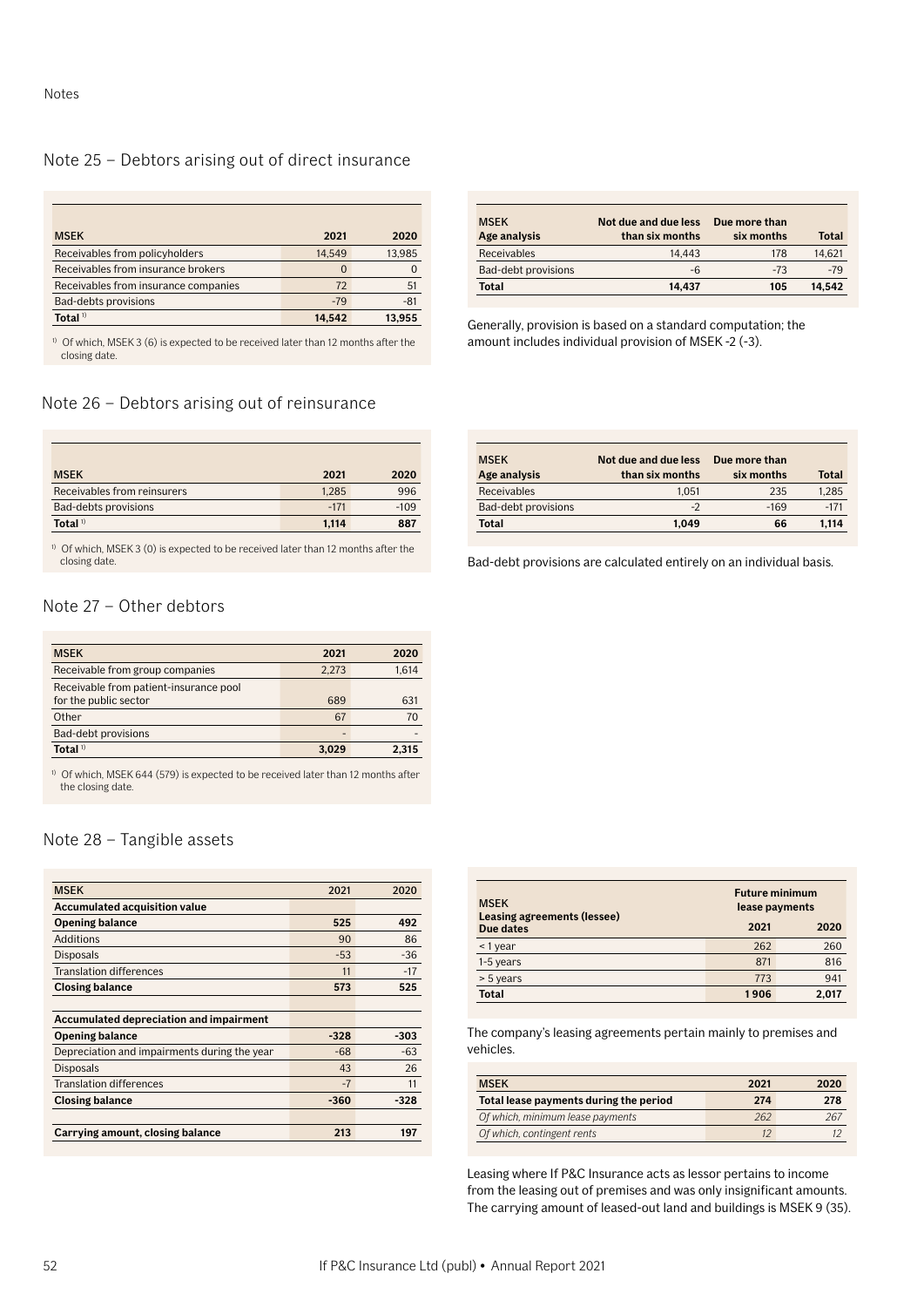Notes

## Note 25 – Debtors arising out of direct insurance

| MSEK | 2021 | 2020 |
|---|---|---|
| Receivables from policyholders | 14,549 | 13,985 |
| Receivables from insurance brokers | 0 | 0 |
| Receivables from insurance companies | 72 | 51 |
| Bad-debts provisions | -79 | -81 |
| **Total** [1] | **14,542** | **13,955** |

[1] Of which, MSEK 3 (6) is expected to be received later than 12 months after the closing date.

| MSEK Age analysis | Not due and due less than six months | Due more than six months | Total |
|---|---|---|---|
| Receivables | 14,443 | 178 | 14,621 |
| Bad-debt provisions | -6 | -73 | -79 |
| **Total** | **14,437** | **105** | **14,542** |

Generally, provision is based on a standard computation; the amount includes individual provision of MSEK -2 (-3).

## Note 26 – Debtors arising out of reinsurance

| MSEK | 2021 | 2020 |
|---|---|---|
| Receivables from reinsurers | 1,285 | 996 |
| Bad-debts provisions | -171 | -109 |
| **Total** [1] | **1,114** | **887** |

[1] Of which, MSEK 3 (0) is expected to be received later than 12 months after the closing date.

| MSEK Age analysis | Not due and due less than six months | Due more than six months | Total |
|---|---|---|---|
| Receivables | 1,051 | 235 | 1,285 |
| Bad-debt provisions | -2 | -169 | -171 |
| **Total** | **1,049** | **66** | **1,114** |

Bad-debt provisions are calculated entirely on an individual basis.

## Note 27 – Other debtors

| MSEK | 2021 | 2020 |
|---|---|---|
| Receivable from group companies | 2,273 | 1,614 |
| Receivable from patient-insurance pool for the public sector | 689 | 631 |
| Other | 67 | 70 |
| Bad-debt provisions | - | - |
| **Total** [1] | **3,029** | **2,315** |

[1] Of which, MSEK 644 (579) is expected to be received later than 12 months after the closing date.

## Note 28 – Tangible assets

| MSEK | 2021 | 2020 |
|---|---|---|
| **Accumulated acquisition value** | | |
| **Opening balance** | **525** | **492** |
| Additions | 90 | 86 |
| Disposals | -53 | -36 |
| Translation differences | 11 | -17 |
| **Closing balance** | **573** | **525** |
| | | |
| **Accumulated depreciation and impairment** | | |
| **Opening balance** | **-328** | **-303** |
| Depreciation and impairments during the year | -68 | -63 |
| Disposals | 43 | 26 |
| Translation differences | -7 | 11 |
| **Closing balance** | **-360** | **-328** |
| | | |
| **Carrying amount, closing balance** | **213** | **197** |

| MSEK Leasing agreements (lessee) Due dates | Future minimum lease payments | |
|---|---|---|
| | **2021** | **2020** |
| < 1 year | 262 | 260 |
| 1-5 years | 871 | 816 |
| > 5 years | 773 | 941 |
| **Total** | **1 906** | **2,017** |

The company's leasing agreements pertain mainly to premises and vehicles.

| MSEK | 2021 | 2020 |
|---|---|---|
| **Total lease payments during the period** | **274** | **278** |
| *Of which, minimum lease payments* | *262* | *267* |
| *Of which, contingent rents* | *12* | *12* |

Leasing where If P&C Insurance acts as lessor pertains to income from the leasing out of premises and was only insignificant amounts. The carrying amount of leased-out land and buildings is MSEK 9 (35).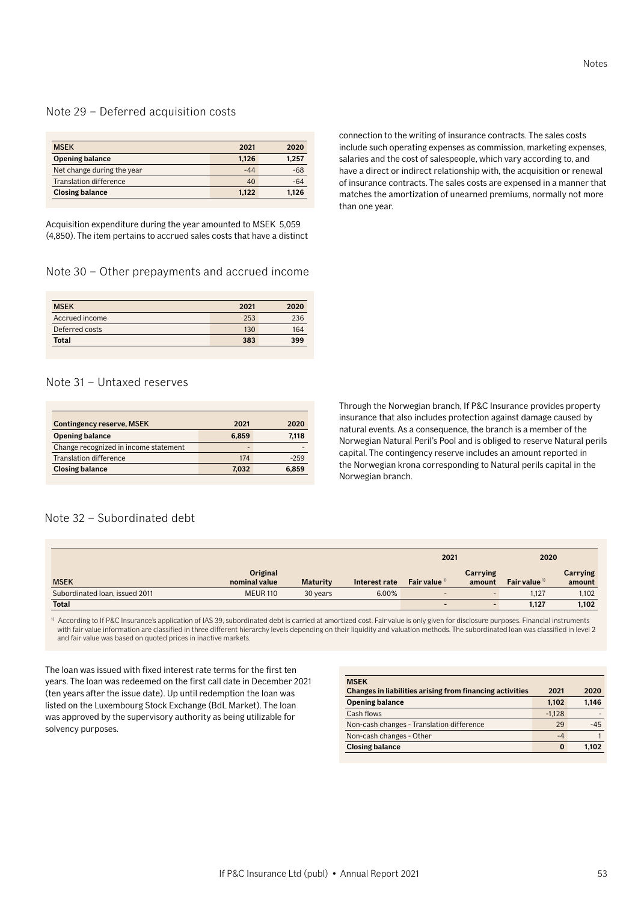## Note 29 – Deferred acquisition costs

| MSEK | 2021 | 2020 |
|---|---|---|
| **Opening balance** | **1,126** | **1,257** |
| Net change during the year | -44 | -68 |
| Translation difference | 40 | -64 |
| **Closing balance** | **1,122** | **1,126** |

Acquisition expenditure during the year amounted to MSEK 5,059 (4,850). The item pertains to accrued sales costs that have a distinct connection to the writing of insurance contracts. The sales costs include such operating expenses as commission, marketing expenses, salaries and the cost of salespeople, which vary according to, and have a direct or indirect relationship with, the acquisition or renewal of insurance contracts. The sales costs are expensed in a manner that matches the amortization of unearned premiums, normally not more than one year.

## Note 30 – Other prepayments and accrued income

| MSEK | 2021 | 2020 |
|---|---|---|
| Accrued income | 253 | 236 |
| Deferred costs | 130 | 164 |
| **Total** | **383** | **399** |

## Note 31 – Untaxed reserves

| Contingency reserve, MSEK | 2021 | 2020 |
|---|---|---|
| **Opening balance** | **6,859** | **7,118** |
| Change recognized in income statement | - | - |
| Translation difference | 174 | -259 |
| **Closing balance** | **7,032** | **6,859** |

Through the Norwegian branch, If P&C Insurance provides property insurance that also includes protection against damage caused by natural events. As a consequence, the branch is a member of the Norwegian Natural Peril's Pool and is obliged to reserve Natural perils capital. The contingency reserve includes an amount reported in the Norwegian krona corresponding to Natural perils capital in the Norwegian branch.

## Note 32 – Subordinated debt

| | | | | 2021 | | 2020 | |
|---|---|---|---|---|---|---|---|
| MSEK | Original nominal value | Maturity | Interest rate | Fair value [1] | Carrying amount | Fair value [1] | Carrying amount |
| Subordinated loan, issued 2011 | MEUR 110 | 30 years | 6.00% | - | - | 1,127 | 1,102 |
| **Total** | | | | **-** | **-** | **1,127** | **1,102** |

[1] According to If P&C Insurance's application of IAS 39, subordinated debt is carried at amortized cost. Fair value is only given for disclosure purposes. Financial instruments with fair value information are classified in three different hierarchy levels depending on their liquidity and valuation methods. The subordinated loan was classified in level 2 and fair value was based on quoted prices in inactive markets.

The loan was issued with fixed interest rate terms for the first ten years. The loan was redeemed on the first call date in December 2021 (ten years after the issue date). Up until redemption the loan was listed on the Luxembourg Stock Exchange (BdL Market). The loan was approved by the supervisory authority as being utilizable for solvency purposes.

| MSEK<br>Changes in liabilities arising from financing activities | 2021 | 2020 |
|---|---|---|
| **Opening balance** | **1,102** | **1,146** |
| Cash flows | -1,128 | - |
| Non-cash changes - Translation difference | 29 | -45 |
| Non-cash changes - Other | -4 | 1 |
| **Closing balance** | **0** | **1,102** |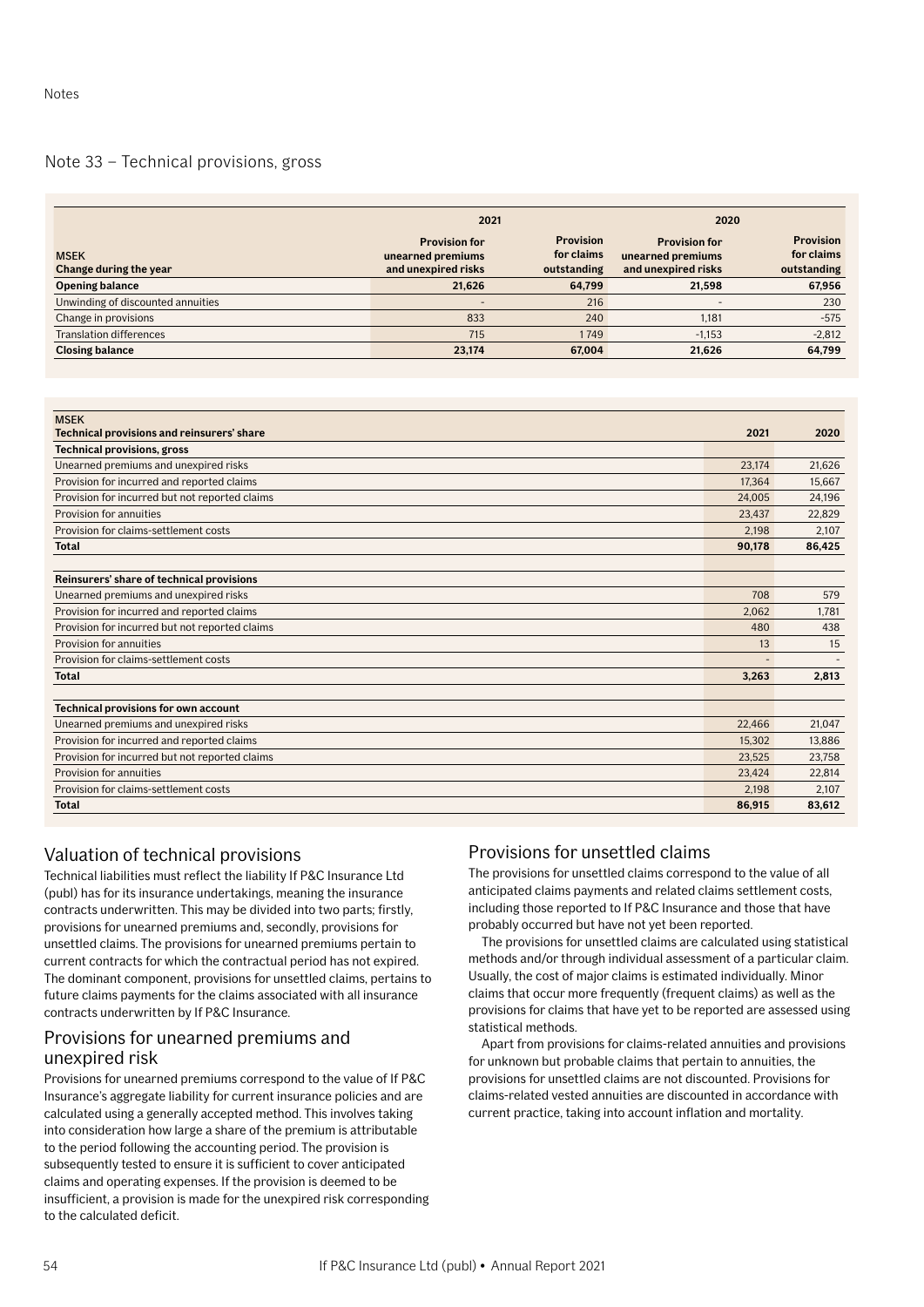Notes

## Note 33 – Technical provisions, gross

| MSEK<br>Change during the year | 2021<br>Provision for unearned premiums and unexpired risks | 2021<br>Provision for claims outstanding | 2020<br>Provision for unearned premiums and unexpired risks | 2020<br>Provision for claims outstanding |
|---|---|---|---|---|
| **Opening balance** | **21,626** | **64,799** | **21,598** | **67,956** |
| Unwinding of discounted annuities | - | 216 | - | 230 |
| Change in provisions | 833 | 240 | 1,181 | -575 |
| Translation differences | 715 | 1 749 | -1,153 | -2,812 |
| **Closing balance** | **23,174** | **67,004** | **21,626** | **64,799** |

| MSEK<br>Technical provisions and reinsurers' share | 2021 | 2020 |
|---|---|---|
| **Technical provisions, gross** | | |
| Unearned premiums and unexpired risks | 23,174 | 21,626 |
| Provision for incurred and reported claims | 17,364 | 15,667 |
| Provision for incurred but not reported claims | 24,005 | 24,196 |
| Provision for annuities | 23,437 | 22,829 |
| Provision for claims-settlement costs | 2,198 | 2,107 |
| **Total** | **90,178** | **86,425** |
| | | |
| **Reinsurers' share of technical provisions** | | |
| Unearned premiums and unexpired risks | 708 | 579 |
| Provision for incurred and reported claims | 2,062 | 1,781 |
| Provision for incurred but not reported claims | 480 | 438 |
| Provision for annuities | 13 | 15 |
| Provision for claims-settlement costs | - | - |
| **Total** | **3,263** | **2,813** |
| | | |
| **Technical provisions for own account** | | |
| Unearned premiums and unexpired risks | 22,466 | 21,047 |
| Provision for incurred and reported claims | 15,302 | 13,886 |
| Provision for incurred but not reported claims | 23,525 | 23,758 |
| Provision for annuities | 23,424 | 22,814 |
| Provision for claims-settlement costs | 2,198 | 2,107 |
| **Total** | **86,915** | **83,612** |

### Valuation of technical provisions

Technical liabilities must reflect the liability If P&C Insurance Ltd (publ) has for its insurance undertakings, meaning the insurance contracts underwritten. This may be divided into two parts; firstly, provisions for unearned premiums and, secondly, provisions for unsettled claims. The provisions for unearned premiums pertain to current contracts for which the contractual period has not expired. The dominant component, provisions for unsettled claims, pertains to future claims payments for the claims associated with all insurance contracts underwritten by If P&C Insurance.

### Provisions for unearned premiums and unexpired risk

Provisions for unearned premiums correspond to the value of If P&C Insurance's aggregate liability for current insurance policies and are calculated using a generally accepted method. This involves taking into consideration how large a share of the premium is attributable to the period following the accounting period. The provision is subsequently tested to ensure it is sufficient to cover anticipated claims and operating expenses. If the provision is deemed to be insufficient, a provision is made for the unexpired risk corresponding to the calculated deficit.

### Provisions for unsettled claims

The provisions for unsettled claims correspond to the value of all anticipated claims payments and related claims settlement costs, including those reported to If P&C Insurance and those that have probably occurred but have not yet been reported.

The provisions for unsettled claims are calculated using statistical methods and/or through individual assessment of a particular claim. Usually, the cost of major claims is estimated individually. Minor claims that occur more frequently (frequent claims) as well as the provisions for claims that have yet to be reported are assessed using statistical methods.

Apart from provisions for claims-related annuities and provisions for unknown but probable claims that pertain to annuities, the provisions for unsettled claims are not discounted. Provisions for claims-related vested annuities are discounted in accordance with current practice, taking into account inflation and mortality.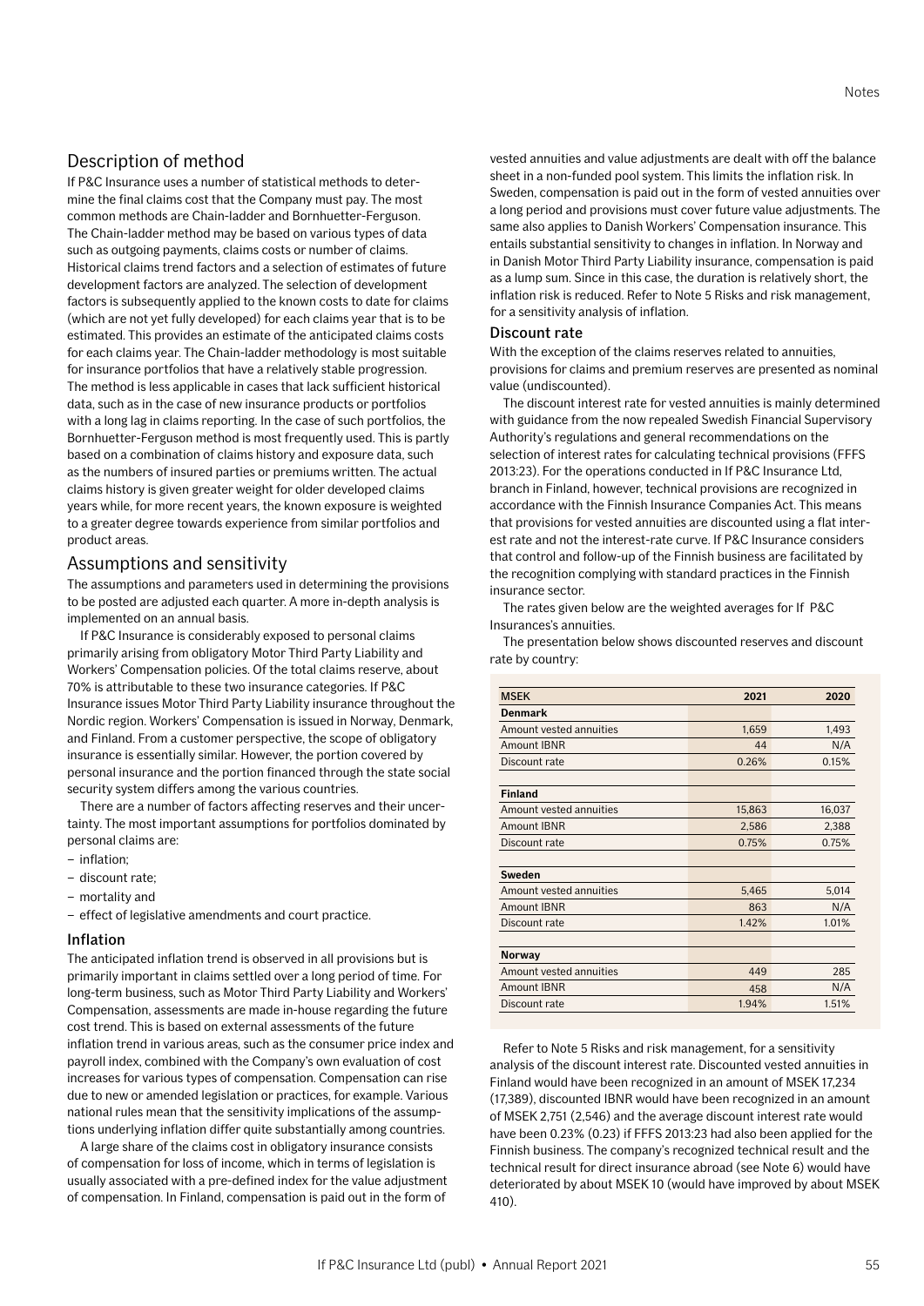## Description of method

If P&C Insurance uses a number of statistical methods to determine the final claims cost that the Company must pay. The most common methods are Chain-ladder and Bornhuetter-Ferguson. The Chain-ladder method may be based on various types of data such as outgoing payments, claims costs or number of claims. Historical claims trend factors and a selection of estimates of future development factors are analyzed. The selection of development factors is subsequently applied to the known costs to date for claims (which are not yet fully developed) for each claims year that is to be estimated. This provides an estimate of the anticipated claims costs for each claims year. The Chain-ladder methodology is most suitable for insurance portfolios that have a relatively stable progression. The method is less applicable in cases that lack sufficient historical data, such as in the case of new insurance products or portfolios with a long lag in claims reporting. In the case of such portfolios, the Bornhuetter-Ferguson method is most frequently used. This is partly based on a combination of claims history and exposure data, such as the numbers of insured parties or premiums written. The actual claims history is given greater weight for older developed claims years while, for more recent years, the known exposure is weighted to a greater degree towards experience from similar portfolios and product areas.

## Assumptions and sensitivity

The assumptions and parameters used in determining the provisions to be posted are adjusted each quarter. A more in-depth analysis is implemented on an annual basis.

If P&C Insurance is considerably exposed to personal claims primarily arising from obligatory Motor Third Party Liability and Workers' Compensation policies. Of the total claims reserve, about 70% is attributable to these two insurance categories. If P&C Insurance issues Motor Third Party Liability insurance throughout the Nordic region. Workers' Compensation is issued in Norway, Denmark, and Finland. From a customer perspective, the scope of obligatory insurance is essentially similar. However, the portion covered by personal insurance and the portion financed through the state social security system differs among the various countries.

There are a number of factors affecting reserves and their uncertainty. The most important assumptions for portfolios dominated by personal claims are:

- inflation;
- discount rate;
- mortality and
- effect of legislative amendments and court practice.

### Inflation

The anticipated inflation trend is observed in all provisions but is primarily important in claims settled over a long period of time. For long-term business, such as Motor Third Party Liability and Workers' Compensation, assessments are made in-house regarding the future cost trend. This is based on external assessments of the future inflation trend in various areas, such as the consumer price index and payroll index, combined with the Company's own evaluation of cost increases for various types of compensation. Compensation can rise due to new or amended legislation or practices, for example. Various national rules mean that the sensitivity implications of the assumptions underlying inflation differ quite substantially among countries.

A large share of the claims cost in obligatory insurance consists of compensation for loss of income, which in terms of legislation is usually associated with a pre-defined index for the value adjustment of compensation. In Finland, compensation is paid out in the form of vested annuities and value adjustments are dealt with off the balance sheet in a non-funded pool system. This limits the inflation risk. In Sweden, compensation is paid out in the form of vested annuities over a long period and provisions must cover future value adjustments. The same also applies to Danish Workers' Compensation insurance. This entails substantial sensitivity to changes in inflation. In Norway and in Danish Motor Third Party Liability insurance, compensation is paid as a lump sum. Since in this case, the duration is relatively short, the inflation risk is reduced. Refer to Note 5 Risks and risk management, for a sensitivity analysis of inflation.

### Discount rate

With the exception of the claims reserves related to annuities, provisions for claims and premium reserves are presented as nominal value (undiscounted).

The discount interest rate for vested annuities is mainly determined with guidance from the now repealed Swedish Financial Supervisory Authority's regulations and general recommendations on the selection of interest rates for calculating technical provisions (FFFS 2013:23). For the operations conducted in If P&C Insurance Ltd, branch in Finland, however, technical provisions are recognized in accordance with the Finnish Insurance Companies Act. This means that provisions for vested annuities are discounted using a flat interest rate and not the interest-rate curve. If P&C Insurance considers that control and follow-up of the Finnish business are facilitated by the recognition complying with standard practices in the Finnish insurance sector.

The rates given below are the weighted averages for If P&C Insurances's annuities.

The presentation below shows discounted reserves and discount rate by country:

| MSEK | 2021 | 2020 |
|---|---|---|
| **Denmark** | | |
| Amount vested annuities | 1,659 | 1,493 |
| Amount IBNR | 44 | N/A |
| Discount rate | 0.26% | 0.15% |
| | | |
| **Finland** | | |
| Amount vested annuities | 15,863 | 16,037 |
| Amount IBNR | 2,586 | 2,388 |
| Discount rate | 0.75% | 0.75% |
| | | |
| **Sweden** | | |
| Amount vested annuities | 5,465 | 5,014 |
| Amount IBNR | 863 | N/A |
| Discount rate | 1.42% | 1.01% |
| | | |
| **Norway** | | |
| Amount vested annuities | 449 | 285 |
| Amount IBNR | 458 | N/A |
| Discount rate | 1.94% | 1.51% |

Refer to Note 5 Risks and risk management, for a sensitivity analysis of the discount interest rate. Discounted vested annuities in Finland would have been recognized in an amount of MSEK 17,234 (17,389), discounted IBNR would have been recognized in an amount of MSEK 2,751 (2,546) and the average discount interest rate would have been 0.23% (0.23) if FFFS 2013:23 had also been applied for the Finnish business. The company's recognized technical result and the technical result for direct insurance abroad (see Note 6) would have deteriorated by about MSEK 10 (would have improved by about MSEK 410).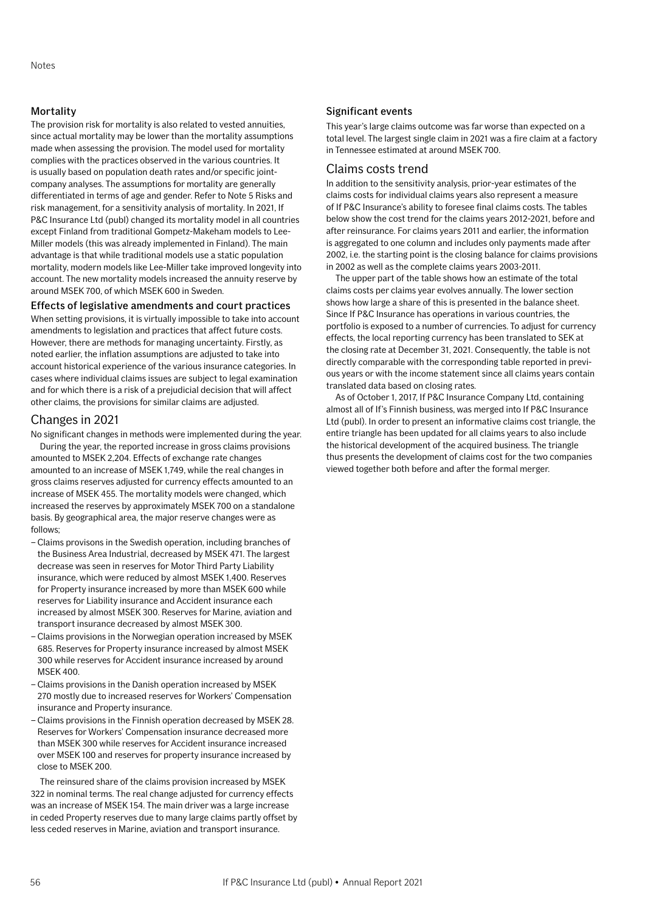### Mortality

The provision risk for mortality is also related to vested annuities, since actual mortality may be lower than the mortality assumptions made when assessing the provision. The model used for mortality complies with the practices observed in the various countries. It is usually based on population death rates and/or specific joint-company analyses. The assumptions for mortality are generally differentiated in terms of age and gender. Refer to Note 5 Risks and risk management, for a sensitivity analysis of mortality. In 2021, If P&C Insurance Ltd (publ) changed its mortality model in all countries except Finland from traditional Gompetz-Makeham models to Lee-Miller models (this was already implemented in Finland). The main advantage is that while traditional models use a static population mortality, modern models like Lee-Miller take improved longevity into account. The new mortality models increased the annuity reserve by around MSEK 700, of which MSEK 600 in Sweden.

### Effects of legislative amendments and court practices

When setting provisions, it is virtually impossible to take into account amendments to legislation and practices that affect future costs. However, there are methods for managing uncertainty. Firstly, as noted earlier, the inflation assumptions are adjusted to take into account historical experience of the various insurance categories. In cases where individual claims issues are subject to legal examination and for which there is a risk of a prejudicial decision that will affect other claims, the provisions for similar claims are adjusted.

## Changes in 2021

No significant changes in methods were implemented during the year.

During the year, the reported increase in gross claims provisions amounted to MSEK 2,204. Effects of exchange rate changes amounted to an increase of MSEK 1,749, while the real changes in gross claims reserves adjusted for currency effects amounted to an increase of MSEK 455. The mortality models were changed, which increased the reserves by approximately MSEK 700 on a standalone basis. By geographical area, the major reserve changes were as follows;

- Claims provisons in the Swedish operation, including branches of the Business Area Industrial, decreased by MSEK 471. The largest decrease was seen in reserves for Motor Third Party Liability insurance, which were reduced by almost MSEK 1,400. Reserves for Property insurance increased by more than MSEK 600 while reserves for Liability insurance and Accident insurance each increased by almost MSEK 300. Reserves for Marine, aviation and transport insurance decreased by almost MSEK 300.
- Claims provisions in the Norwegian operation increased by MSEK 685. Reserves for Property insurance increased by almost MSEK 300 while reserves for Accident insurance increased by around MSEK 400.
- Claims provisions in the Danish operation increased by MSEK 270 mostly due to increased reserves for Workers' Compensation insurance and Property insurance.
- Claims provisions in the Finnish operation decreased by MSEK 28. Reserves for Workers' Compensation insurance decreased more than MSEK 300 while reserves for Accident insurance increased over MSEK 100 and reserves for property insurance increased by close to MSEK 200.

The reinsured share of the claims provision increased by MSEK 322 in nominal terms. The real change adjusted for currency effects was an increase of MSEK 154. The main driver was a large increase in ceded Property reserves due to many large claims partly offset by less ceded reserves in Marine, aviation and transport insurance.

### Significant events

This year's large claims outcome was far worse than expected on a total level. The largest single claim in 2021 was a fire claim at a factory in Tennessee estimated at around MSEK 700.

## Claims costs trend

In addition to the sensitivity analysis, prior-year estimates of the claims costs for individual claims years also represent a measure of If P&C Insurance's ability to foresee final claims costs. The tables below show the cost trend for the claims years 2012-2021, before and after reinsurance. For claims years 2011 and earlier, the information is aggregated to one column and includes only payments made after 2002, i.e. the starting point is the closing balance for claims provisions in 2002 as well as the complete claims years 2003-2011.

The upper part of the table shows how an estimate of the total claims costs per claims year evolves annually. The lower section shows how large a share of this is presented in the balance sheet. Since If P&C Insurance has operations in various countries, the portfolio is exposed to a number of currencies. To adjust for currency effects, the local reporting currency has been translated to SEK at the closing rate at December 31, 2021. Consequently, the table is not directly comparable with the corresponding table reported in previous years or with the income statement since all claims years contain translated data based on closing rates.

As of October 1, 2017, If P&C Insurance Company Ltd, containing almost all of If's Finnish business, was merged into If P&C Insurance Ltd (publ). In order to present an informative claims cost triangle, the entire triangle has been updated for all claims years to also include the historical development of the acquired business. The triangle thus presents the development of claims cost for the two companies viewed together both before and after the formal merger.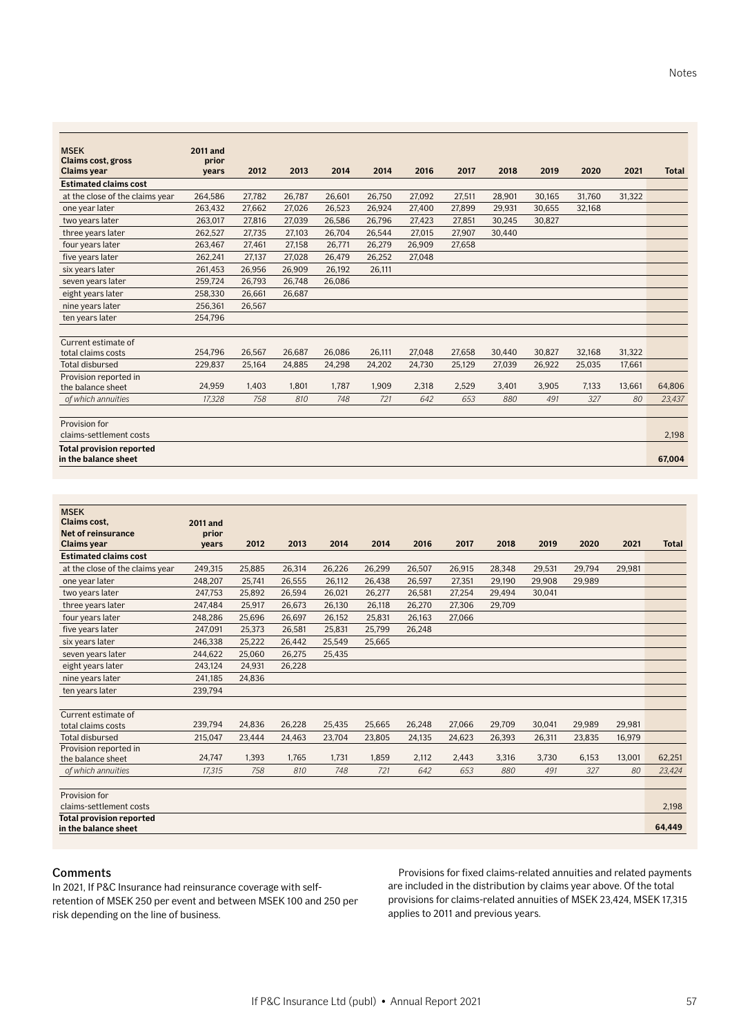| MSEK<br>Claims cost, gross<br>Claims year | 2011 and prior years | 2012 | 2013 | 2014 | 2014 | 2016 | 2017 | 2018 | 2019 | 2020 | 2021 | Total |
|---|---|---|---|---|---|---|---|---|---|---|---|---|
| **Estimated claims cost** | | | | | | | | | | | | |
| at the close of the claims year | 264,586 | 27,782 | 26,787 | 26,601 | 26,750 | 27,092 | 27,511 | 28,901 | 30,165 | 31,760 | 31,322 | |
| one year later | 263,432 | 27,662 | 27,026 | 26,523 | 26,924 | 27,400 | 27,899 | 29,931 | 30,655 | 32,168 | | |
| two years later | 263,017 | 27,816 | 27,039 | 26,586 | 26,796 | 27,423 | 27,851 | 30,245 | 30,827 | | | |
| three years later | 262,527 | 27,735 | 27,103 | 26,704 | 26,544 | 27,015 | 27,907 | 30,440 | | | | |
| four years later | 263,467 | 27,461 | 27,158 | 26,771 | 26,279 | 26,909 | 27,658 | | | | | |
| five years later | 262,241 | 27,137 | 27,028 | 26,479 | 26,252 | 27,048 | | | | | | |
| six years later | 261,453 | 26,956 | 26,909 | 26,192 | 26,111 | | | | | | | |
| seven years later | 259,724 | 26,793 | 26,748 | 26,086 | | | | | | | | |
| eight years later | 258,330 | 26,661 | 26,687 | | | | | | | | | |
| nine years later | 256,361 | 26,567 | | | | | | | | | | |
| ten years later | 254,796 | | | | | | | | | | | |
| Current estimate of total claims costs | 254,796 | 26,567 | 26,687 | 26,086 | 26,111 | 27,048 | 27,658 | 30,440 | 30,827 | 32,168 | 31,322 | |
| Total disbursed | 229,837 | 25,164 | 24,885 | 24,298 | 24,202 | 24,730 | 25,129 | 27,039 | 26,922 | 25,035 | 17,661 | |
| Provision reported in the balance sheet | 24,959 | 1,403 | 1,801 | 1,787 | 1,909 | 2,318 | 2,529 | 3,401 | 3,905 | 7,133 | 13,661 | 64,806 |
| *of which annuities* | *17,328* | *758* | *810* | *748* | *721* | *642* | *653* | *880* | *491* | *327* | *80* | *23,437* |
| Provision for claims-settlement costs | | | | | | | | | | | | 2,198 |
| **Total provision reported in the balance sheet** | | | | | | | | | | | | **67,004** |

| MSEK<br>Claims cost,<br>Net of reinsurance<br>Claims year | 2011 and prior years | 2012 | 2013 | 2014 | 2014 | 2016 | 2017 | 2018 | 2019 | 2020 | 2021 | Total |
|---|---|---|---|---|---|---|---|---|---|---|---|---|
| **Estimated claims cost** | | | | | | | | | | | | |
| at the close of the claims year | 249,315 | 25,885 | 26,314 | 26,226 | 26,299 | 26,507 | 26,915 | 28,348 | 29,531 | 29,794 | 29,981 | |
| one year later | 248,207 | 25,741 | 26,555 | 26,112 | 26,438 | 26,597 | 27,351 | 29,190 | 29,908 | 29,989 | | |
| two years later | 247,753 | 25,892 | 26,594 | 26,021 | 26,277 | 26,581 | 27,254 | 29,494 | 30,041 | | | |
| three years later | 247,484 | 25,917 | 26,673 | 26,130 | 26,118 | 26,270 | 27,306 | 29,709 | | | | |
| four years later | 248,286 | 25,696 | 26,697 | 26,152 | 25,831 | 26,163 | 27,066 | | | | | |
| five years later | 247,091 | 25,373 | 26,581 | 25,831 | 25,799 | 26,248 | | | | | | |
| six years later | 246,338 | 25,222 | 26,442 | 25,549 | 25,665 | | | | | | | |
| seven years later | 244,622 | 25,060 | 26,275 | 25,435 | | | | | | | | |
| eight years later | 243,124 | 24,931 | 26,228 | | | | | | | | | |
| nine years later | 241,185 | 24,836 | | | | | | | | | | |
| ten years later | 239,794 | | | | | | | | | | | |
| Current estimate of total claims costs | 239,794 | 24,836 | 26,228 | 25,435 | 25,665 | 26,248 | 27,066 | 29,709 | 30,041 | 29,989 | 29,981 | |
| Total disbursed | 215,047 | 23,444 | 24,463 | 23,704 | 23,805 | 24,135 | 24,623 | 26,393 | 26,311 | 23,835 | 16,979 | |
| Provision reported in the balance sheet | 24,747 | 1,393 | 1,765 | 1,731 | 1,859 | 2,112 | 2,443 | 3,316 | 3,730 | 6,153 | 13,001 | 62,251 |
| *of which annuities* | *17,315* | *758* | *810* | *748* | *721* | *642* | *653* | *880* | *491* | *327* | *80* | *23,424* |
| Provision for claims-settlement costs | | | | | | | | | | | | 2,198 |
| **Total provision reported in the balance sheet** | | | | | | | | | | | | **64,449** |

## Comments

In 2021, If P&C Insurance had reinsurance coverage with self-retention of MSEK 250 per event and between MSEK 100 and 250 per risk depending on the line of business.

Provisions for fixed claims-related annuities and related payments are included in the distribution by claims year above. Of the total provisions for claims-related annuities of MSEK 23,424, MSEK 17,315 applies to 2011 and previous years.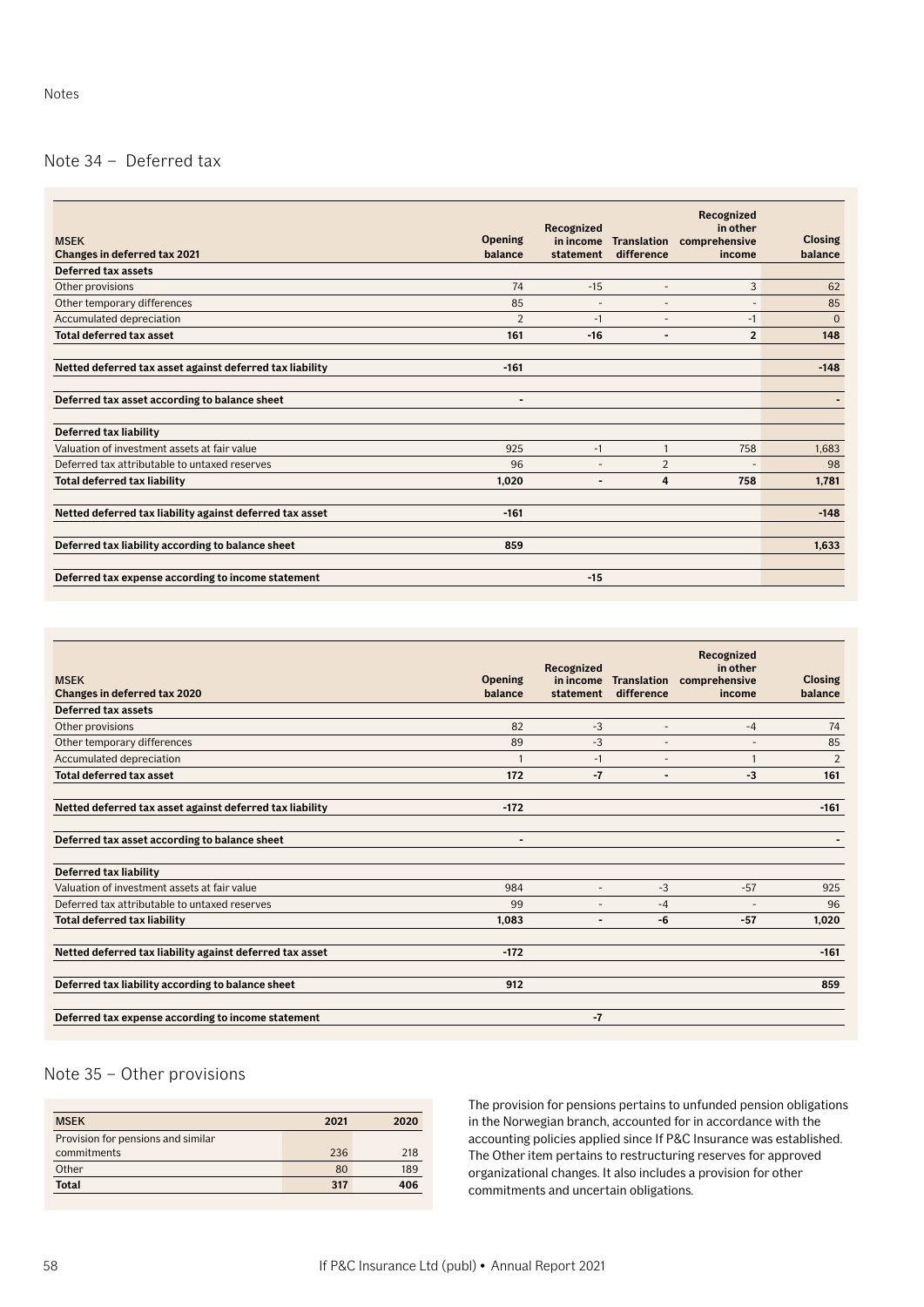Notes

## Note 34 – Deferred tax

| MSEK<br>Changes in deferred tax 2021 | Opening balance | Recognized in income statement | Translation difference | Recognized in other comprehensive income | Closing balance |
|---|---|---|---|---|---|
| **Deferred tax assets** | | | | | |
| Other provisions | 74 | -15 | - | 3 | 62 |
| Other temporary differences | 85 | - | - | - | 85 |
| Accumulated depreciation | 2 | -1 | - | -1 | 0 |
| **Total deferred tax asset** | **161** | **-16** | **-** | **2** | **148** |
| **Netted deferred tax asset against deferred tax liability** | **-161** | | | | **-148** |
| **Deferred tax asset according to balance sheet** | **-** | | | | **-** |
| **Deferred tax liability** | | | | | |
| Valuation of investment assets at fair value | 925 | -1 | 1 | 758 | 1,683 |
| Deferred tax attributable to untaxed reserves | 96 | - | 2 | - | 98 |
| **Total deferred tax liability** | **1,020** | **-** | **4** | **758** | **1,781** |
| **Netted deferred tax liability against deferred tax asset** | **-161** | | | | **-148** |
| **Deferred tax liability according to balance sheet** | **859** | | | | **1,633** |
| **Deferred tax expense according to income statement** | | **-15** | | | |

| MSEK<br>Changes in deferred tax 2020 | Opening balance | Recognized in income statement | Translation difference | Recognized in other comprehensive income | Closing balance |
|---|---|---|---|---|---|
| **Deferred tax assets** | | | | | |
| Other provisions | 82 | -3 | - | -4 | 74 |
| Other temporary differences | 89 | -3 | - | - | 85 |
| Accumulated depreciation | 1 | -1 | - | 1 | 2 |
| **Total deferred tax asset** | **172** | **-7** | **-** | **-3** | **161** |
| **Netted deferred tax asset against deferred tax liability** | **-172** | | | | **-161** |
| **Deferred tax asset according to balance sheet** | **-** | | | | **-** |
| **Deferred tax liability** | | | | | |
| Valuation of investment assets at fair value | 984 | - | -3 | -57 | 925 |
| Deferred tax attributable to untaxed reserves | 99 | - | -4 | - | 96 |
| **Total deferred tax liability** | **1,083** | **-** | **-6** | **-57** | **1,020** |
| **Netted deferred tax liability against deferred tax asset** | **-172** | | | | **-161** |
| **Deferred tax liability according to balance sheet** | **912** | | | | **859** |
| **Deferred tax expense according to income statement** | | **-7** | | | |

## Note 35 – Other provisions

| MSEK | 2021 | 2020 |
|---|---|---|
| Provision for pensions and similar commitments | 236 | 218 |
| Other | 80 | 189 |
| **Total** | **317** | **406** |

The provision for pensions pertains to unfunded pension obligations in the Norwegian branch, accounted for in accordance with the accounting policies applied since If P&C Insurance was established. The Other item pertains to restructuring reserves for approved organizational changes. It also includes a provision for other commitments and uncertain obligations.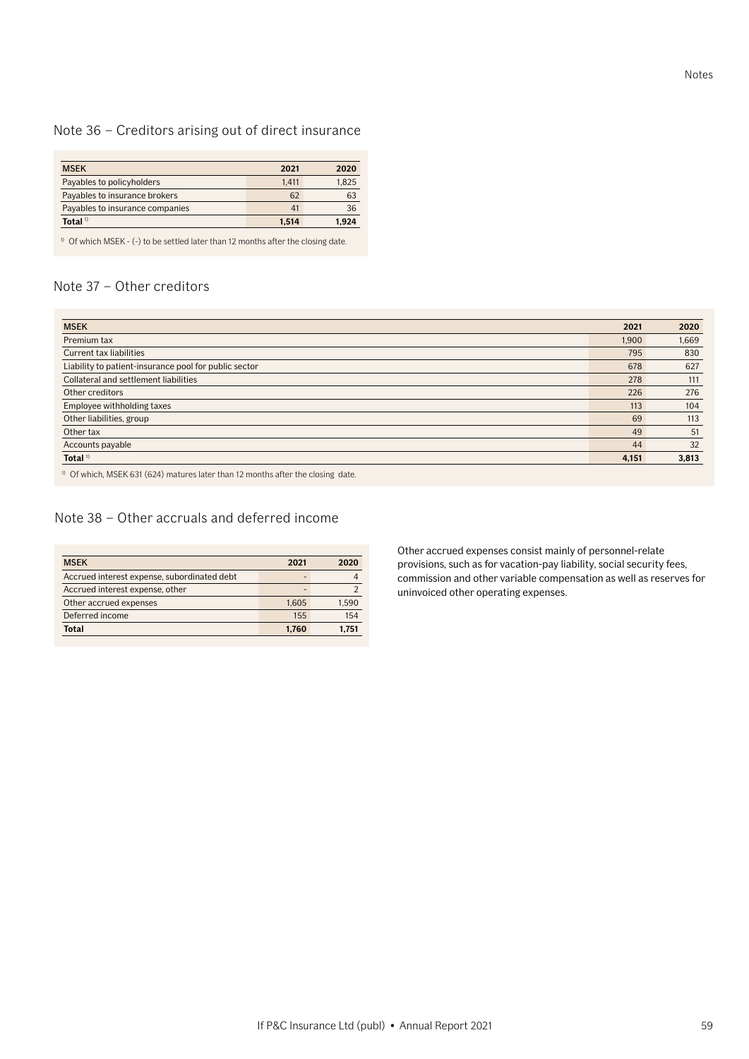## Note 36 – Creditors arising out of direct insurance

| MSEK | 2021 | 2020 |
|---|---|---|
| Payables to policyholders | 1,411 | 1,825 |
| Payables to insurance brokers | 62 | 63 |
| Payables to insurance companies | 41 | 36 |
| **Total** [1] | **1,514** | **1,924** |

[1] Of which MSEK - (-) to be settled later than 12 months after the closing date.

## Note 37 – Other creditors

| MSEK | 2021 | 2020 |
|---|---|---|
| Premium tax | 1,900 | 1,669 |
| Current tax liabilities | 795 | 830 |
| Liability to patient-insurance pool for public sector | 678 | 627 |
| Collateral and settlement liabilities | 278 | 111 |
| Other creditors | 226 | 276 |
| Employee withholding taxes | 113 | 104 |
| Other liabilities, group | 69 | 113 |
| Other tax | 49 | 51 |
| Accounts payable | 44 | 32 |
| **Total** [1] | **4,151** | **3,813** |

[1] Of which, MSEK 631 (624) matures later than 12 months after the closing date.

## Note 38 – Other accruals and deferred income

| MSEK | 2021 | 2020 |
|---|---|---|
| Accrued interest expense, subordinated debt | - | 4 |
| Accrued interest expense, other | - | 2 |
| Other accrued expenses | 1,605 | 1,590 |
| Deferred income | 155 | 154 |
| **Total** | **1,760** | **1,751** |

Other accrued expenses consist mainly of personnel-relate provisions, such as for vacation-pay liability, social security fees, commission and other variable compensation as well as reserves for uninvoiced other operating expenses.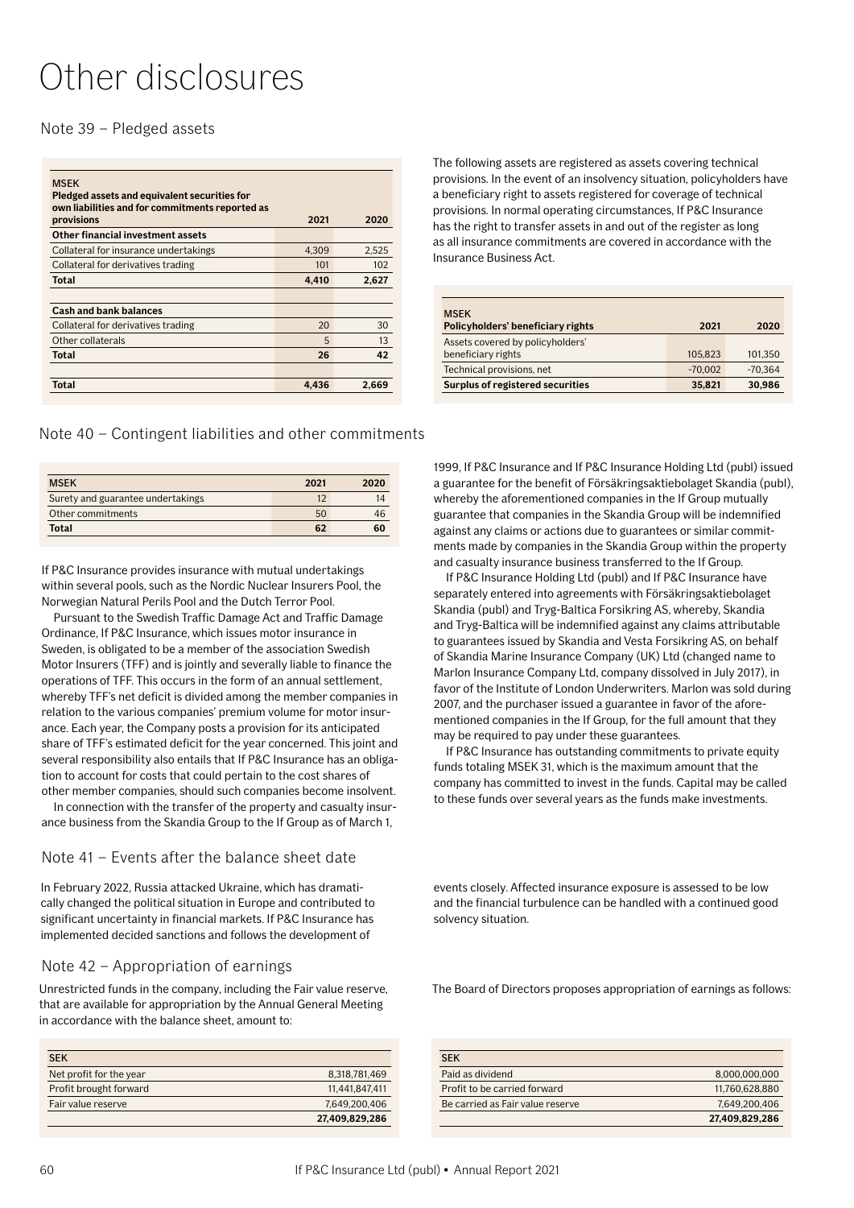# Other disclosures

## Note 39 – Pledged assets

| MSEK<br>**Pledged assets and equivalent securities for own liabilities and for commitments reported as provisions** | **2021** | **2020** |
|---|---|---|
| **Other financial investment assets** | | |
| Collateral for insurance undertakings | 4,309 | 2,525 |
| Collateral for derivatives trading | 101 | 102 |
| **Total** | **4,410** | **2,627** |
| | | |
| **Cash and bank balances** | | |
| Collateral for derivatives trading | 20 | 30 |
| Other collaterals | 5 | 13 |
| **Total** | **26** | **42** |
| | | |
| **Total** | **4,436** | **2,669** |

The following assets are registered as assets covering technical provisions. In the event of an insolvency situation, policyholders have a beneficiary right to assets registered for coverage of technical provisions. In normal operating circumstances, If P&C Insurance has the right to transfer assets in and out of the register as long as all insurance commitments are covered in accordance with the Insurance Business Act.

| MSEK<br>**Policyholders' beneficiary rights** | **2021** | **2020** |
|---|---|---|
| Assets covered by policyholders' beneficiary rights | 105,823 | 101,350 |
| Technical provisions, net | -70,002 | -70,364 |
| **Surplus of registered securities** | **35,821** | **30,986** |

## Note 40 – Contingent liabilities and other commitments

| MSEK | 2021 | 2020 |
|---|---|---|
| Surety and guarantee undertakings | 12 | 14 |
| Other commitments | 50 | 46 |
| **Total** | **62** | **60** |

If P&C Insurance provides insurance with mutual undertakings within several pools, such as the Nordic Nuclear Insurers Pool, the Norwegian Natural Perils Pool and the Dutch Terror Pool.

Pursuant to the Swedish Traffic Damage Act and Traffic Damage Ordinance, If P&C Insurance, which issues motor insurance in Sweden, is obligated to be a member of the association Swedish Motor Insurers (TFF) and is jointly and severally liable to finance the operations of TFF. This occurs in the form of an annual settlement, whereby TFF's net deficit is divided among the member companies in relation to the various companies' premium volume for motor insurance. Each year, the Company posts a provision for its anticipated share of TFF's estimated deficit for the year concerned. This joint and several responsibility also entails that If P&C Insurance has an obligation to account for costs that could pertain to the cost shares of other member companies, should such companies become insolvent.

In connection with the transfer of the property and casualty insurance business from the Skandia Group to the If Group as of March 1, 1999, If P&C Insurance and If P&C Insurance Holding Ltd (publ) issued a guarantee for the benefit of Försäkringsaktiebolaget Skandia (publ), whereby the aforementioned companies in the If Group mutually guarantee that companies in the Skandia Group will be indemnified against any claims or actions due to guarantees or similar commitments made by companies in the Skandia Group within the property and casualty insurance business transferred to the If Group.

If P&C Insurance Holding Ltd (publ) and If P&C Insurance have separately entered into agreements with Försäkringsaktiebolaget Skandia (publ) and Tryg-Baltica Forsikring AS, whereby, Skandia and Tryg-Baltica will be indemnified against any claims attributable to guarantees issued by Skandia and Vesta Forsikring AS, on behalf of Skandia Marine Insurance Company (UK) Ltd (changed name to Marlon Insurance Company Ltd, company dissolved in July 2017), in favor of the Institute of London Underwriters. Marlon was sold during 2007, and the purchaser issued a guarantee in favor of the aforementioned companies in the If Group, for the full amount that they may be required to pay under these guarantees.

If P&C Insurance has outstanding commitments to private equity funds totaling MSEK 31, which is the maximum amount that the company has committed to invest in the funds. Capital may be called to these funds over several years as the funds make investments.

## Note 41 – Events after the balance sheet date

In February 2022, Russia attacked Ukraine, which has dramatically changed the political situation in Europe and contributed to significant uncertainty in financial markets. If P&C Insurance has implemented decided sanctions and follows the development of events closely. Affected insurance exposure is assessed to be low and the financial turbulence can be handled with a continued good solvency situation.

## Note 42 – Appropriation of earnings

Unrestricted funds in the company, including the Fair value reserve, that are available for appropriation by the Annual General Meeting in accordance with the balance sheet, amount to:

| SEK | |
|---|---|
| Net profit for the year | 8,318,781,469 |
| Profit brought forward | 11,441,847,411 |
| Fair value reserve | 7,649,200,406 |
| | **27,409,829,286** |

The Board of Directors proposes appropriation of earnings as follows:

| SEK | |
|---|---|
| Paid as dividend | 8,000,000,000 |
| Profit to be carried forward | 11,760,628,880 |
| Be carried as Fair value reserve | 7,649,200,406 |
| | **27,409,829,286** |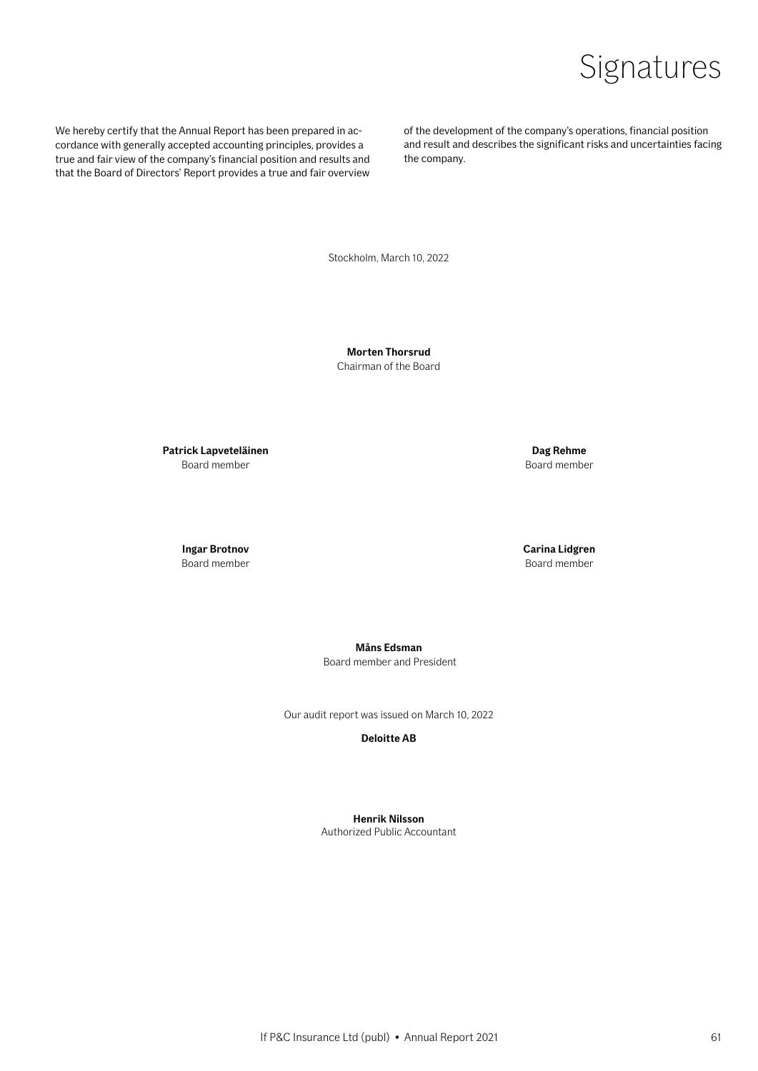# Signatures

We hereby certify that the Annual Report has been prepared in accordance with generally accepted accounting principles, provides a true and fair view of the company's financial position and results and that the Board of Directors' Report provides a true and fair overview of the development of the company's operations, financial position and result and describes the significant risks and uncertainties facing the company.

Stockholm, March 10, 2022

**Morten Thorsrud**
Chairman of the Board

**Patrick Lapveteläinen**
Board member

**Dag Rehme**
Board member

**Ingar Brotnov**
Board member

**Carina Lidgren**
Board member

**Måns Edsman**
Board member and President

Our audit report was issued on March 10, 2022

**Deloitte AB**

**Henrik Nilsson**
Authorized Public Accountant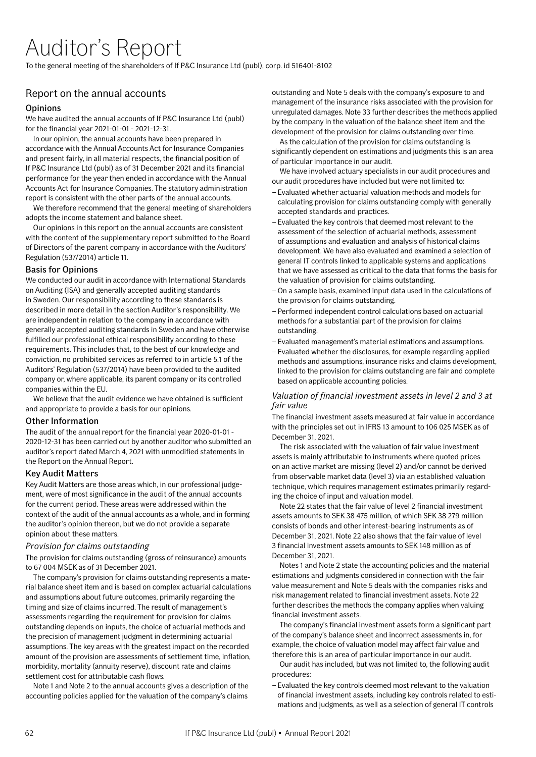# Auditor's Report

To the general meeting of the shareholders of If P&C Insurance Ltd (publ), corp. id 516401-8102

## Report on the annual accounts

### Opinions

We have audited the annual accounts of If P&C Insurance Ltd (publ) for the financial year 2021-01-01 - 2021-12-31.

In our opinion, the annual accounts have been prepared in accordance with the Annual Accounts Act for Insurance Companies and present fairly, in all material respects, the financial position of If P&C Insurance Ltd (publ) as of 31 December 2021 and its financial performance for the year then ended in accordance with the Annual Accounts Act for Insurance Companies. The statutory administration report is consistent with the other parts of the annual accounts.

We therefore recommend that the general meeting of shareholders adopts the income statement and balance sheet.

Our opinions in this report on the annual accounts are consistent with the content of the supplementary report submitted to the Board of Directors of the parent company in accordance with the Auditors' Regulation (537/2014) article 11.

### Basis for Opinions

We conducted our audit in accordance with International Standards on Auditing (ISA) and generally accepted auditing standards in Sweden. Our responsibility according to these standards is described in more detail in the section Auditor's responsibility. We are independent in relation to the company in accordance with generally accepted auditing standards in Sweden and have otherwise fulfilled our professional ethical responsibility according to these requirements. This includes that, to the best of our knowledge and conviction, no prohibited services as referred to in article 5.1 of the Auditors' Regulation (537/2014) have been provided to the audited company or, where applicable, its parent company or its controlled companies within the EU.

We believe that the audit evidence we have obtained is sufficient and appropriate to provide a basis for our opinions.

### Other Information

The audit of the annual report for the financial year 2020-01-01 - 2020-12-31 has been carried out by another auditor who submitted an auditor's report dated March 4, 2021 with unmodified statements in the Report on the Annual Report.

### Key Audit Matters

Key Audit Matters are those areas which, in our professional judgement, were of most significance in the audit of the annual accounts for the current period. These areas were addressed within the context of the audit of the annual accounts as a whole, and in forming the auditor's opinion thereon, but we do not provide a separate opinion about these matters.

#### *Provision for claims outstanding*

The provision for claims outstanding (gross of reinsurance) amounts to 67 004 MSEK as of 31 December 2021.

The company's provision for claims outstanding represents a material balance sheet item and is based on complex actuarial calculations and assumptions about future outcomes, primarily regarding the timing and size of claims incurred. The result of management's assessments regarding the requirement for provision for claims outstanding depends on inputs, the choice of actuarial methods and the precision of management judgment in determining actuarial assumptions. The key areas with the greatest impact on the recorded amount of the provision are assessments of settlement time, inflation, morbidity, mortality (annuity reserve), discount rate and claims settlement cost for attributable cash flows.

Note 1 and Note 2 to the annual accounts gives a description of the accounting policies applied for the valuation of the company's claims outstanding and Note 5 deals with the company's exposure to and management of the insurance risks associated with the provision for unregulated damages. Note 33 further describes the methods applied by the company in the valuation of the balance sheet item and the development of the provision for claims outstanding over time.

As the calculation of the provision for claims outstanding is significantly dependent on estimations and judgments this is an area of particular importance in our audit.

We have involved actuary specialists in our audit procedures and our audit procedures have included but were not limited to:

- Evaluated whether actuarial valuation methods and models for calculating provision for claims outstanding comply with generally accepted standards and practices.
- Evaluated the key controls that deemed most relevant to the assessment of the selection of actuarial methods, assessment of assumptions and evaluation and analysis of historical claims development. We have also evaluated and examined a selection of general IT controls linked to applicable systems and applications that we have assessed as critical to the data that forms the basis for the valuation of provision for claims outstanding.
- On a sample basis, examined input data used in the calculations of the provision for claims outstanding.
- Performed independent control calculations based on actuarial methods for a substantial part of the provision for claims outstanding.
- Evaluated management's material estimations and assumptions.
- Evaluated whether the disclosures, for example regarding applied methods and assumptions, insurance risks and claims development, linked to the provision for claims outstanding are fair and complete based on applicable accounting policies.

#### *Valuation of financial investment assets in level 2 and 3 at fair value*

The financial investment assets measured at fair value in accordance with the principles set out in IFRS 13 amount to 106 025 MSEK as of December 31, 2021.

The risk associated with the valuation of fair value investment assets is mainly attributable to instruments where quoted prices on an active market are missing (level 2) and/or cannot be derived from observable market data (level 3) via an established valuation technique, which requires management estimates primarily regarding the choice of input and valuation model.

Note 22 states that the fair value of level 2 financial investment assets amounts to SEK 38 475 million, of which SEK 38 279 million consists of bonds and other interest-bearing instruments as of December 31, 2021. Note 22 also shows that the fair value of level 3 financial investment assets amounts to SEK 148 million as of December 31, 2021.

Notes 1 and Note 2 state the accounting policies and the material estimations and judgments considered in connection with the fair value measurement and Note 5 deals with the companies risks and risk management related to financial investment assets. Note 22 further describes the methods the company applies when valuing financial investment assets.

The company's financial investment assets form a significant part of the company's balance sheet and incorrect assessments in, for example, the choice of valuation model may affect fair value and therefore this is an area of particular importance in our audit.

Our audit has included, but was not limited to, the following audit procedures:

- Evaluated the key controls deemed most relevant to the valuation of financial investment assets, including key controls related to estimations and judgments, as well as a selection of general IT controls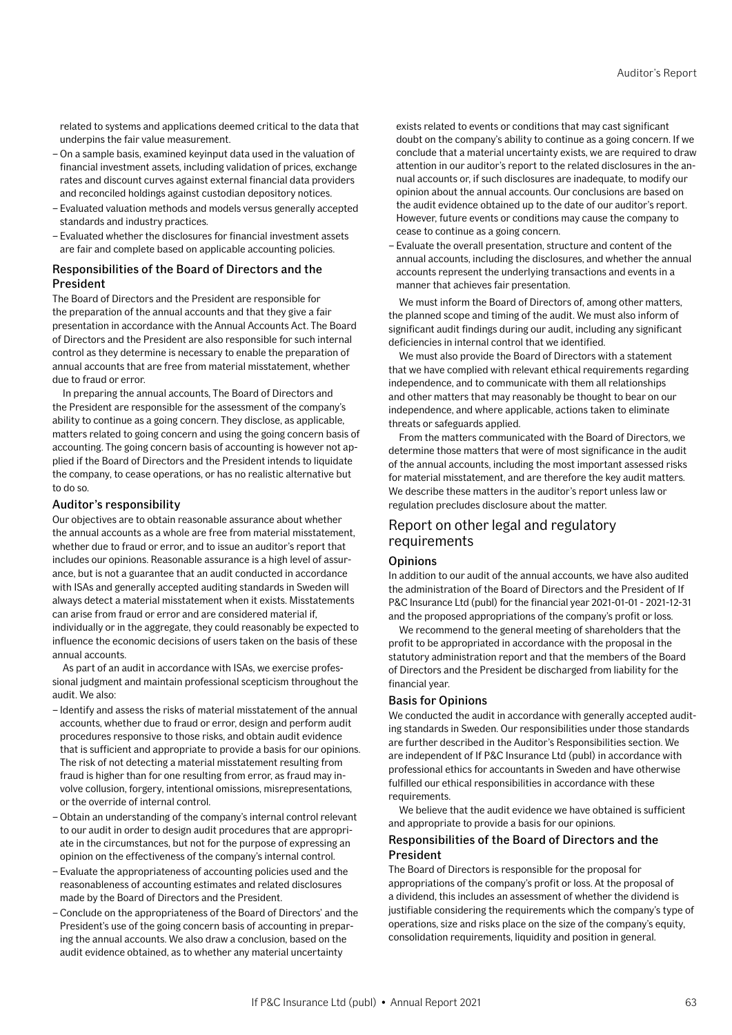related to systems and applications deemed critical to the data that underpins the fair value measurement.

- On a sample basis, examined keyinput data used in the valuation of financial investment assets, including validation of prices, exchange rates and discount curves against external financial data providers and reconciled holdings against custodian depository notices.
- Evaluated valuation methods and models versus generally accepted standards and industry practices.
- Evaluated whether the disclosures for financial investment assets are fair and complete based on applicable accounting policies.

### Responsibilities of the Board of Directors and the President

The Board of Directors and the President are responsible for the preparation of the annual accounts and that they give a fair presentation in accordance with the Annual Accounts Act. The Board of Directors and the President are also responsible for such internal control as they determine is necessary to enable the preparation of annual accounts that are free from material misstatement, whether due to fraud or error.

In preparing the annual accounts, The Board of Directors and the President are responsible for the assessment of the company's ability to continue as a going concern. They disclose, as applicable, matters related to going concern and using the going concern basis of accounting. The going concern basis of accounting is however not applied if the Board of Directors and the President intends to liquidate the company, to cease operations, or has no realistic alternative but to do so.

### Auditor's responsibility

Our objectives are to obtain reasonable assurance about whether the annual accounts as a whole are free from material misstatement, whether due to fraud or error, and to issue an auditor's report that includes our opinions. Reasonable assurance is a high level of assurance, but is not a guarantee that an audit conducted in accordance with ISAs and generally accepted auditing standards in Sweden will always detect a material misstatement when it exists. Misstatements can arise from fraud or error and are considered material if, individually or in the aggregate, they could reasonably be expected to influence the economic decisions of users taken on the basis of these annual accounts.

As part of an audit in accordance with ISAs, we exercise professional judgment and maintain professional scepticism throughout the audit. We also:

- Identify and assess the risks of material misstatement of the annual accounts, whether due to fraud or error, design and perform audit procedures responsive to those risks, and obtain audit evidence that is sufficient and appropriate to provide a basis for our opinions. The risk of not detecting a material misstatement resulting from fraud is higher than for one resulting from error, as fraud may involve collusion, forgery, intentional omissions, misrepresentations, or the override of internal control.
- Obtain an understanding of the company's internal control relevant to our audit in order to design audit procedures that are appropriate in the circumstances, but not for the purpose of expressing an opinion on the effectiveness of the company's internal control.
- Evaluate the appropriateness of accounting policies used and the reasonableness of accounting estimates and related disclosures made by the Board of Directors and the President.
- Conclude on the appropriateness of the Board of Directors' and the President's use of the going concern basis of accounting in preparing the annual accounts. We also draw a conclusion, based on the audit evidence obtained, as to whether any material uncertainty exists related to events or conditions that may cast significant doubt on the company's ability to continue as a going concern. If we conclude that a material uncertainty exists, we are required to draw attention in our auditor's report to the related disclosures in the annual accounts or, if such disclosures are inadequate, to modify our opinion about the annual accounts. Our conclusions are based on the audit evidence obtained up to the date of our auditor's report. However, future events or conditions may cause the company to cease to continue as a going concern.
- Evaluate the overall presentation, structure and content of the annual accounts, including the disclosures, and whether the annual accounts represent the underlying transactions and events in a manner that achieves fair presentation.

We must inform the Board of Directors of, among other matters, the planned scope and timing of the audit. We must also inform of significant audit findings during our audit, including any significant deficiencies in internal control that we identified.

We must also provide the Board of Directors with a statement that we have complied with relevant ethical requirements regarding independence, and to communicate with them all relationships and other matters that may reasonably be thought to bear on our independence, and where applicable, actions taken to eliminate threats or safeguards applied.

From the matters communicated with the Board of Directors, we determine those matters that were of most significance in the audit of the annual accounts, including the most important assessed risks for material misstatement, and are therefore the key audit matters. We describe these matters in the auditor's report unless law or regulation precludes disclosure about the matter.

## Report on other legal and regulatory requirements

### Opinions

In addition to our audit of the annual accounts, we have also audited the administration of the Board of Directors and the President of If P&C Insurance Ltd (publ) for the financial year 2021-01-01 - 2021-12-31 and the proposed appropriations of the company's profit or loss.

We recommend to the general meeting of shareholders that the profit to be appropriated in accordance with the proposal in the statutory administration report and that the members of the Board of Directors and the President be discharged from liability for the financial year.

### Basis for Opinions

We conducted the audit in accordance with generally accepted auditing standards in Sweden. Our responsibilities under those standards are further described in the Auditor's Responsibilities section. We are independent of If P&C Insurance Ltd (publ) in accordance with professional ethics for accountants in Sweden and have otherwise fulfilled our ethical responsibilities in accordance with these requirements.

We believe that the audit evidence we have obtained is sufficient and appropriate to provide a basis for our opinions.

### Responsibilities of the Board of Directors and the President

The Board of Directors is responsible for the proposal for appropriations of the company's profit or loss. At the proposal of a dividend, this includes an assessment of whether the dividend is justifiable considering the requirements which the company's type of operations, size and risks place on the size of the company's equity, consolidation requirements, liquidity and position in general.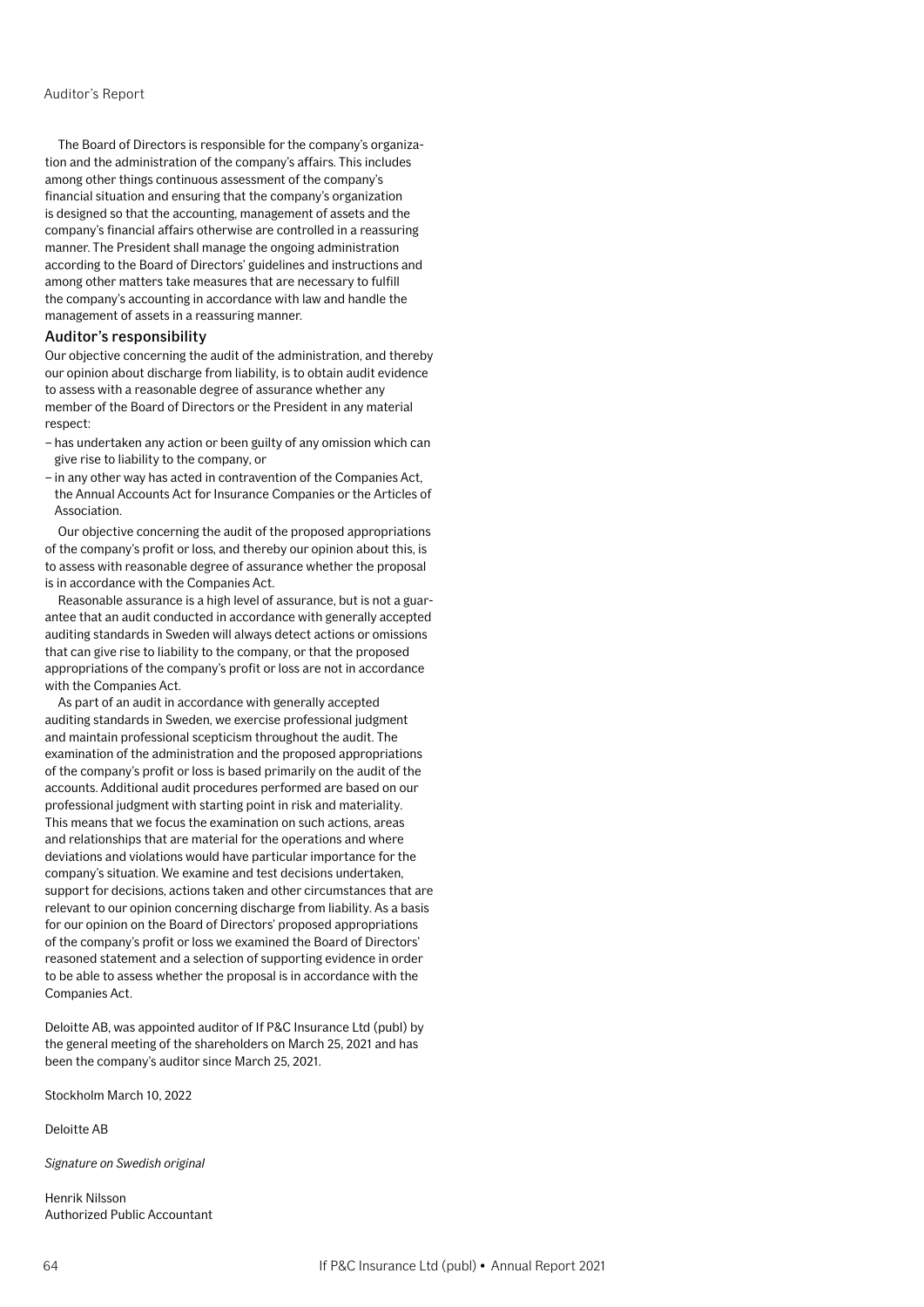The Board of Directors is responsible for the company's organization and the administration of the company's affairs. This includes among other things continuous assessment of the company's financial situation and ensuring that the company's organization is designed so that the accounting, management of assets and the company's financial affairs otherwise are controlled in a reassuring manner. The President shall manage the ongoing administration according to the Board of Directors' guidelines and instructions and among other matters take measures that are necessary to fulfill the company's accounting in accordance with law and handle the management of assets in a reassuring manner.

### Auditor's responsibility

Our objective concerning the audit of the administration, and thereby our opinion about discharge from liability, is to obtain audit evidence to assess with a reasonable degree of assurance whether any member of the Board of Directors or the President in any material respect:

- has undertaken any action or been guilty of any omission which can give rise to liability to the company, or
- in any other way has acted in contravention of the Companies Act, the Annual Accounts Act for Insurance Companies or the Articles of Association.

Our objective concerning the audit of the proposed appropriations of the company's profit or loss, and thereby our opinion about this, is to assess with reasonable degree of assurance whether the proposal is in accordance with the Companies Act.

Reasonable assurance is a high level of assurance, but is not a guarantee that an audit conducted in accordance with generally accepted auditing standards in Sweden will always detect actions or omissions that can give rise to liability to the company, or that the proposed appropriations of the company's profit or loss are not in accordance with the Companies Act.

As part of an audit in accordance with generally accepted auditing standards in Sweden, we exercise professional judgment and maintain professional scepticism throughout the audit. The examination of the administration and the proposed appropriations of the company's profit or loss is based primarily on the audit of the accounts. Additional audit procedures performed are based on our professional judgment with starting point in risk and materiality. This means that we focus the examination on such actions, areas and relationships that are material for the operations and where deviations and violations would have particular importance for the company's situation. We examine and test decisions undertaken, support for decisions, actions taken and other circumstances that are relevant to our opinion concerning discharge from liability. As a basis for our opinion on the Board of Directors' proposed appropriations of the company's profit or loss we examined the Board of Directors' reasoned statement and a selection of supporting evidence in order to be able to assess whether the proposal is in accordance with the Companies Act.

Deloitte AB, was appointed auditor of If P&C Insurance Ltd (publ) by the general meeting of the shareholders on March 25, 2021 and has been the company's auditor since March 25, 2021.

Stockholm March 10, 2022

Deloitte AB

*Signature on Swedish original*

Henrik Nilsson
Authorized Public Accountant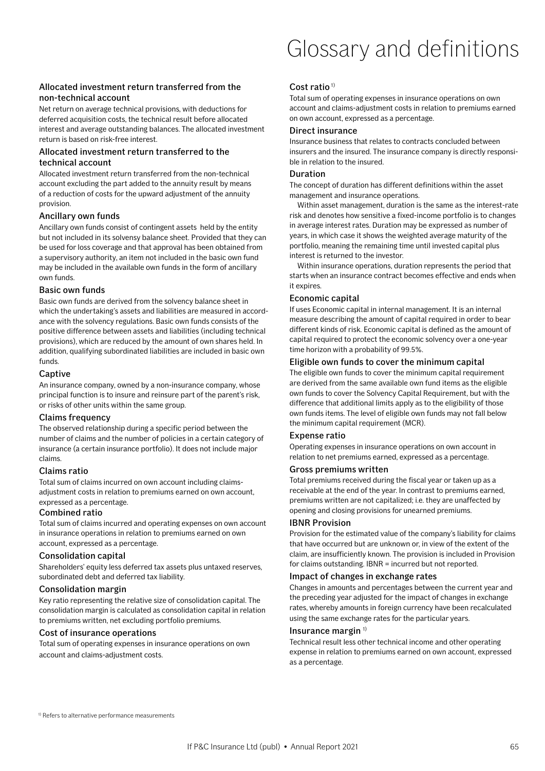# Glossary and definitions

### Allocated investment return transferred from the non-technical account

Net return on average technical provisions, with deductions for deferred acquisition costs, the technical result before allocated interest and average outstanding balances. The allocated investment return is based on risk-free interest.

### Allocated investment return transferred to the technical account

Allocated investment return transferred from the non-technical account excluding the part added to the annuity result by means of a reduction of costs for the upward adjustment of the annuity provision.

### Ancillary own funds

Ancillary own funds consist of contingent assets held by the entity but not included in its solvensy balance sheet. Provided that they can be used for loss coverage and that approval has been obtained from a supervisory authority, an item not included in the basic own fund may be included in the available own funds in the form of ancillary own funds.

### Basic own funds

Basic own funds are derived from the solvency balance sheet in which the undertaking's assets and liabilities are measured in accordance with the solvency regulations. Basic own funds consists of the positive difference between assets and liabilities (including technical provisions), which are reduced by the amount of own shares held. In addition, qualifying subordinated liabilities are included in basic own funds.

### Captive

An insurance company, owned by a non-insurance company, whose principal function is to insure and reinsure part of the parent's risk, or risks of other units within the same group.

### Claims frequency

The observed relationship during a specific period between the number of claims and the number of policies in a certain category of insurance (a certain insurance portfolio). It does not include major claims.

### Claims ratio

Total sum of claims incurred on own account including claims-adjustment costs in relation to premiums earned on own account, expressed as a percentage.

### Combined ratio

Total sum of claims incurred and operating expenses on own account in insurance operations in relation to premiums earned on own account, expressed as a percentage.

### Consolidation capital

Shareholders' equity less deferred tax assets plus untaxed reserves, subordinated debt and deferred tax liability.

### Consolidation margin

Key ratio representing the relative size of consolidation capital. The consolidation margin is calculated as consolidation capital in relation to premiums written, net excluding portfolio premiums.

### Cost of insurance operations

Total sum of operating expenses in insurance operations on own account and claims-adjustment costs.

### Cost ratio [1]

Total sum of operating expenses in insurance operations on own account and claims-adjustment costs in relation to premiums earned on own account, expressed as a percentage.

### Direct insurance

Insurance business that relates to contracts concluded between insurers and the insured. The insurance company is directly responsible in relation to the insured.

### Duration

The concept of duration has different definitions within the asset management and insurance operations.

Within asset management, duration is the same as the interest-rate risk and denotes how sensitive a fixed-income portfolio is to changes in average interest rates. Duration may be expressed as number of years, in which case it shows the weighted average maturity of the portfolio, meaning the remaining time until invested capital plus interest is returned to the investor.

Within insurance operations, duration represents the period that starts when an insurance contract becomes effective and ends when it expires.

### Economic capital

If uses Economic capital in internal management. It is an internal measure describing the amount of capital required in order to bear different kinds of risk. Economic capital is defined as the amount of capital required to protect the economic solvency over a one-year time horizon with a probability of 99.5%.

### Eligible own funds to cover the minimum capital

The eligible own funds to cover the minimum capital requirement are derived from the same available own fund items as the eligible own funds to cover the Solvency Capital Requirement, but with the difference that additional limits apply as to the eligibility of those own funds items. The level of eligible own funds may not fall below the minimum capital requirement (MCR).

### Expense ratio

Operating expenses in insurance operations on own account in relation to net premiums earned, expressed as a percentage.

### Gross premiums written

Total premiums received during the fiscal year or taken up as a receivable at the end of the year. In contrast to premiums earned, premiums written are not capitalized; i.e. they are unaffected by opening and closing provisions for unearned premiums.

### IBNR Provision

Provision for the estimated value of the company's liability for claims that have occurred but are unknown or, in view of the extent of the claim, are insufficiently known. The provision is included in Provision for claims outstanding. IBNR = incurred but not reported.

### Impact of changes in exchange rates

Changes in amounts and percentages between the current year and the preceding year adjusted for the impact of changes in exchange rates, whereby amounts in foreign currency have been recalculated using the same exchange rates for the particular years.

### Insurance margin [1]

Technical result less other technical income and other operating expense in relation to premiums earned on own account, expressed as a percentage.

[1] Refers to alternative performance measurements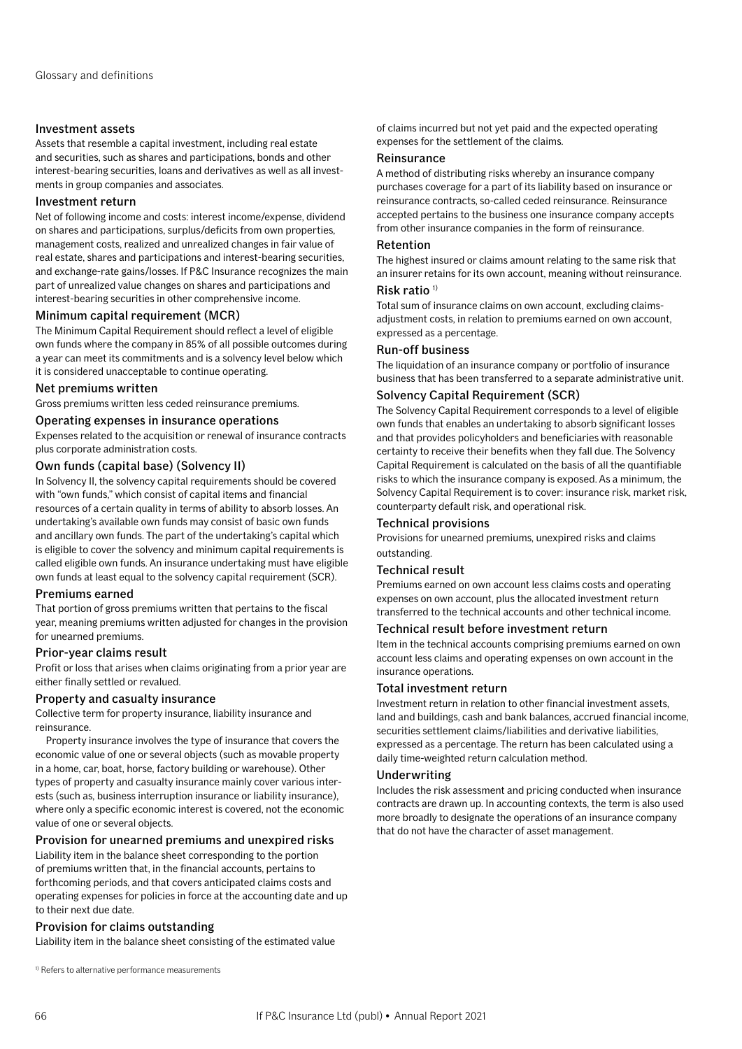## Investment assets

Assets that resemble a capital investment, including real estate and securities, such as shares and participations, bonds and other interest-bearing securities, loans and derivatives as well as all investments in group companies and associates.

## Investment return

Net of following income and costs: interest income/expense, dividend on shares and participations, surplus/deficits from own properties, management costs, realized and unrealized changes in fair value of real estate, shares and participations and interest-bearing securities, and exchange-rate gains/losses. If P&C Insurance recognizes the main part of unrealized value changes on shares and participations and interest-bearing securities in other comprehensive income.

## Minimum capital requirement (MCR)

The Minimum Capital Requirement should reflect a level of eligible own funds where the company in 85% of all possible outcomes during a year can meet its commitments and is a solvency level below which it is considered unacceptable to continue operating.

## Net premiums written

Gross premiums written less ceded reinsurance premiums.

## Operating expenses in insurance operations

Expenses related to the acquisition or renewal of insurance contracts plus corporate administration costs.

## Own funds (capital base) (Solvency II)

In Solvency II, the solvency capital requirements should be covered with "own funds," which consist of capital items and financial resources of a certain quality in terms of ability to absorb losses. An undertaking's available own funds may consist of basic own funds and ancillary own funds. The part of the undertaking's capital which is eligible to cover the solvency and minimum capital requirements is called eligible own funds. An insurance undertaking must have eligible own funds at least equal to the solvency capital requirement (SCR).

## Premiums earned

That portion of gross premiums written that pertains to the fiscal year, meaning premiums written adjusted for changes in the provision for unearned premiums.

## Prior-year claims result

Profit or loss that arises when claims originating from a prior year are either finally settled or revalued.

## Property and casualty insurance

Collective term for property insurance, liability insurance and reinsurance.

Property insurance involves the type of insurance that covers the economic value of one or several objects (such as movable property in a home, car, boat, horse, factory building or warehouse). Other types of property and casualty insurance mainly cover various interests (such as, business interruption insurance or liability insurance), where only a specific economic interest is covered, not the economic value of one or several objects.

## Provision for unearned premiums and unexpired risks

Liability item in the balance sheet corresponding to the portion of premiums written that, in the financial accounts, pertains to forthcoming periods, and that covers anticipated claims costs and operating expenses for policies in force at the accounting date and up to their next due date.

## Provision for claims outstanding

Liability item in the balance sheet consisting of the estimated value of claims incurred but not yet paid and the expected operating expenses for the settlement of the claims.

## Reinsurance

A method of distributing risks whereby an insurance company purchases coverage for a part of its liability based on insurance or reinsurance contracts, so-called ceded reinsurance. Reinsurance accepted pertains to the business one insurance company accepts from other insurance companies in the form of reinsurance.

## Retention

The highest insured or claims amount relating to the same risk that an insurer retains for its own account, meaning without reinsurance.

## Risk ratio [1)]

Total sum of insurance claims on own account, excluding claims-adjustment costs, in relation to premiums earned on own account, expressed as a percentage.

## Run-off business

The liquidation of an insurance company or portfolio of insurance business that has been transferred to a separate administrative unit.

## Solvency Capital Requirement (SCR)

The Solvency Capital Requirement corresponds to a level of eligible own funds that enables an undertaking to absorb significant losses and that provides policyholders and beneficiaries with reasonable certainty to receive their benefits when they fall due. The Solvency Capital Requirement is calculated on the basis of all the quantifiable risks to which the insurance company is exposed. As a minimum, the Solvency Capital Requirement is to cover: insurance risk, market risk, counterparty default risk, and operational risk.

## Technical provisions

Provisions for unearned premiums, unexpired risks and claims outstanding.

## Technical result

Premiums earned on own account less claims costs and operating expenses on own account, plus the allocated investment return transferred to the technical accounts and other technical income.

## Technical result before investment return

Item in the technical accounts comprising premiums earned on own account less claims and operating expenses on own account in the insurance operations.

## Total investment return

Investment return in relation to other financial investment assets, land and buildings, cash and bank balances, accrued financial income, securities settlement claims/liabilities and derivative liabilities, expressed as a percentage. The return has been calculated using a daily time-weighted return calculation method.

## Underwriting

Includes the risk assessment and pricing conducted when insurance contracts are drawn up. In accounting contexts, the term is also used more broadly to designate the operations of an insurance company that do not have the character of asset management.

[1)] Refers to alternative performance measurements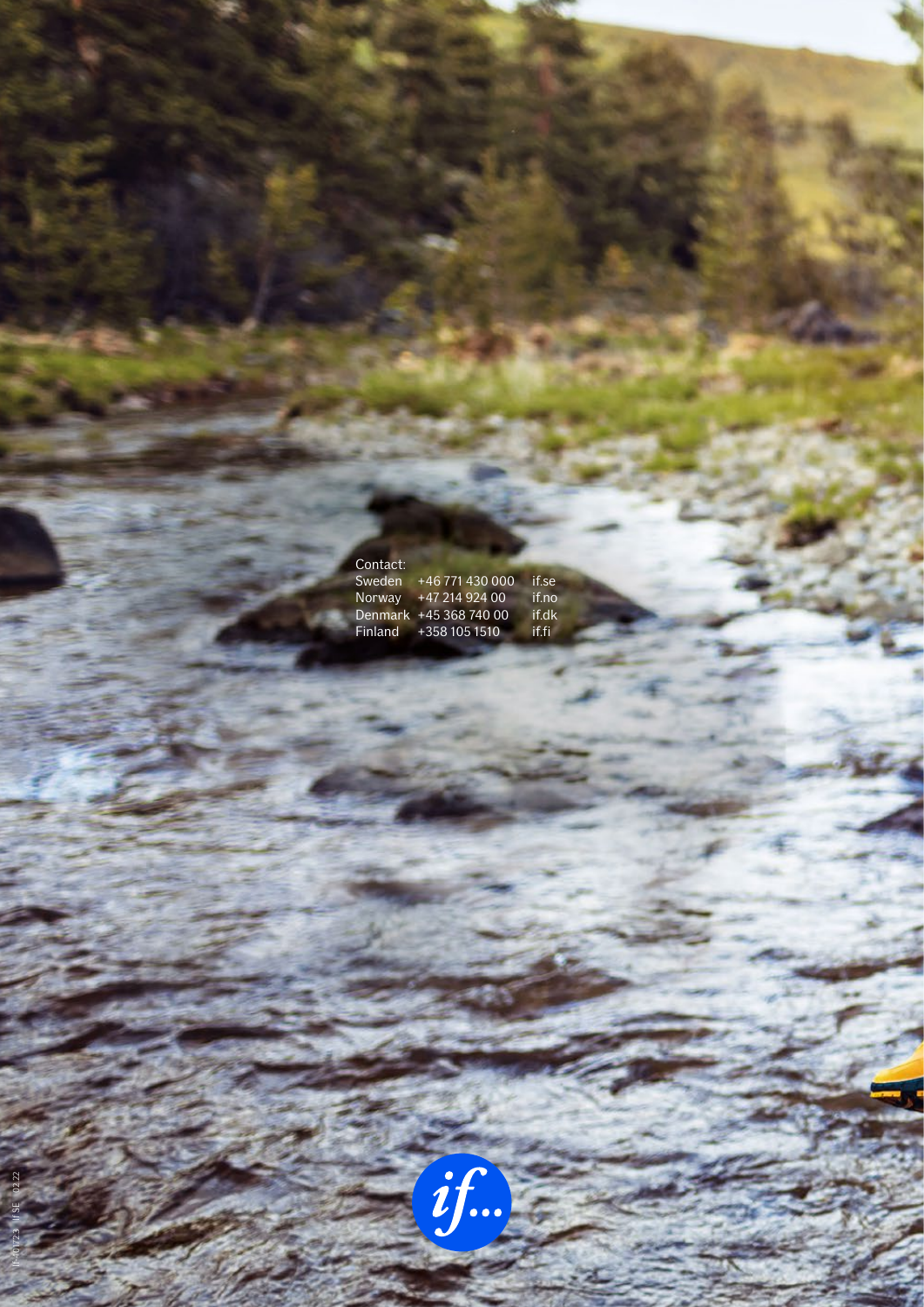Contact:

| | | |
|---|---|---|
| Sweden | +46 771 430 000 | if.se |
| Norway | +47 214 924 00 | if.no |
| Denmark | +45 368 740 00 | if.dk |
| Finland | +358 105 1510 | if.fi |

If-40123 | SE 02.22